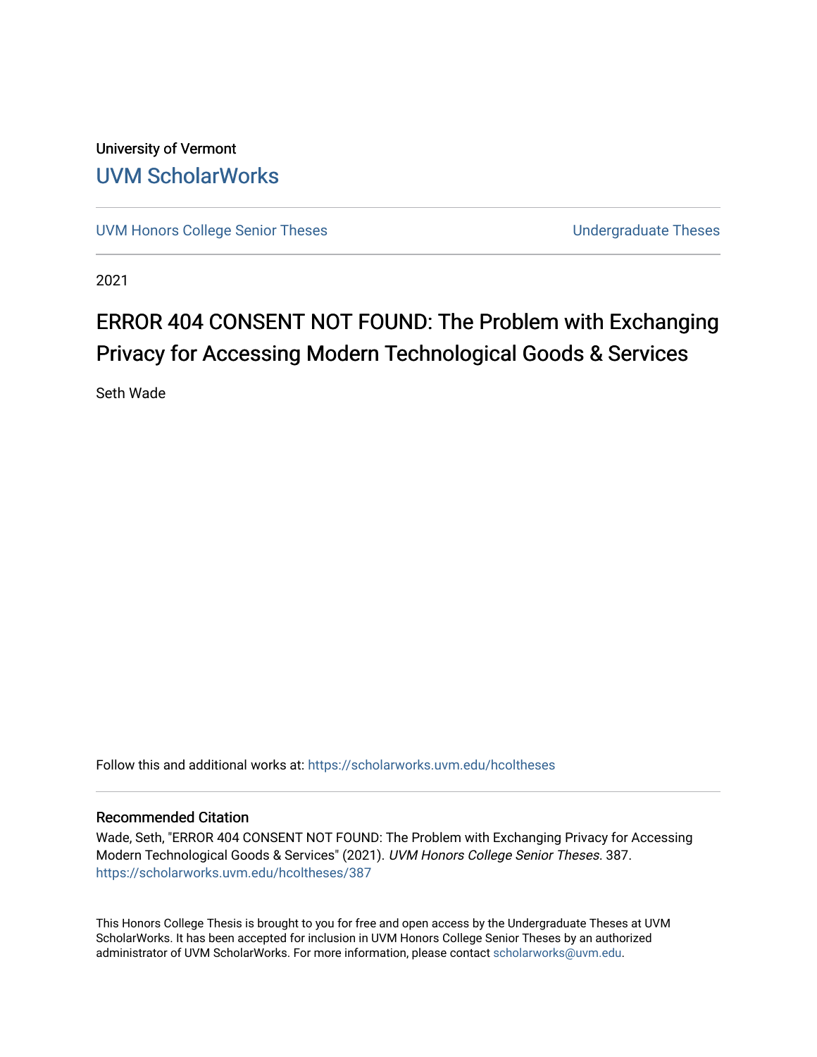University of Vermont

# UVM ScholarWorks

UVM Honors College Senior Theses | Undergraduate Theses

2021

# ERROR 404 CONSENT NOT FOUND: The Problem with Exchanging Privacy for Accessing Modern Technological Goods & Services

Seth Wade

Follow this and additional works at: https://scholarworks.uvm.edu/hcoltheses

## Recommended Citation

Wade, Seth, "ERROR 404 CONSENT NOT FOUND: The Problem with Exchanging Privacy for Accessing Modern Technological Goods & Services" (2021). *UVM Honors College Senior Theses*. 387.
https://scholarworks.uvm.edu/hcoltheses/387

This Honors College Thesis is brought to you for free and open access by the Undergraduate Theses at UVM ScholarWorks. It has been accepted for inclusion in UVM Honors College Senior Theses by an authorized administrator of UVM ScholarWorks. For more information, please contact scholarworks@uvm.edu.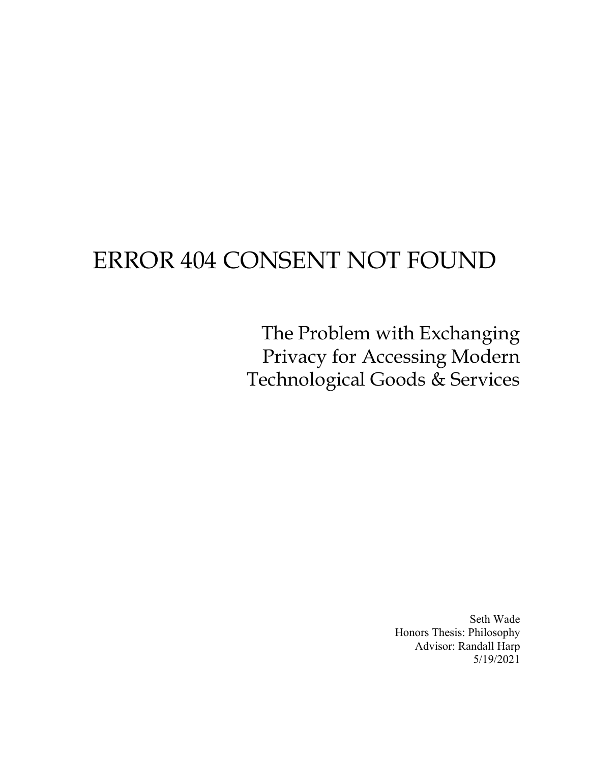# ERROR 404 CONSENT NOT FOUND

## The Problem with Exchanging Privacy for Accessing Modern Technological Goods & Services

Seth Wade
Honors Thesis: Philosophy
Advisor: Randall Harp
5/19/2021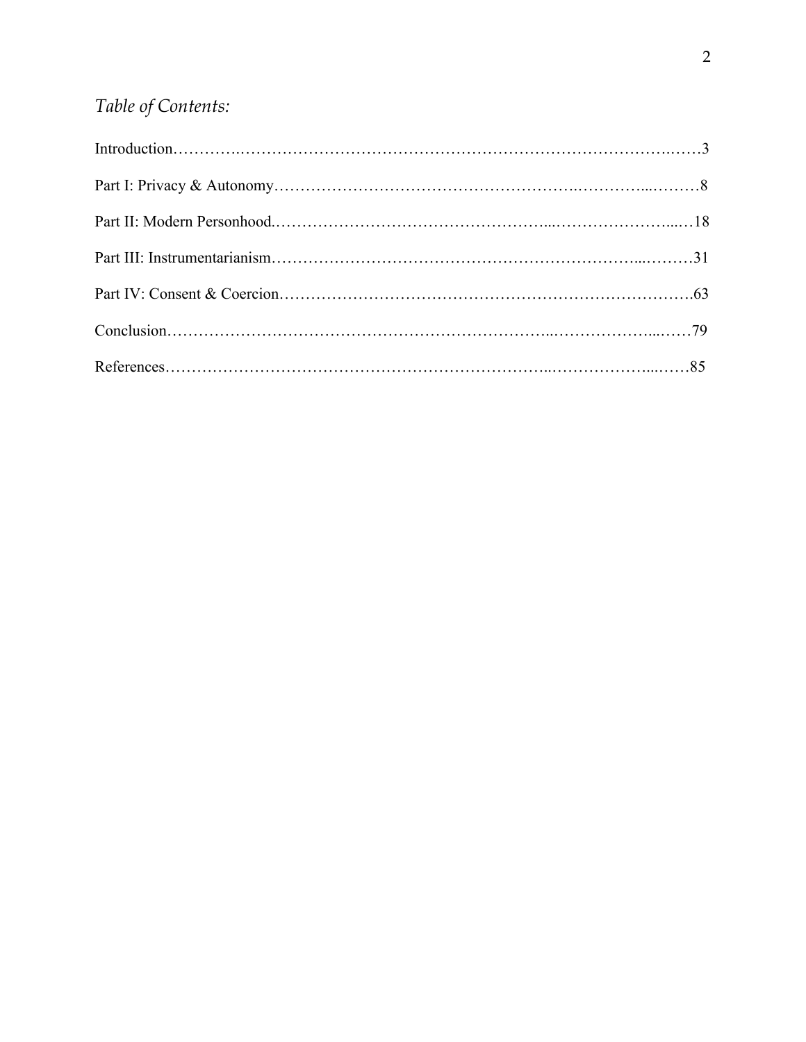*Table of Contents:*

Introduction………….……………………………………………………………….……3

Part I: Privacy & Autonomy……………………………………………….………...………8

Part II: Modern Personhood.…………………………………………...……………….....…18

Part III: Instrumentarianism…………………………………………………………...………31

Part IV: Consent & Coercion……………………………………………………….………….63

Conclusion………………………………………………………………..………………...……79

References…………………………….…………………………….…..………………...……85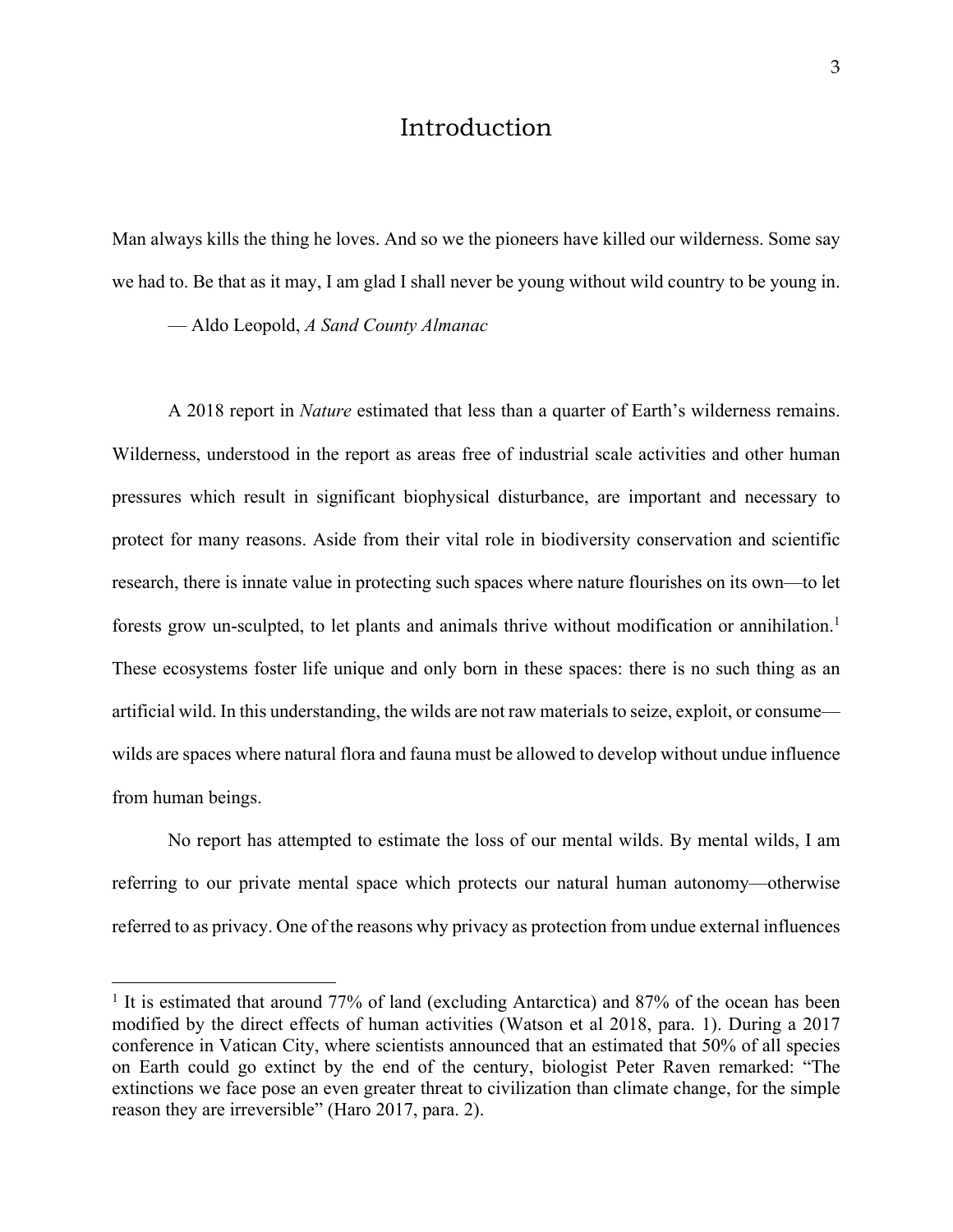# Introduction

Man always kills the thing he loves. And so we the pioneers have killed our wilderness. Some say we had to. Be that as it may, I am glad I shall never be young without wild country to be young in.

— Aldo Leopold, *A Sand County Almanac*

A 2018 report in *Nature* estimated that less than a quarter of Earth's wilderness remains. Wilderness, understood in the report as areas free of industrial scale activities and other human pressures which result in significant biophysical disturbance, are important and necessary to protect for many reasons. Aside from their vital role in biodiversity conservation and scientific research, there is innate value in protecting such spaces where nature flourishes on its own—to let forests grow un-sculpted, to let plants and animals thrive without modification or annihilation.[1] These ecosystems foster life unique and only born in these spaces: there is no such thing as an artificial wild. In this understanding, the wilds are not raw materials to seize, exploit, or consume—wilds are spaces where natural flora and fauna must be allowed to develop without undue influence from human beings.

No report has attempted to estimate the loss of our mental wilds. By mental wilds, I am referring to our private mental space which protects our natural human autonomy—otherwise referred to as privacy. One of the reasons why privacy as protection from undue external influences

[1] It is estimated that around 77% of land (excluding Antarctica) and 87% of the ocean has been modified by the direct effects of human activities (Watson et al 2018, para. 1). During a 2017 conference in Vatican City, where scientists announced that an estimated that 50% of all species on Earth could go extinct by the end of the century, biologist Peter Raven remarked: "The extinctions we face pose an even greater threat to civilization than climate change, for the simple reason they are irreversible" (Haro 2017, para. 2).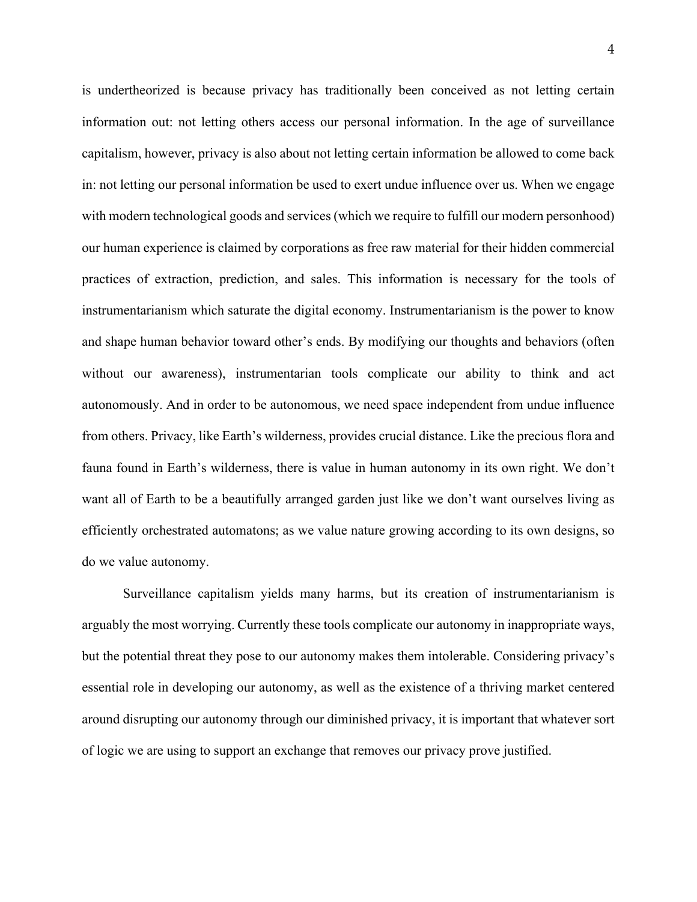is undertheorized is because privacy has traditionally been conceived as not letting certain information out: not letting others access our personal information. In the age of surveillance capitalism, however, privacy is also about not letting certain information be allowed to come back in: not letting our personal information be used to exert undue influence over us. When we engage with modern technological goods and services (which we require to fulfill our modern personhood) our human experience is claimed by corporations as free raw material for their hidden commercial practices of extraction, prediction, and sales. This information is necessary for the tools of instrumentarianism which saturate the digital economy. Instrumentarianism is the power to know and shape human behavior toward other's ends. By modifying our thoughts and behaviors (often without our awareness), instrumentarian tools complicate our ability to think and act autonomously. And in order to be autonomous, we need space independent from undue influence from others. Privacy, like Earth's wilderness, provides crucial distance. Like the precious flora and fauna found in Earth's wilderness, there is value in human autonomy in its own right. We don't want all of Earth to be a beautifully arranged garden just like we don't want ourselves living as efficiently orchestrated automatons; as we value nature growing according to its own designs, so do we value autonomy.

Surveillance capitalism yields many harms, but its creation of instrumentarianism is arguably the most worrying. Currently these tools complicate our autonomy in inappropriate ways, but the potential threat they pose to our autonomy makes them intolerable. Considering privacy's essential role in developing our autonomy, as well as the existence of a thriving market centered around disrupting our autonomy through our diminished privacy, it is important that whatever sort of logic we are using to support an exchange that removes our privacy prove justified.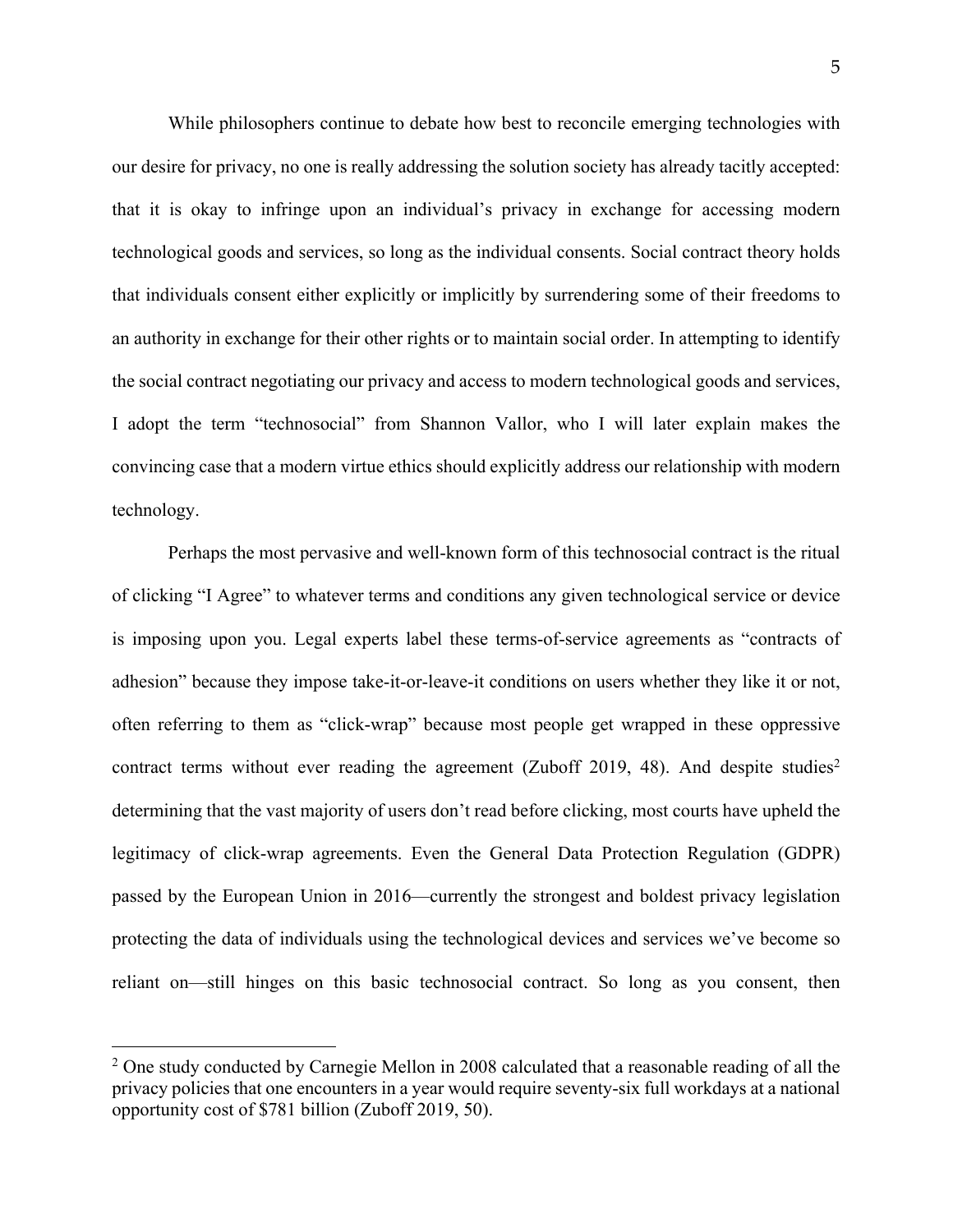While philosophers continue to debate how best to reconcile emerging technologies with our desire for privacy, no one is really addressing the solution society has already tacitly accepted: that it is okay to infringe upon an individual's privacy in exchange for accessing modern technological goods and services, so long as the individual consents. Social contract theory holds that individuals consent either explicitly or implicitly by surrendering some of their freedoms to an authority in exchange for their other rights or to maintain social order. In attempting to identify the social contract negotiating our privacy and access to modern technological goods and services, I adopt the term "technosocial" from Shannon Vallor, who I will later explain makes the convincing case that a modern virtue ethics should explicitly address our relationship with modern technology.

Perhaps the most pervasive and well-known form of this technosocial contract is the ritual of clicking "I Agree" to whatever terms and conditions any given technological service or device is imposing upon you. Legal experts label these terms-of-service agreements as "contracts of adhesion" because they impose take-it-or-leave-it conditions on users whether they like it or not, often referring to them as "click-wrap" because most people get wrapped in these oppressive contract terms without ever reading the agreement (Zuboff 2019, 48). And despite studies[2] determining that the vast majority of users don't read before clicking, most courts have upheld the legitimacy of click-wrap agreements. Even the General Data Protection Regulation (GDPR) passed by the European Union in 2016—currently the strongest and boldest privacy legislation protecting the data of individuals using the technological devices and services we've become so reliant on—still hinges on this basic technosocial contract. So long as you consent, then

[2] One study conducted by Carnegie Mellon in 2008 calculated that a reasonable reading of all the privacy policies that one encounters in a year would require seventy-six full workdays at a national opportunity cost of $781 billion (Zuboff 2019, 50).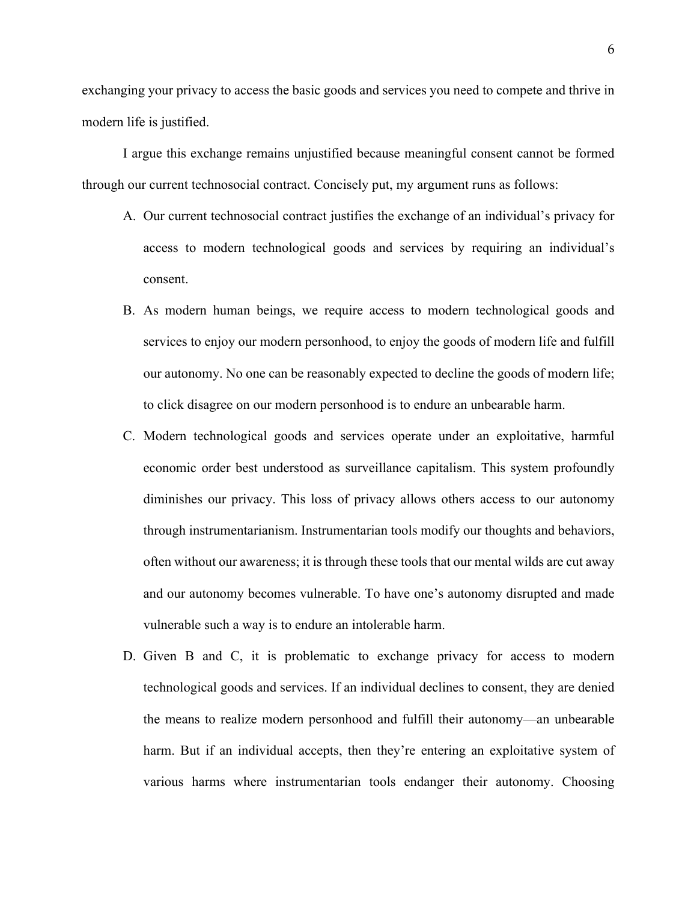exchanging your privacy to access the basic goods and services you need to compete and thrive in modern life is justified.

I argue this exchange remains unjustified because meaningful consent cannot be formed through our current technosocial contract. Concisely put, my argument runs as follows:

A. Our current technosocial contract justifies the exchange of an individual's privacy for access to modern technological goods and services by requiring an individual's consent.

B. As modern human beings, we require access to modern technological goods and services to enjoy our modern personhood, to enjoy the goods of modern life and fulfill our autonomy. No one can be reasonably expected to decline the goods of modern life; to click disagree on our modern personhood is to endure an unbearable harm.

C. Modern technological goods and services operate under an exploitative, harmful economic order best understood as surveillance capitalism. This system profoundly diminishes our privacy. This loss of privacy allows others access to our autonomy through instrumentarianism. Instrumentarian tools modify our thoughts and behaviors, often without our awareness; it is through these tools that our mental wilds are cut away and our autonomy becomes vulnerable. To have one's autonomy disrupted and made vulnerable such a way is to endure an intolerable harm.

D. Given B and C, it is problematic to exchange privacy for access to modern technological goods and services. If an individual declines to consent, they are denied the means to realize modern personhood and fulfill their autonomy—an unbearable harm. But if an individual accepts, then they're entering an exploitative system of various harms where instrumentarian tools endanger their autonomy. Choosing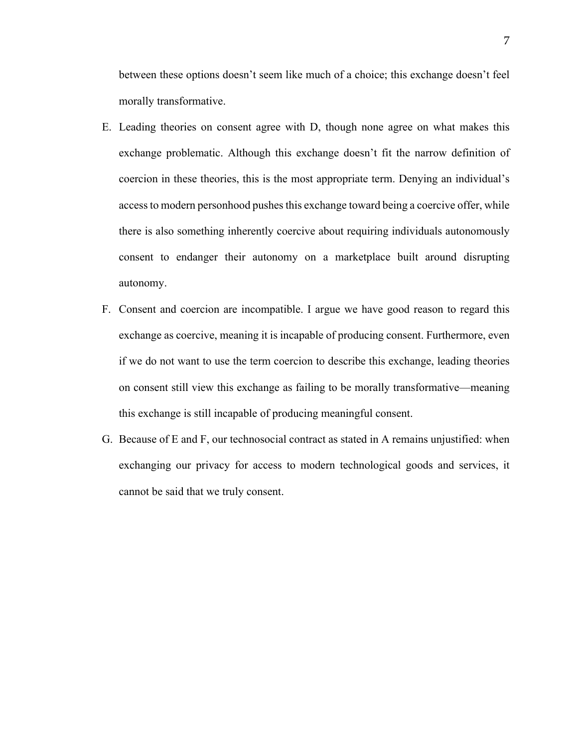between these options doesn't seem like much of a choice; this exchange doesn't feel morally transformative.

E. Leading theories on consent agree with D, though none agree on what makes this exchange problematic. Although this exchange doesn't fit the narrow definition of coercion in these theories, this is the most appropriate term. Denying an individual's access to modern personhood pushes this exchange toward being a coercive offer, while there is also something inherently coercive about requiring individuals autonomously consent to endanger their autonomy on a marketplace built around disrupting autonomy.

F. Consent and coercion are incompatible. I argue we have good reason to regard this exchange as coercive, meaning it is incapable of producing consent. Furthermore, even if we do not want to use the term coercion to describe this exchange, leading theories on consent still view this exchange as failing to be morally transformative—meaning this exchange is still incapable of producing meaningful consent.

G. Because of E and F, our technosocial contract as stated in A remains unjustified: when exchanging our privacy for access to modern technological goods and services, it cannot be said that we truly consent.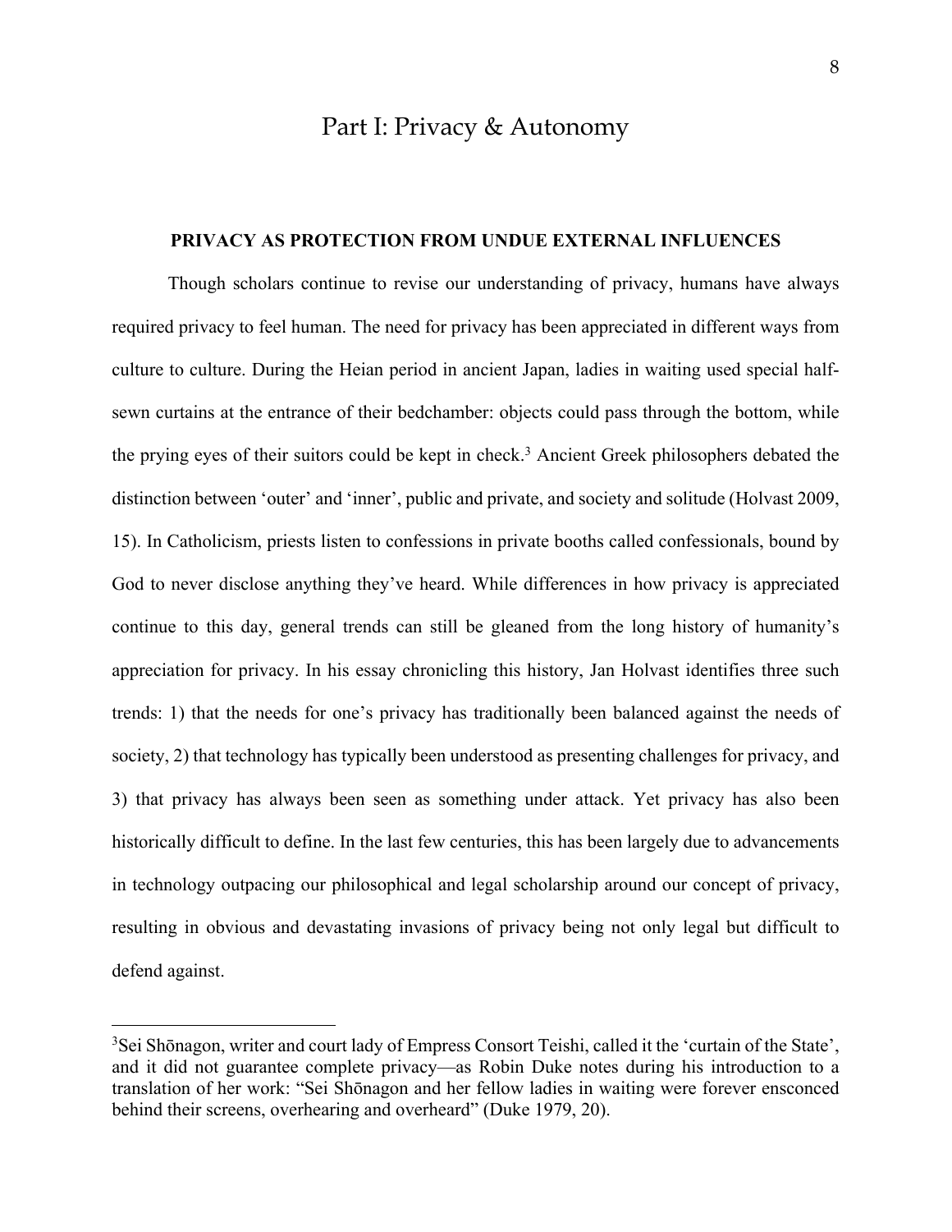# Part I: Privacy & Autonomy

## PRIVACY AS PROTECTION FROM UNDUE EXTERNAL INFLUENCES

Though scholars continue to revise our understanding of privacy, humans have always required privacy to feel human. The need for privacy has been appreciated in different ways from culture to culture. During the Heian period in ancient Japan, ladies in waiting used special half-sewn curtains at the entrance of their bedchamber: objects could pass through the bottom, while the prying eyes of their suitors could be kept in check.[3] Ancient Greek philosophers debated the distinction between 'outer' and 'inner', public and private, and society and solitude (Holvast 2009, 15). In Catholicism, priests listen to confessions in private booths called confessionals, bound by God to never disclose anything they've heard. While differences in how privacy is appreciated continue to this day, general trends can still be gleaned from the long history of humanity's appreciation for privacy. In his essay chronicling this history, Jan Holvast identifies three such trends: 1) that the needs for one's privacy has traditionally been balanced against the needs of society, 2) that technology has typically been understood as presenting challenges for privacy, and 3) that privacy has always been seen as something under attack. Yet privacy has also been historically difficult to define. In the last few centuries, this has been largely due to advancements in technology outpacing our philosophical and legal scholarship around our concept of privacy, resulting in obvious and devastating invasions of privacy being not only legal but difficult to defend against.

---

[3] Sei Shōnagon, writer and court lady of Empress Consort Teishi, called it the 'curtain of the State', and it did not guarantee complete privacy—as Robin Duke notes during his introduction to a translation of her work: "Sei Shōnagon and her fellow ladies in waiting were forever ensconced behind their screens, overhearing and overheard" (Duke 1979, 20).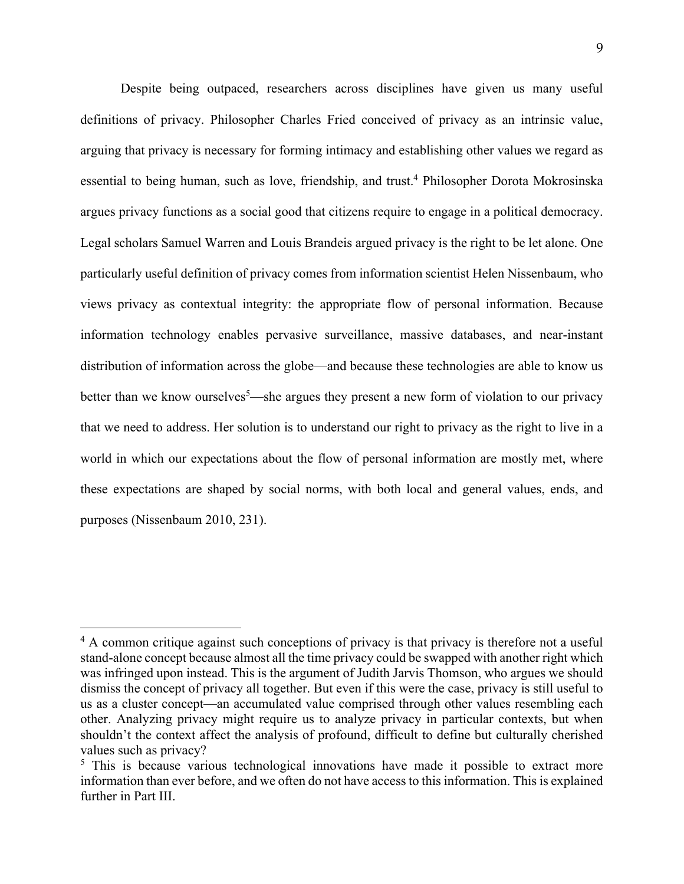Despite being outpaced, researchers across disciplines have given us many useful definitions of privacy. Philosopher Charles Fried conceived of privacy as an intrinsic value, arguing that privacy is necessary for forming intimacy and establishing other values we regard as essential to being human, such as love, friendship, and trust.[4] Philosopher Dorota Mokrosinska argues privacy functions as a social good that citizens require to engage in a political democracy. Legal scholars Samuel Warren and Louis Brandeis argued privacy is the right to be let alone. One particularly useful definition of privacy comes from information scientist Helen Nissenbaum, who views privacy as contextual integrity: the appropriate flow of personal information. Because information technology enables pervasive surveillance, massive databases, and near-instant distribution of information across the globe—and because these technologies are able to know us better than we know ourselves[5]—she argues they present a new form of violation to our privacy that we need to address. Her solution is to understand our right to privacy as the right to live in a world in which our expectations about the flow of personal information are mostly met, where these expectations are shaped by social norms, with both local and general values, ends, and purposes (Nissenbaum 2010, 231).

---

[4] A common critique against such conceptions of privacy is that privacy is therefore not a useful stand-alone concept because almost all the time privacy could be swapped with another right which was infringed upon instead. This is the argument of Judith Jarvis Thomson, who argues we should dismiss the concept of privacy all together. But even if this were the case, privacy is still useful to us as a cluster concept—an accumulated value comprised through other values resembling each other. Analyzing privacy might require us to analyze privacy in particular contexts, but when shouldn't the context affect the analysis of profound, difficult to define but culturally cherished values such as privacy?

[5] This is because various technological innovations have made it possible to extract more information than ever before, and we often do not have access to this information. This is explained further in Part III.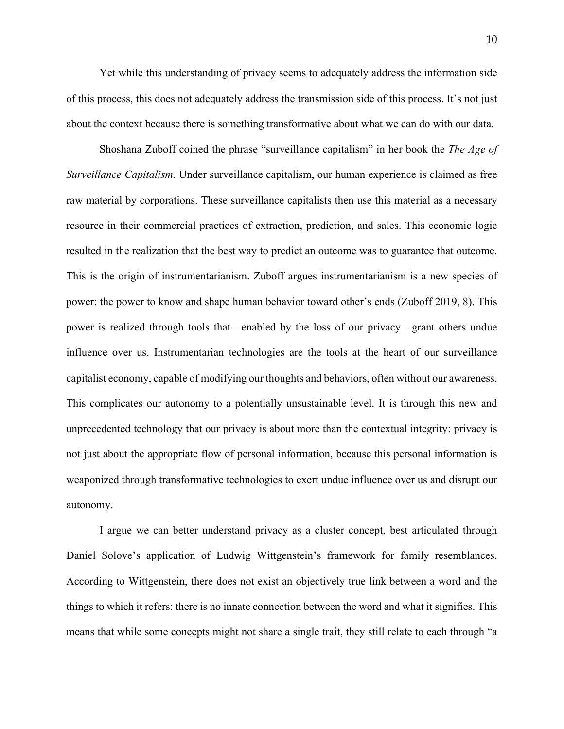Yet while this understanding of privacy seems to adequately address the information side of this process, this does not adequately address the transmission side of this process. It's not just about the context because there is something transformative about what we can do with our data.

Shoshana Zuboff coined the phrase "surveillance capitalism" in her book the *The Age of Surveillance Capitalism*. Under surveillance capitalism, our human experience is claimed as free raw material by corporations. These surveillance capitalists then use this material as a necessary resource in their commercial practices of extraction, prediction, and sales. This economic logic resulted in the realization that the best way to predict an outcome was to guarantee that outcome. This is the origin of instrumentarianism. Zuboff argues instrumentarianism is a new species of power: the power to know and shape human behavior toward other's ends (Zuboff 2019, 8). This power is realized through tools that—enabled by the loss of our privacy—grant others undue influence over us. Instrumentarian technologies are the tools at the heart of our surveillance capitalist economy, capable of modifying our thoughts and behaviors, often without our awareness. This complicates our autonomy to a potentially unsustainable level. It is through this new and unprecedented technology that our privacy is about more than the contextual integrity: privacy is not just about the appropriate flow of personal information, because this personal information is weaponized through transformative technologies to exert undue influence over us and disrupt our autonomy.

I argue we can better understand privacy as a cluster concept, best articulated through Daniel Solove's application of Ludwig Wittgenstein's framework for family resemblances. According to Wittgenstein, there does not exist an objectively true link between a word and the things to which it refers: there is no innate connection between the word and what it signifies. This means that while some concepts might not share a single trait, they still relate to each through "a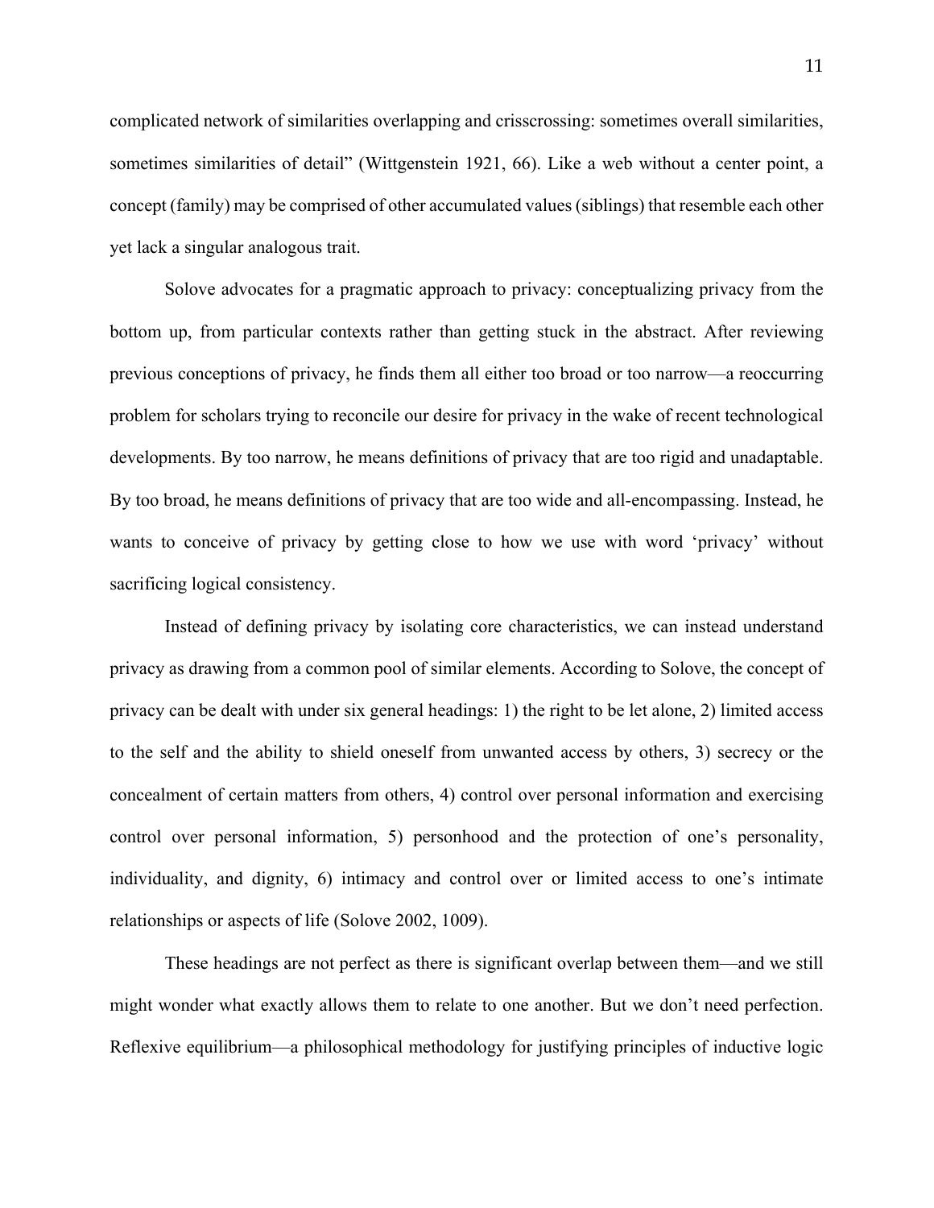complicated network of similarities overlapping and crisscrossing: sometimes overall similarities, sometimes similarities of detail" (Wittgenstein 1921, 66). Like a web without a center point, a concept (family) may be comprised of other accumulated values (siblings) that resemble each other yet lack a singular analogous trait.

Solove advocates for a pragmatic approach to privacy: conceptualizing privacy from the bottom up, from particular contexts rather than getting stuck in the abstract. After reviewing previous conceptions of privacy, he finds them all either too broad or too narrow—a reoccurring problem for scholars trying to reconcile our desire for privacy in the wake of recent technological developments. By too narrow, he means definitions of privacy that are too rigid and unadaptable. By too broad, he means definitions of privacy that are too wide and all-encompassing. Instead, he wants to conceive of privacy by getting close to how we use with word 'privacy' without sacrificing logical consistency.

Instead of defining privacy by isolating core characteristics, we can instead understand privacy as drawing from a common pool of similar elements. According to Solove, the concept of privacy can be dealt with under six general headings: 1) the right to be let alone, 2) limited access to the self and the ability to shield oneself from unwanted access by others, 3) secrecy or the concealment of certain matters from others, 4) control over personal information and exercising control over personal information, 5) personhood and the protection of one's personality, individuality, and dignity, 6) intimacy and control over or limited access to one's intimate relationships or aspects of life (Solove 2002, 1009).

These headings are not perfect as there is significant overlap between them—and we still might wonder what exactly allows them to relate to one another. But we don't need perfection. Reflexive equilibrium—a philosophical methodology for justifying principles of inductive logic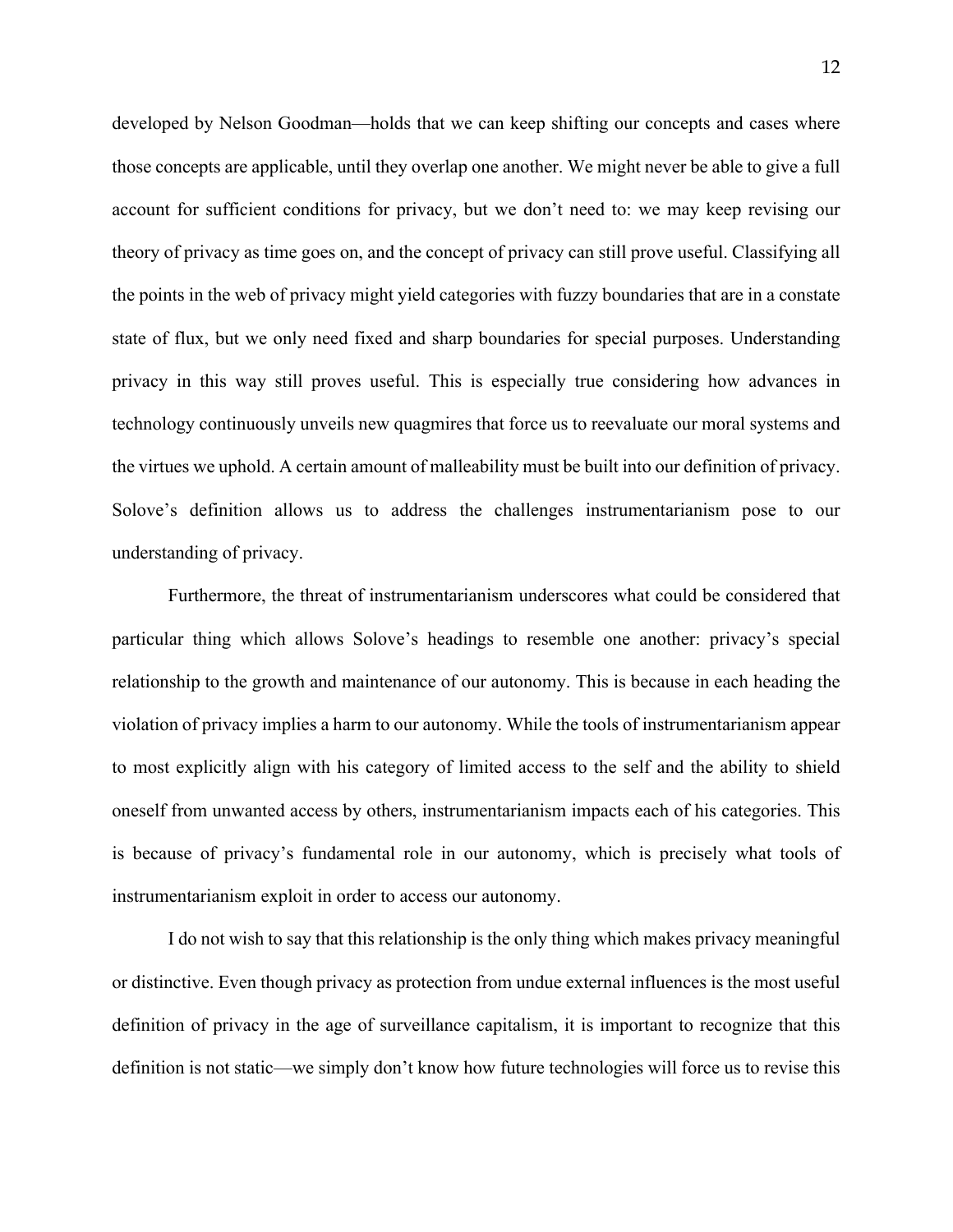developed by Nelson Goodman—holds that we can keep shifting our concepts and cases where those concepts are applicable, until they overlap one another. We might never be able to give a full account for sufficient conditions for privacy, but we don't need to: we may keep revising our theory of privacy as time goes on, and the concept of privacy can still prove useful. Classifying all the points in the web of privacy might yield categories with fuzzy boundaries that are in a constate state of flux, but we only need fixed and sharp boundaries for special purposes. Understanding privacy in this way still proves useful. This is especially true considering how advances in technology continuously unveils new quagmires that force us to reevaluate our moral systems and the virtues we uphold. A certain amount of malleability must be built into our definition of privacy. Solove's definition allows us to address the challenges instrumentarianism pose to our understanding of privacy.

Furthermore, the threat of instrumentarianism underscores what could be considered that particular thing which allows Solove's headings to resemble one another: privacy's special relationship to the growth and maintenance of our autonomy. This is because in each heading the violation of privacy implies a harm to our autonomy. While the tools of instrumentarianism appear to most explicitly align with his category of limited access to the self and the ability to shield oneself from unwanted access by others, instrumentarianism impacts each of his categories. This is because of privacy's fundamental role in our autonomy, which is precisely what tools of instrumentarianism exploit in order to access our autonomy.

I do not wish to say that this relationship is the only thing which makes privacy meaningful or distinctive. Even though privacy as protection from undue external influences is the most useful definition of privacy in the age of surveillance capitalism, it is important to recognize that this definition is not static—we simply don't know how future technologies will force us to revise this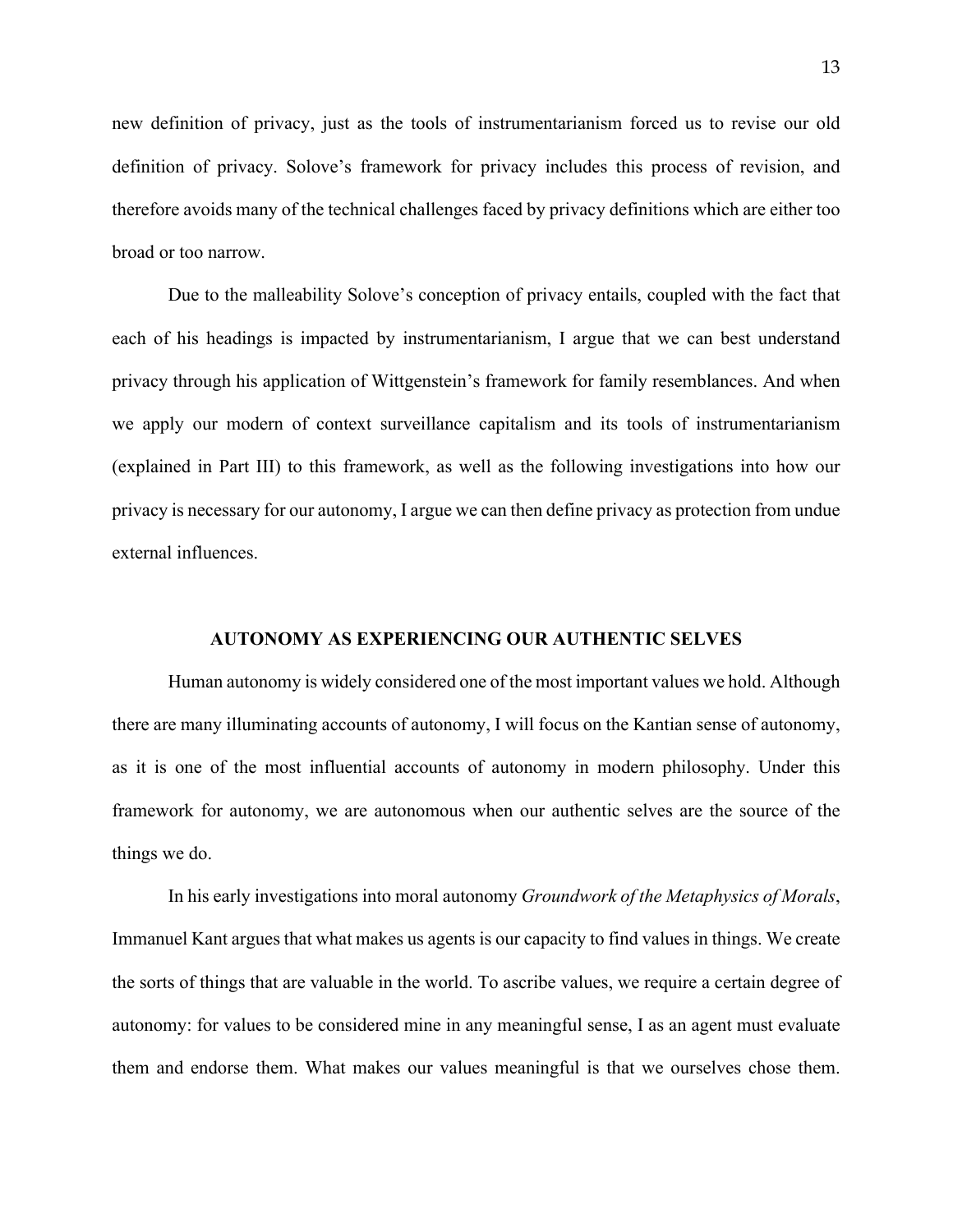new definition of privacy, just as the tools of instrumentarianism forced us to revise our old definition of privacy. Solove's framework for privacy includes this process of revision, and therefore avoids many of the technical challenges faced by privacy definitions which are either too broad or too narrow.

Due to the malleability Solove's conception of privacy entails, coupled with the fact that each of his headings is impacted by instrumentarianism, I argue that we can best understand privacy through his application of Wittgenstein's framework for family resemblances. And when we apply our modern of context surveillance capitalism and its tools of instrumentarianism (explained in Part III) to this framework, as well as the following investigations into how our privacy is necessary for our autonomy, I argue we can then define privacy as protection from undue external influences.

## AUTONOMY AS EXPERIENCING OUR AUTHENTIC SELVES

Human autonomy is widely considered one of the most important values we hold. Although there are many illuminating accounts of autonomy, I will focus on the Kantian sense of autonomy, as it is one of the most influential accounts of autonomy in modern philosophy. Under this framework for autonomy, we are autonomous when our authentic selves are the source of the things we do.

In his early investigations into moral autonomy *Groundwork of the Metaphysics of Morals*, Immanuel Kant argues that what makes us agents is our capacity to find values in things. We create the sorts of things that are valuable in the world. To ascribe values, we require a certain degree of autonomy: for values to be considered mine in any meaningful sense, I as an agent must evaluate them and endorse them. What makes our values meaningful is that we ourselves chose them.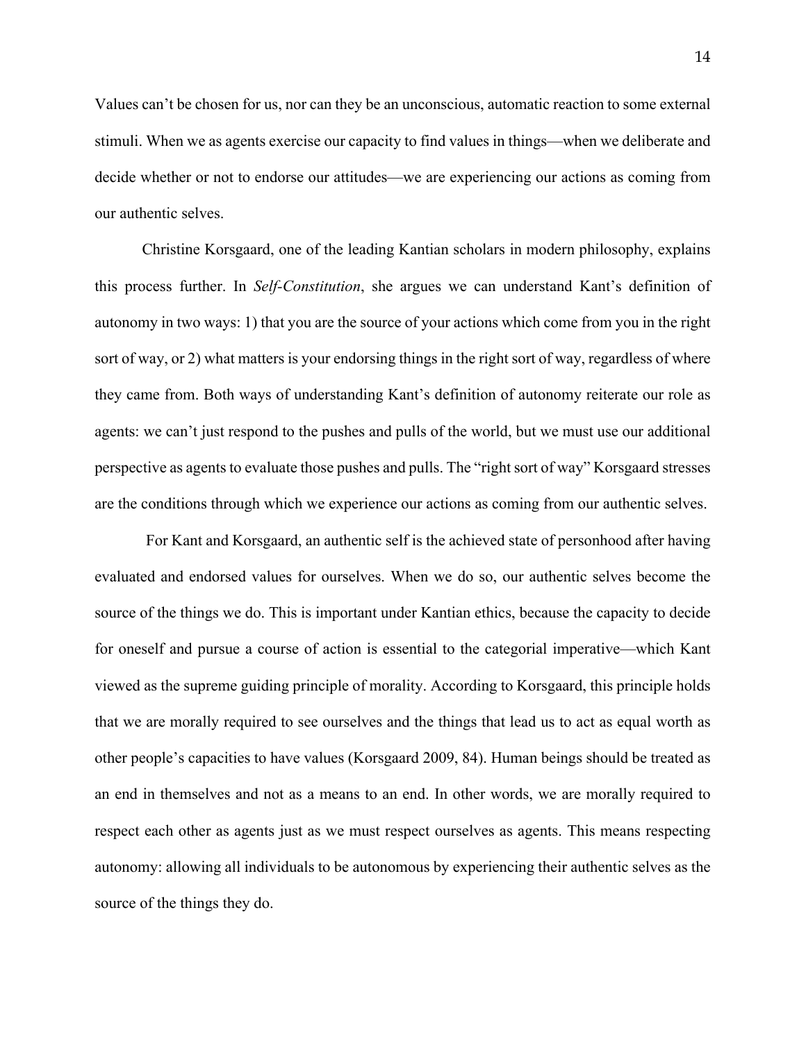Values can't be chosen for us, nor can they be an unconscious, automatic reaction to some external stimuli. When we as agents exercise our capacity to find values in things—when we deliberate and decide whether or not to endorse our attitudes—we are experiencing our actions as coming from our authentic selves.

Christine Korsgaard, one of the leading Kantian scholars in modern philosophy, explains this process further. In *Self-Constitution*, she argues we can understand Kant's definition of autonomy in two ways: 1) that you are the source of your actions which come from you in the right sort of way, or 2) what matters is your endorsing things in the right sort of way, regardless of where they came from. Both ways of understanding Kant's definition of autonomy reiterate our role as agents: we can't just respond to the pushes and pulls of the world, but we must use our additional perspective as agents to evaluate those pushes and pulls. The "right sort of way" Korsgaard stresses are the conditions through which we experience our actions as coming from our authentic selves.

For Kant and Korsgaard, an authentic self is the achieved state of personhood after having evaluated and endorsed values for ourselves. When we do so, our authentic selves become the source of the things we do. This is important under Kantian ethics, because the capacity to decide for oneself and pursue a course of action is essential to the categorial imperative—which Kant viewed as the supreme guiding principle of morality. According to Korsgaard, this principle holds that we are morally required to see ourselves and the things that lead us to act as equal worth as other people's capacities to have values (Korsgaard 2009, 84). Human beings should be treated as an end in themselves and not as a means to an end. In other words, we are morally required to respect each other as agents just as we must respect ourselves as agents. This means respecting autonomy: allowing all individuals to be autonomous by experiencing their authentic selves as the source of the things they do.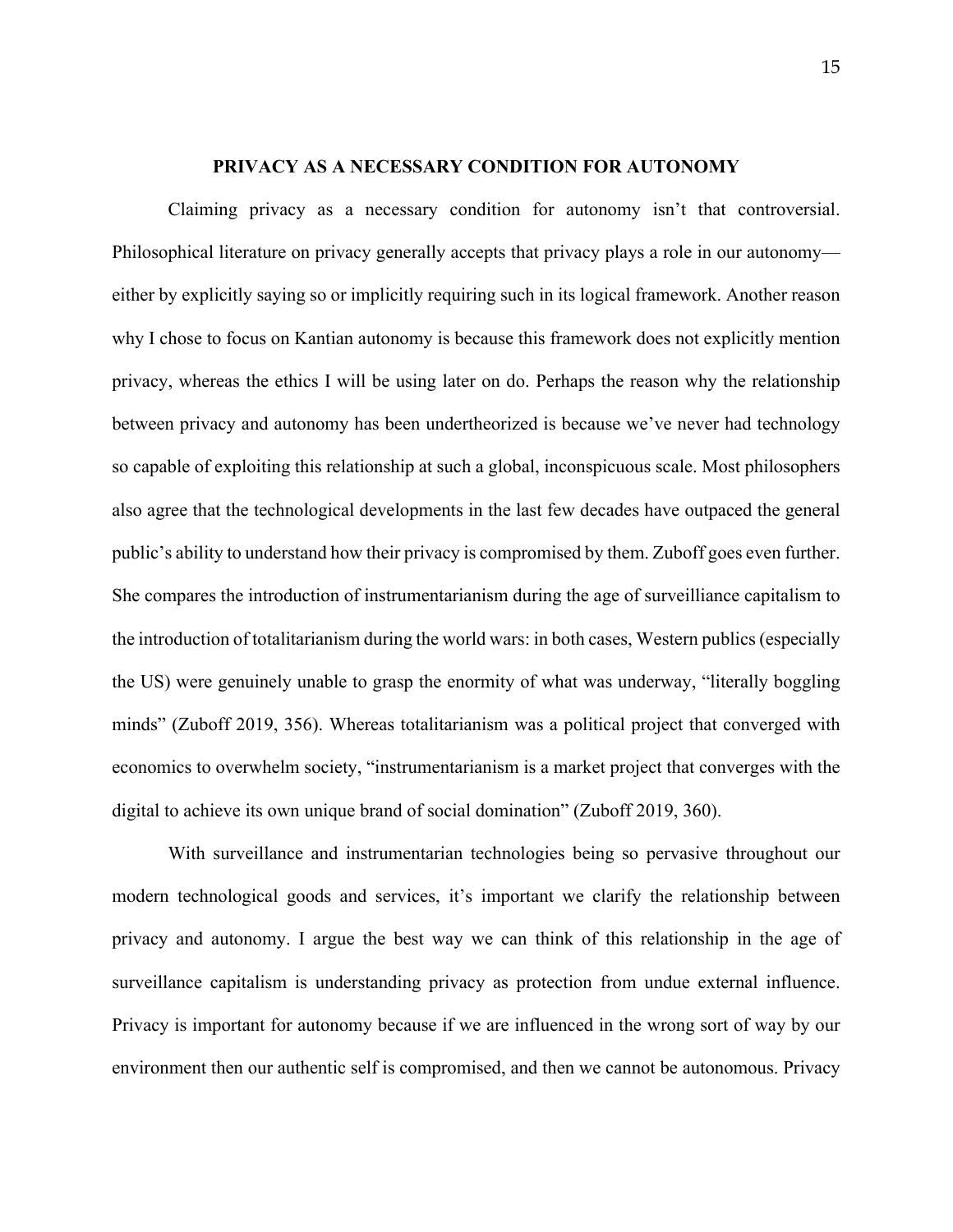## PRIVACY AS A NECESSARY CONDITION FOR AUTONOMY

Claiming privacy as a necessary condition for autonomy isn't that controversial. Philosophical literature on privacy generally accepts that privacy plays a role in our autonomy—either by explicitly saying so or implicitly requiring such in its logical framework. Another reason why I chose to focus on Kantian autonomy is because this framework does not explicitly mention privacy, whereas the ethics I will be using later on do. Perhaps the reason why the relationship between privacy and autonomy has been undertheorized is because we've never had technology so capable of exploiting this relationship at such a global, inconspicuous scale. Most philosophers also agree that the technological developments in the last few decades have outpaced the general public's ability to understand how their privacy is compromised by them. Zuboff goes even further. She compares the introduction of instrumentarianism during the age of surveilliance capitalism to the introduction of totalitarianism during the world wars: in both cases, Western publics (especially the US) were genuinely unable to grasp the enormity of what was underway, "literally boggling minds" (Zuboff 2019, 356). Whereas totalitarianism was a political project that converged with economics to overwhelm society, "instrumentarianism is a market project that converges with the digital to achieve its own unique brand of social domination" (Zuboff 2019, 360).

With surveillance and instrumentarian technologies being so pervasive throughout our modern technological goods and services, it's important we clarify the relationship between privacy and autonomy. I argue the best way we can think of this relationship in the age of surveillance capitalism is understanding privacy as protection from undue external influence. Privacy is important for autonomy because if we are influenced in the wrong sort of way by our environment then our authentic self is compromised, and then we cannot be autonomous. Privacy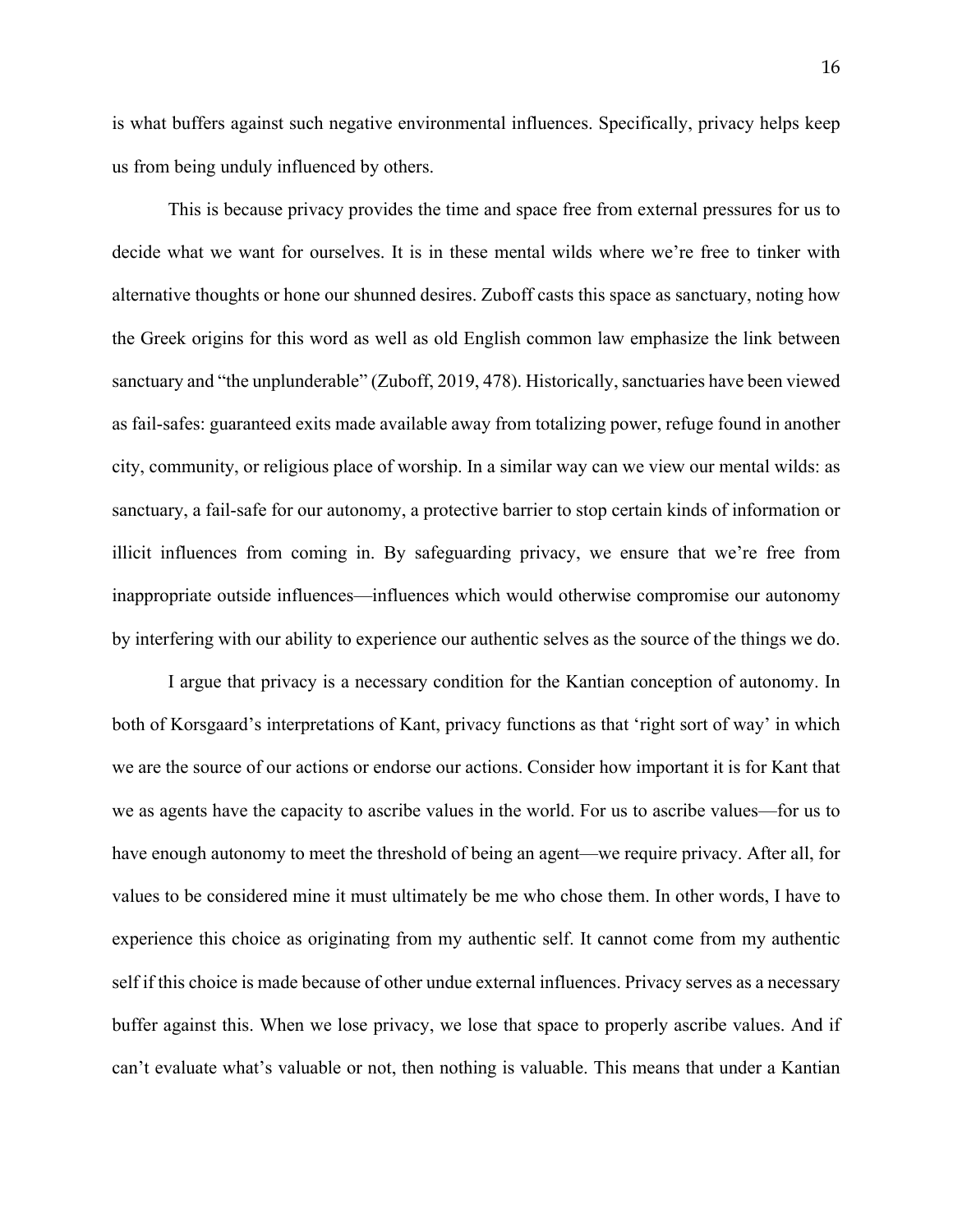is what buffers against such negative environmental influences. Specifically, privacy helps keep us from being unduly influenced by others.

This is because privacy provides the time and space free from external pressures for us to decide what we want for ourselves. It is in these mental wilds where we're free to tinker with alternative thoughts or hone our shunned desires. Zuboff casts this space as sanctuary, noting how the Greek origins for this word as well as old English common law emphasize the link between sanctuary and "the unplunderable" (Zuboff, 2019, 478). Historically, sanctuaries have been viewed as fail-safes: guaranteed exits made available away from totalizing power, refuge found in another city, community, or religious place of worship. In a similar way can we view our mental wilds: as sanctuary, a fail-safe for our autonomy, a protective barrier to stop certain kinds of information or illicit influences from coming in. By safeguarding privacy, we ensure that we're free from inappropriate outside influences—influences which would otherwise compromise our autonomy by interfering with our ability to experience our authentic selves as the source of the things we do.

I argue that privacy is a necessary condition for the Kantian conception of autonomy. In both of Korsgaard's interpretations of Kant, privacy functions as that 'right sort of way' in which we are the source of our actions or endorse our actions. Consider how important it is for Kant that we as agents have the capacity to ascribe values in the world. For us to ascribe values—for us to have enough autonomy to meet the threshold of being an agent—we require privacy. After all, for values to be considered mine it must ultimately be me who chose them. In other words, I have to experience this choice as originating from my authentic self. It cannot come from my authentic self if this choice is made because of other undue external influences. Privacy serves as a necessary buffer against this. When we lose privacy, we lose that space to properly ascribe values. And if can't evaluate what's valuable or not, then nothing is valuable. This means that under a Kantian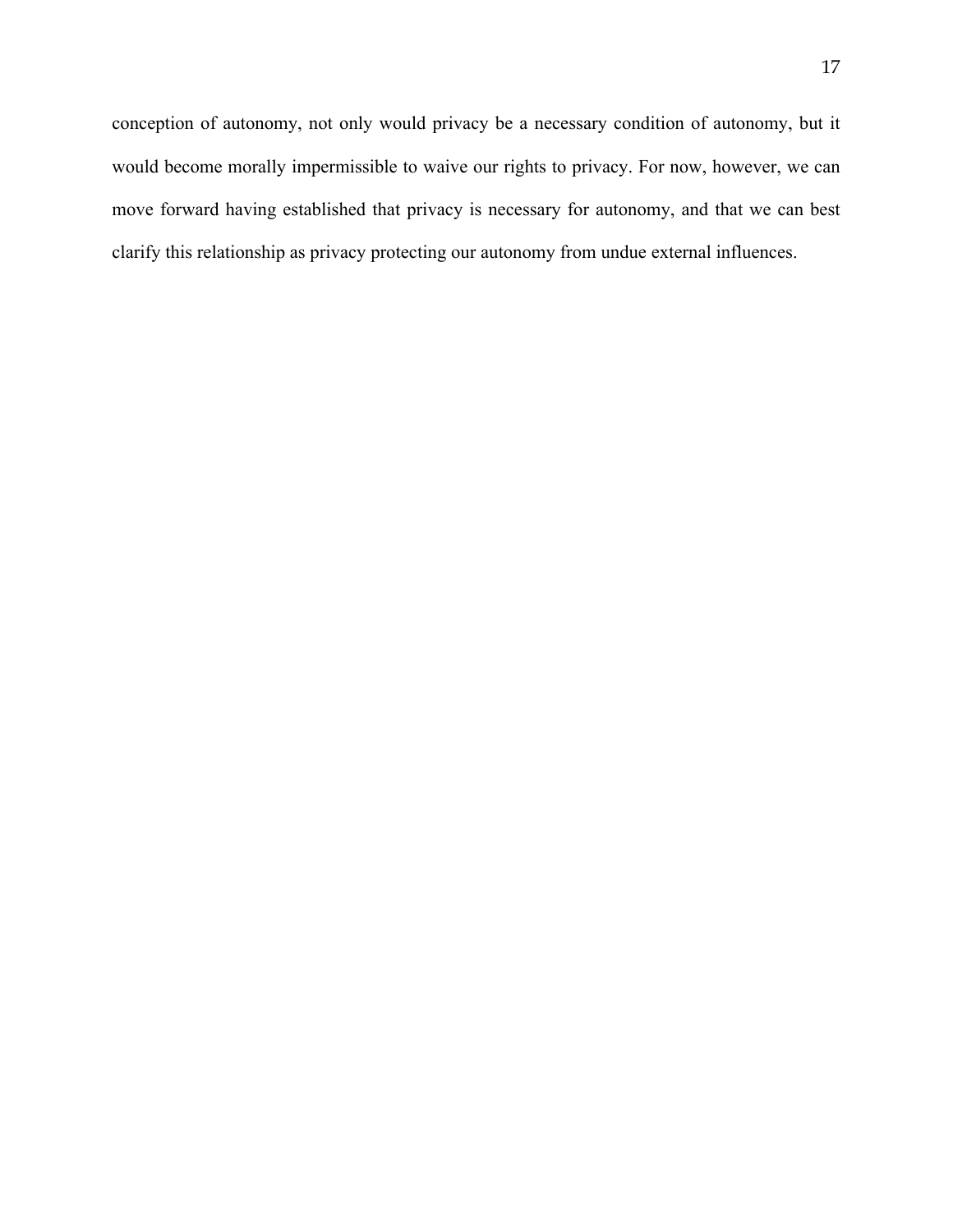conception of autonomy, not only would privacy be a necessary condition of autonomy, but it would become morally impermissible to waive our rights to privacy. For now, however, we can move forward having established that privacy is necessary for autonomy, and that we can best clarify this relationship as privacy protecting our autonomy from undue external influences.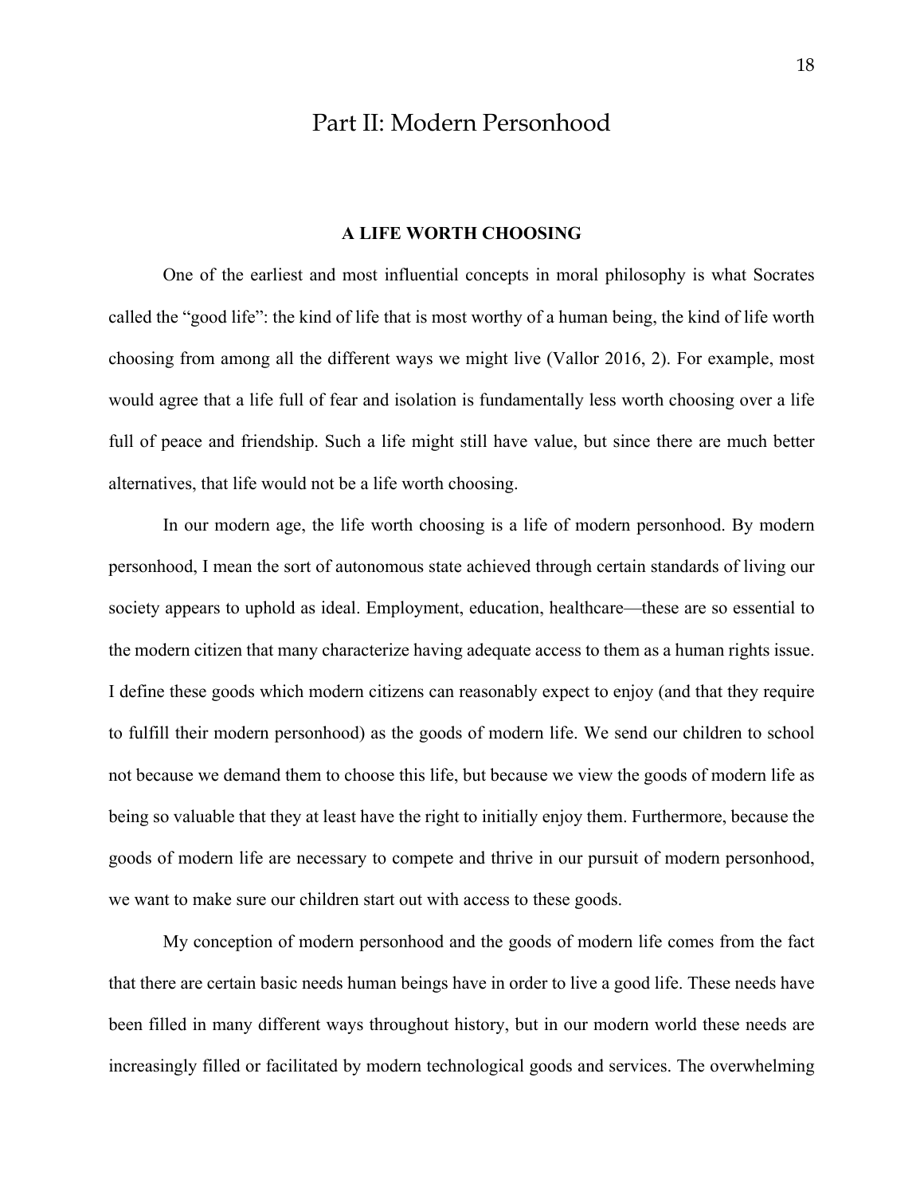# Part II: Modern Personhood

## A LIFE WORTH CHOOSING

One of the earliest and most influential concepts in moral philosophy is what Socrates called the "good life": the kind of life that is most worthy of a human being, the kind of life worth choosing from among all the different ways we might live (Vallor 2016, 2). For example, most would agree that a life full of fear and isolation is fundamentally less worth choosing over a life full of peace and friendship. Such a life might still have value, but since there are much better alternatives, that life would not be a life worth choosing.

In our modern age, the life worth choosing is a life of modern personhood. By modern personhood, I mean the sort of autonomous state achieved through certain standards of living our society appears to uphold as ideal. Employment, education, healthcare—these are so essential to the modern citizen that many characterize having adequate access to them as a human rights issue. I define these goods which modern citizens can reasonably expect to enjoy (and that they require to fulfill their modern personhood) as the goods of modern life. We send our children to school not because we demand them to choose this life, but because we view the goods of modern life as being so valuable that they at least have the right to initially enjoy them. Furthermore, because the goods of modern life are necessary to compete and thrive in our pursuit of modern personhood, we want to make sure our children start out with access to these goods.

My conception of modern personhood and the goods of modern life comes from the fact that there are certain basic needs human beings have in order to live a good life. These needs have been filled in many different ways throughout history, but in our modern world these needs are increasingly filled or facilitated by modern technological goods and services. The overwhelming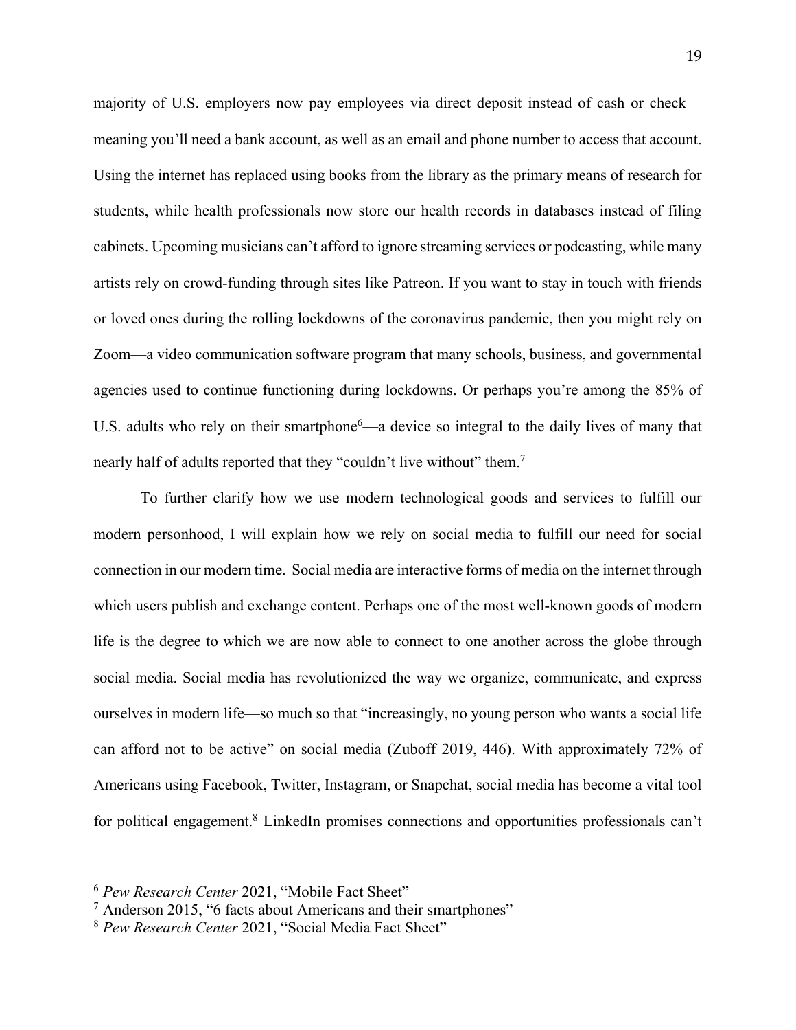majority of U.S. employers now pay employees via direct deposit instead of cash or check—meaning you'll need a bank account, as well as an email and phone number to access that account. Using the internet has replaced using books from the library as the primary means of research for students, while health professionals now store our health records in databases instead of filing cabinets. Upcoming musicians can't afford to ignore streaming services or podcasting, while many artists rely on crowd-funding through sites like Patreon. If you want to stay in touch with friends or loved ones during the rolling lockdowns of the coronavirus pandemic, then you might rely on Zoom—a video communication software program that many schools, business, and governmental agencies used to continue functioning during lockdowns. Or perhaps you're among the 85% of U.S. adults who rely on their smartphone[6]—a device so integral to the daily lives of many that nearly half of adults reported that they "couldn't live without" them.[7]

To further clarify how we use modern technological goods and services to fulfill our modern personhood, I will explain how we rely on social media to fulfill our need for social connection in our modern time. Social media are interactive forms of media on the internet through which users publish and exchange content. Perhaps one of the most well-known goods of modern life is the degree to which we are now able to connect to one another across the globe through social media. Social media has revolutionized the way we organize, communicate, and express ourselves in modern life—so much so that "increasingly, no young person who wants a social life can afford not to be active" on social media (Zuboff 2019, 446). With approximately 72% of Americans using Facebook, Twitter, Instagram, or Snapchat, social media has become a vital tool for political engagement.[8] LinkedIn promises connections and opportunities professionals can't

---

[6] *Pew Research Center* 2021, "Mobile Fact Sheet"

[7] Anderson 2015, "6 facts about Americans and their smartphones"

[8] *Pew Research Center* 2021, "Social Media Fact Sheet"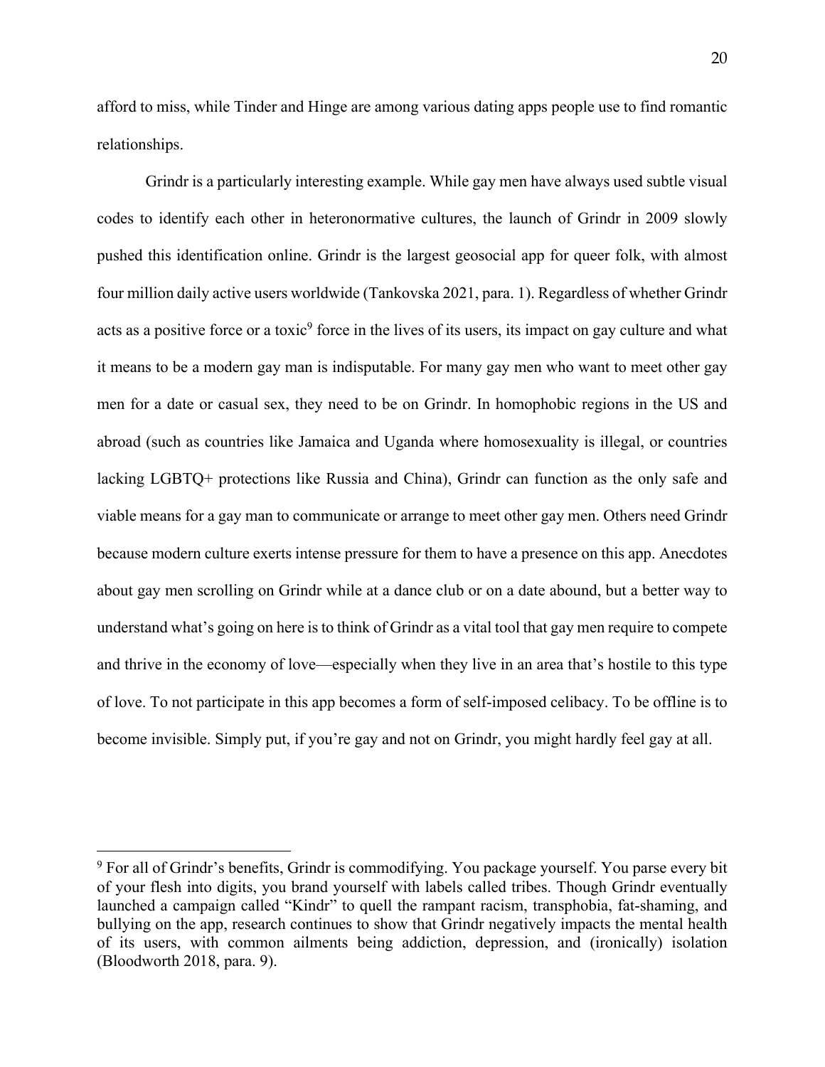afford to miss, while Tinder and Hinge are among various dating apps people use to find romantic relationships.

Grindr is a particularly interesting example. While gay men have always used subtle visual codes to identify each other in heteronormative cultures, the launch of Grindr in 2009 slowly pushed this identification online. Grindr is the largest geosocial app for queer folk, with almost four million daily active users worldwide (Tankovska 2021, para. 1). Regardless of whether Grindr acts as a positive force or a toxic[9] force in the lives of its users, its impact on gay culture and what it means to be a modern gay man is indisputable. For many gay men who want to meet other gay men for a date or casual sex, they need to be on Grindr. In homophobic regions in the US and abroad (such as countries like Jamaica and Uganda where homosexuality is illegal, or countries lacking LGBTQ+ protections like Russia and China), Grindr can function as the only safe and viable means for a gay man to communicate or arrange to meet other gay men. Others need Grindr because modern culture exerts intense pressure for them to have a presence on this app. Anecdotes about gay men scrolling on Grindr while at a dance club or on a date abound, but a better way to understand what's going on here is to think of Grindr as a vital tool that gay men require to compete and thrive in the economy of love—especially when they live in an area that's hostile to this type of love. To not participate in this app becomes a form of self-imposed celibacy. To be offline is to become invisible. Simply put, if you're gay and not on Grindr, you might hardly feel gay at all.

---

[9] For all of Grindr's benefits, Grindr is commodifying. You package yourself. You parse every bit of your flesh into digits, you brand yourself with labels called tribes. Though Grindr eventually launched a campaign called "Kindr" to quell the rampant racism, transphobia, fat-shaming, and bullying on the app, research continues to show that Grindr negatively impacts the mental health of its users, with common ailments being addiction, depression, and (ironically) isolation (Bloodworth 2018, para. 9).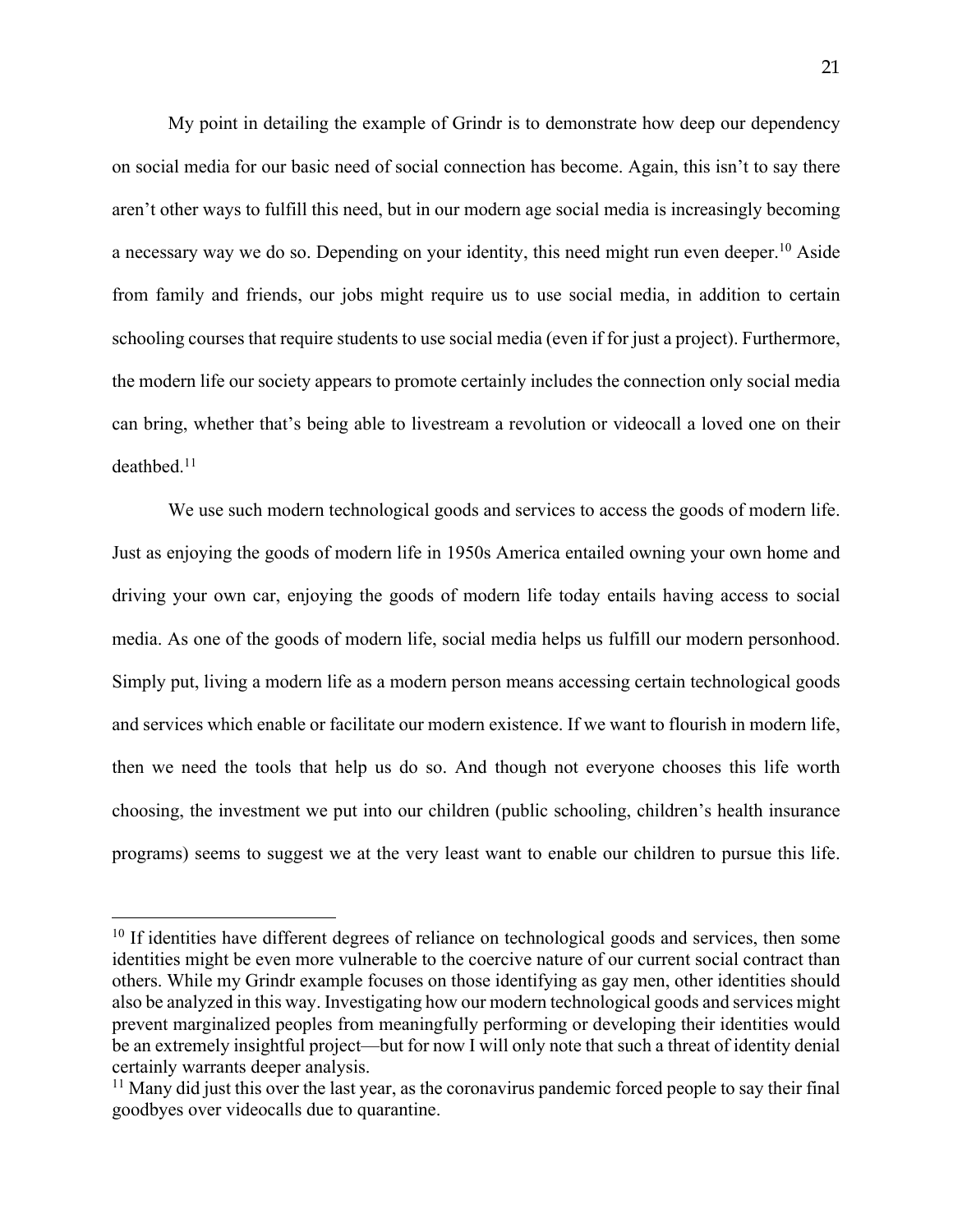My point in detailing the example of Grindr is to demonstrate how deep our dependency on social media for our basic need of social connection has become. Again, this isn't to say there aren't other ways to fulfill this need, but in our modern age social media is increasingly becoming a necessary way we do so. Depending on your identity, this need might run even deeper.[10] Aside from family and friends, our jobs might require us to use social media, in addition to certain schooling courses that require students to use social media (even if for just a project). Furthermore, the modern life our society appears to promote certainly includes the connection only social media can bring, whether that's being able to livestream a revolution or videocall a loved one on their deathbed.[11]

We use such modern technological goods and services to access the goods of modern life. Just as enjoying the goods of modern life in 1950s America entailed owning your own home and driving your own car, enjoying the goods of modern life today entails having access to social media. As one of the goods of modern life, social media helps us fulfill our modern personhood. Simply put, living a modern life as a modern person means accessing certain technological goods and services which enable or facilitate our modern existence. If we want to flourish in modern life, then we need the tools that help us do so. And though not everyone chooses this life worth choosing, the investment we put into our children (public schooling, children's health insurance programs) seems to suggest we at the very least want to enable our children to pursue this life.

---

[10] If identities have different degrees of reliance on technological goods and services, then some identities might be even more vulnerable to the coercive nature of our current social contract than others. While my Grindr example focuses on those identifying as gay men, other identities should also be analyzed in this way. Investigating how our modern technological goods and services might prevent marginalized peoples from meaningfully performing or developing their identities would be an extremely insightful project—but for now I will only note that such a threat of identity denial certainly warrants deeper analysis.

[11] Many did just this over the last year, as the coronavirus pandemic forced people to say their final goodbyes over videocalls due to quarantine.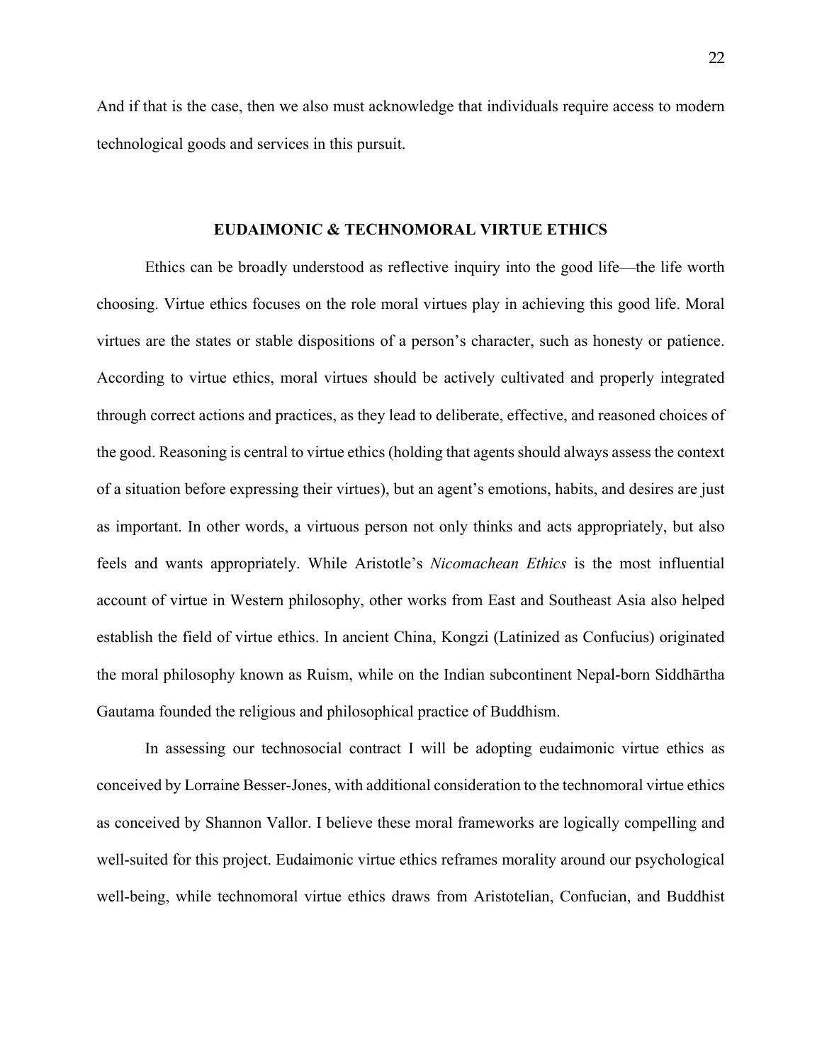And if that is the case, then we also must acknowledge that individuals require access to modern technological goods and services in this pursuit.

## EUDAIMONIC & TECHNOMORAL VIRTUE ETHICS

Ethics can be broadly understood as reflective inquiry into the good life—the life worth choosing. Virtue ethics focuses on the role moral virtues play in achieving this good life. Moral virtues are the states or stable dispositions of a person's character, such as honesty or patience. According to virtue ethics, moral virtues should be actively cultivated and properly integrated through correct actions and practices, as they lead to deliberate, effective, and reasoned choices of the good. Reasoning is central to virtue ethics (holding that agents should always assess the context of a situation before expressing their virtues), but an agent's emotions, habits, and desires are just as important. In other words, a virtuous person not only thinks and acts appropriately, but also feels and wants appropriately. While Aristotle's *Nicomachean Ethics* is the most influential account of virtue in Western philosophy, other works from East and Southeast Asia also helped establish the field of virtue ethics. In ancient China, Kongzi (Latinized as Confucius) originated the moral philosophy known as Ruism, while on the Indian subcontinent Nepal-born Siddhārtha Gautama founded the religious and philosophical practice of Buddhism.

In assessing our technosocial contract I will be adopting eudaimonic virtue ethics as conceived by Lorraine Besser-Jones, with additional consideration to the technomoral virtue ethics as conceived by Shannon Vallor. I believe these moral frameworks are logically compelling and well-suited for this project. Eudaimonic virtue ethics reframes morality around our psychological well-being, while technomoral virtue ethics draws from Aristotelian, Confucian, and Buddhist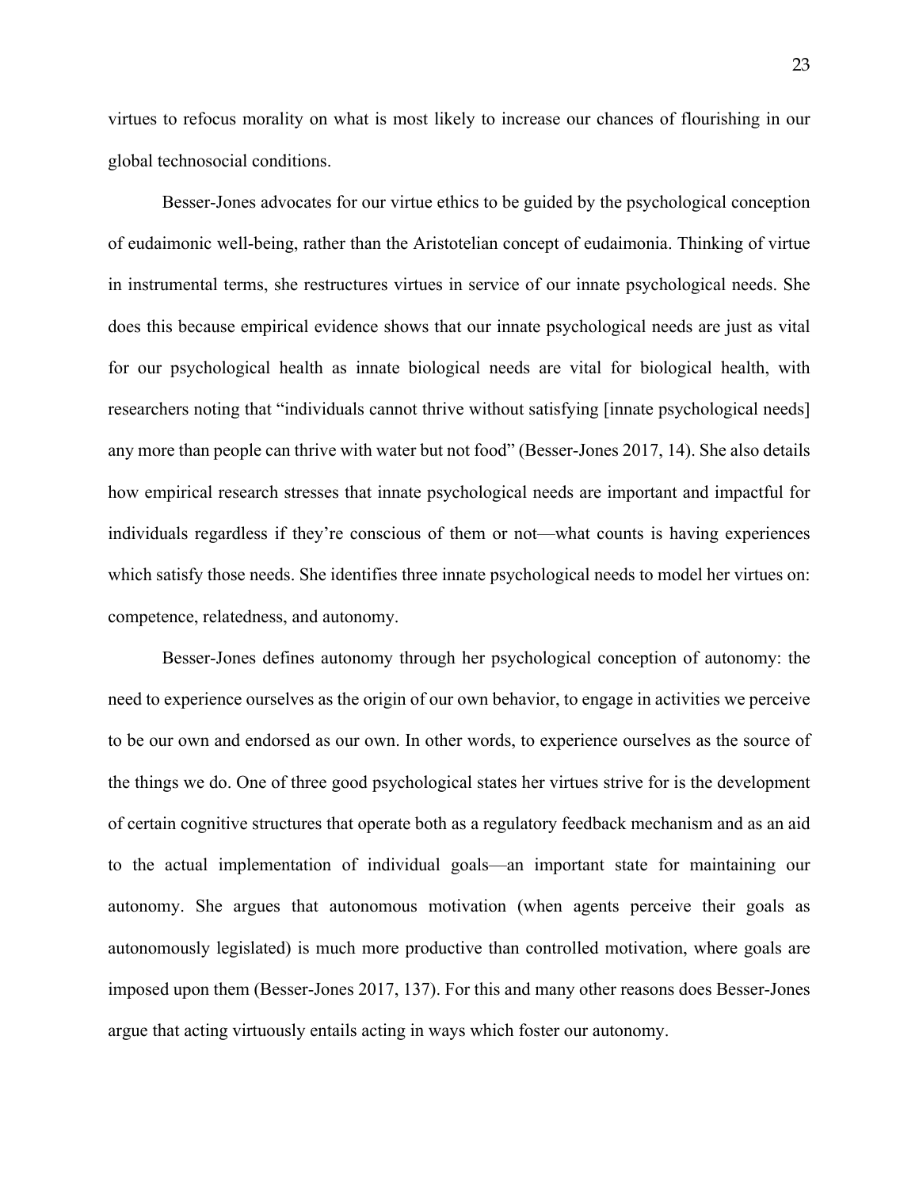virtues to refocus morality on what is most likely to increase our chances of flourishing in our global technosocial conditions.

Besser-Jones advocates for our virtue ethics to be guided by the psychological conception of eudaimonic well-being, rather than the Aristotelian concept of eudaimonia. Thinking of virtue in instrumental terms, she restructures virtues in service of our innate psychological needs. She does this because empirical evidence shows that our innate psychological needs are just as vital for our psychological health as innate biological needs are vital for biological health, with researchers noting that "individuals cannot thrive without satisfying [innate psychological needs] any more than people can thrive with water but not food" (Besser-Jones 2017, 14). She also details how empirical research stresses that innate psychological needs are important and impactful for individuals regardless if they're conscious of them or not—what counts is having experiences which satisfy those needs. She identifies three innate psychological needs to model her virtues on: competence, relatedness, and autonomy.

Besser-Jones defines autonomy through her psychological conception of autonomy: the need to experience ourselves as the origin of our own behavior, to engage in activities we perceive to be our own and endorsed as our own. In other words, to experience ourselves as the source of the things we do. One of three good psychological states her virtues strive for is the development of certain cognitive structures that operate both as a regulatory feedback mechanism and as an aid to the actual implementation of individual goals—an important state for maintaining our autonomy. She argues that autonomous motivation (when agents perceive their goals as autonomously legislated) is much more productive than controlled motivation, where goals are imposed upon them (Besser-Jones 2017, 137). For this and many other reasons does Besser-Jones argue that acting virtuously entails acting in ways which foster our autonomy.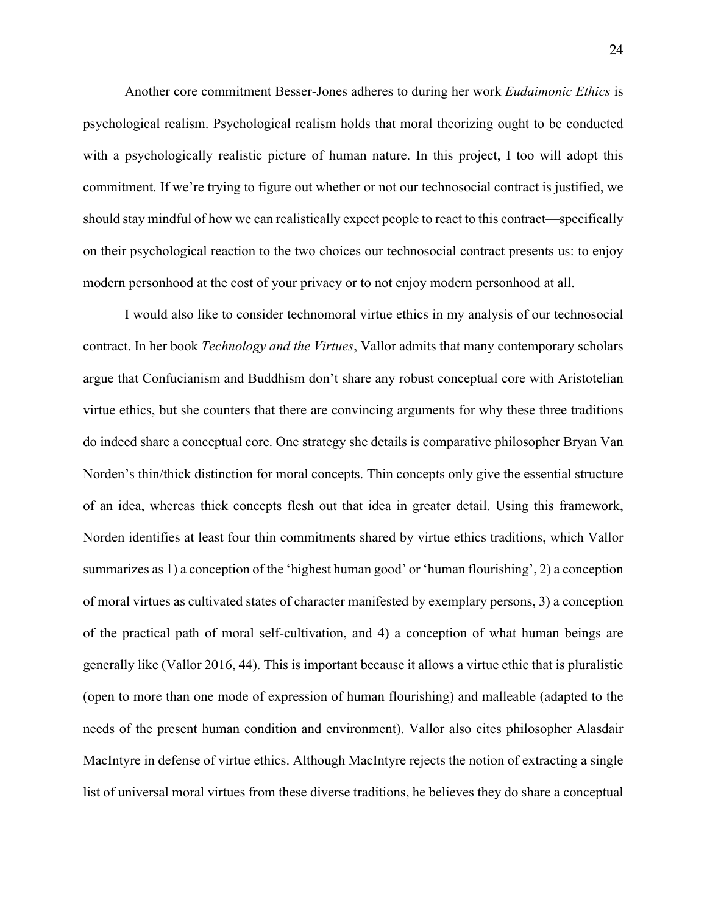Another core commitment Besser-Jones adheres to during her work *Eudaimonic Ethics* is psychological realism. Psychological realism holds that moral theorizing ought to be conducted with a psychologically realistic picture of human nature. In this project, I too will adopt this commitment. If we're trying to figure out whether or not our technosocial contract is justified, we should stay mindful of how we can realistically expect people to react to this contract—specifically on their psychological reaction to the two choices our technosocial contract presents us: to enjoy modern personhood at the cost of your privacy or to not enjoy modern personhood at all.

I would also like to consider technomoral virtue ethics in my analysis of our technosocial contract. In her book *Technology and the Virtues*, Vallor admits that many contemporary scholars argue that Confucianism and Buddhism don't share any robust conceptual core with Aristotelian virtue ethics, but she counters that there are convincing arguments for why these three traditions do indeed share a conceptual core. One strategy she details is comparative philosopher Bryan Van Norden's thin/thick distinction for moral concepts. Thin concepts only give the essential structure of an idea, whereas thick concepts flesh out that idea in greater detail. Using this framework, Norden identifies at least four thin commitments shared by virtue ethics traditions, which Vallor summarizes as 1) a conception of the 'highest human good' or 'human flourishing', 2) a conception of moral virtues as cultivated states of character manifested by exemplary persons, 3) a conception of the practical path of moral self-cultivation, and 4) a conception of what human beings are generally like (Vallor 2016, 44). This is important because it allows a virtue ethic that is pluralistic (open to more than one mode of expression of human flourishing) and malleable (adapted to the needs of the present human condition and environment). Vallor also cites philosopher Alasdair MacIntyre in defense of virtue ethics. Although MacIntyre rejects the notion of extracting a single list of universal moral virtues from these diverse traditions, he believes they do share a conceptual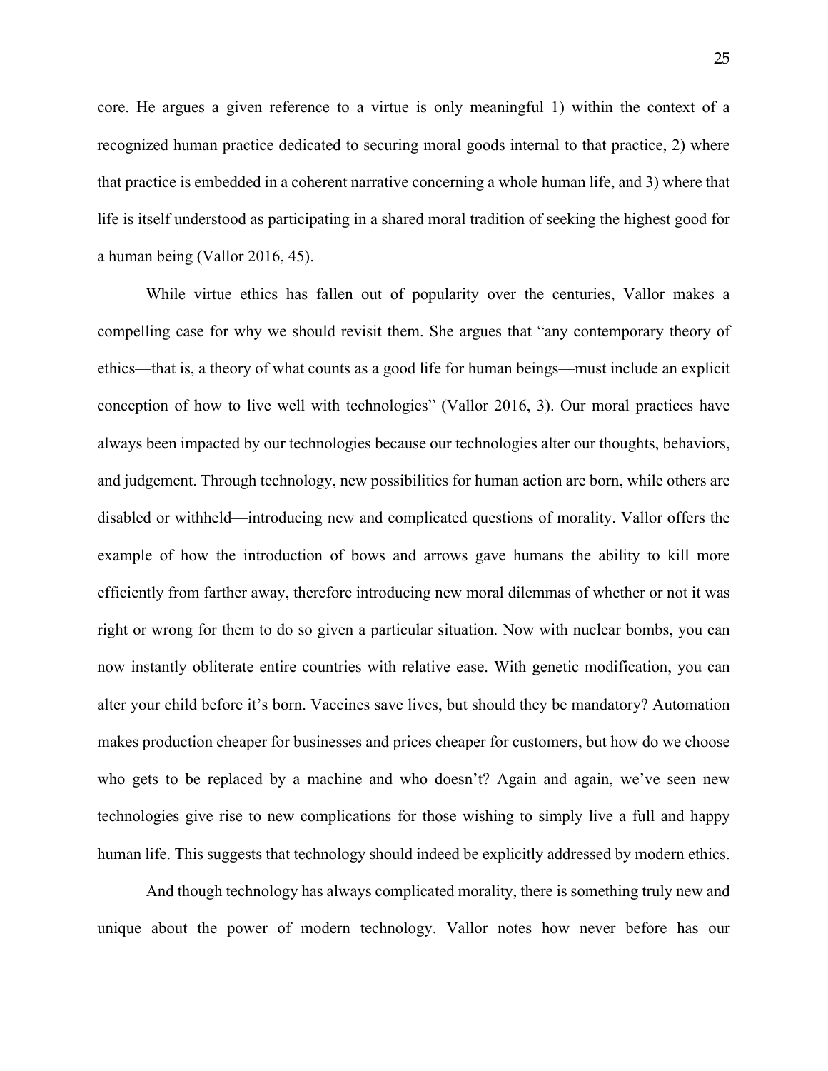core. He argues a given reference to a virtue is only meaningful 1) within the context of a recognized human practice dedicated to securing moral goods internal to that practice, 2) where that practice is embedded in a coherent narrative concerning a whole human life, and 3) where that life is itself understood as participating in a shared moral tradition of seeking the highest good for a human being (Vallor 2016, 45).

While virtue ethics has fallen out of popularity over the centuries, Vallor makes a compelling case for why we should revisit them. She argues that "any contemporary theory of ethics—that is, a theory of what counts as a good life for human beings—must include an explicit conception of how to live well with technologies" (Vallor 2016, 3). Our moral practices have always been impacted by our technologies because our technologies alter our thoughts, behaviors, and judgement. Through technology, new possibilities for human action are born, while others are disabled or withheld—introducing new and complicated questions of morality. Vallor offers the example of how the introduction of bows and arrows gave humans the ability to kill more efficiently from farther away, therefore introducing new moral dilemmas of whether or not it was right or wrong for them to do so given a particular situation. Now with nuclear bombs, you can now instantly obliterate entire countries with relative ease. With genetic modification, you can alter your child before it's born. Vaccines save lives, but should they be mandatory? Automation makes production cheaper for businesses and prices cheaper for customers, but how do we choose who gets to be replaced by a machine and who doesn't? Again and again, we've seen new technologies give rise to new complications for those wishing to simply live a full and happy human life. This suggests that technology should indeed be explicitly addressed by modern ethics.

And though technology has always complicated morality, there is something truly new and unique about the power of modern technology. Vallor notes how never before has our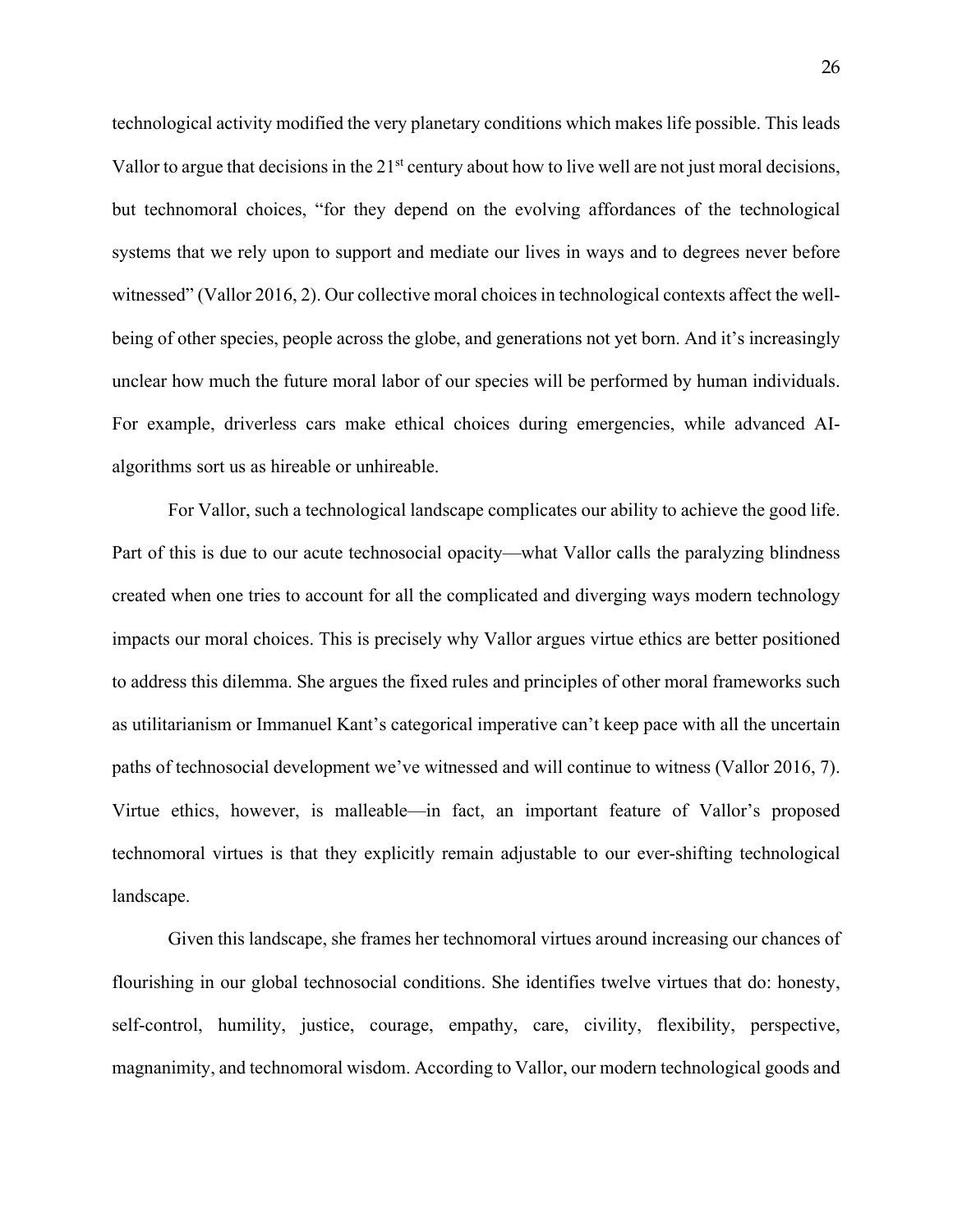technological activity modified the very planetary conditions which makes life possible. This leads Vallor to argue that decisions in the 21st century about how to live well are not just moral decisions, but technomoral choices, "for they depend on the evolving affordances of the technological systems that we rely upon to support and mediate our lives in ways and to degrees never before witnessed" (Vallor 2016, 2). Our collective moral choices in technological contexts affect the well-being of other species, people across the globe, and generations not yet born. And it's increasingly unclear how much the future moral labor of our species will be performed by human individuals. For example, driverless cars make ethical choices during emergencies, while advanced AI-algorithms sort us as hireable or unhireable.

For Vallor, such a technological landscape complicates our ability to achieve the good life. Part of this is due to our acute technosocial opacity—what Vallor calls the paralyzing blindness created when one tries to account for all the complicated and diverging ways modern technology impacts our moral choices. This is precisely why Vallor argues virtue ethics are better positioned to address this dilemma. She argues the fixed rules and principles of other moral frameworks such as utilitarianism or Immanuel Kant's categorical imperative can't keep pace with all the uncertain paths of technosocial development we've witnessed and will continue to witness (Vallor 2016, 7). Virtue ethics, however, is malleable—in fact, an important feature of Vallor's proposed technomoral virtues is that they explicitly remain adjustable to our ever-shifting technological landscape.

Given this landscape, she frames her technomoral virtues around increasing our chances of flourishing in our global technosocial conditions. She identifies twelve virtues that do: honesty, self-control, humility, justice, courage, empathy, care, civility, flexibility, perspective, magnanimity, and technomoral wisdom. According to Vallor, our modern technological goods and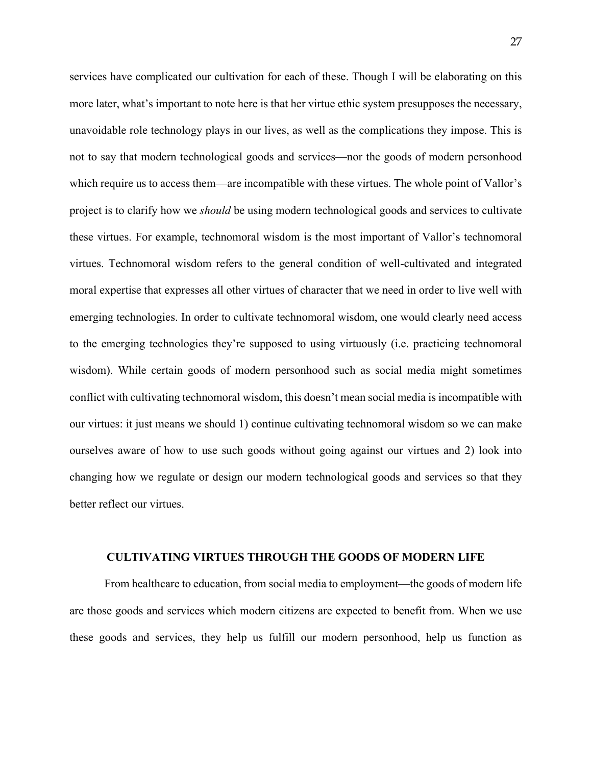services have complicated our cultivation for each of these. Though I will be elaborating on this more later, what's important to note here is that her virtue ethic system presupposes the necessary, unavoidable role technology plays in our lives, as well as the complications they impose. This is not to say that modern technological goods and services—nor the goods of modern personhood which require us to access them—are incompatible with these virtues. The whole point of Vallor's project is to clarify how we *should* be using modern technological goods and services to cultivate these virtues. For example, technomoral wisdom is the most important of Vallor's technomoral virtues. Technomoral wisdom refers to the general condition of well-cultivated and integrated moral expertise that expresses all other virtues of character that we need in order to live well with emerging technologies. In order to cultivate technomoral wisdom, one would clearly need access to the emerging technologies they're supposed to using virtuously (i.e. practicing technomoral wisdom). While certain goods of modern personhood such as social media might sometimes conflict with cultivating technomoral wisdom, this doesn't mean social media is incompatible with our virtues: it just means we should 1) continue cultivating technomoral wisdom so we can make ourselves aware of how to use such goods without going against our virtues and 2) look into changing how we regulate or design our modern technological goods and services so that they better reflect our virtues.

## CULTIVATING VIRTUES THROUGH THE GOODS OF MODERN LIFE

From healthcare to education, from social media to employment—the goods of modern life are those goods and services which modern citizens are expected to benefit from. When we use these goods and services, they help us fulfill our modern personhood, help us function as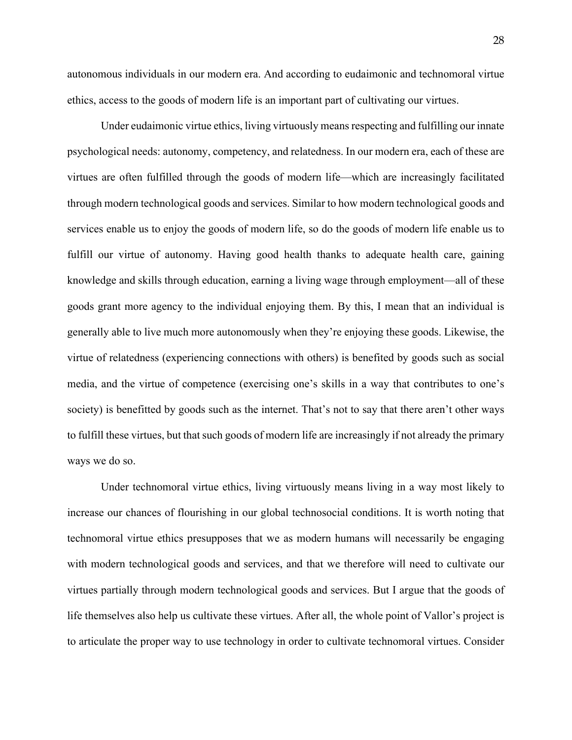autonomous individuals in our modern era. And according to eudaimonic and technomoral virtue ethics, access to the goods of modern life is an important part of cultivating our virtues.

Under eudaimonic virtue ethics, living virtuously means respecting and fulfilling our innate psychological needs: autonomy, competency, and relatedness. In our modern era, each of these are virtues are often fulfilled through the goods of modern life—which are increasingly facilitated through modern technological goods and services. Similar to how modern technological goods and services enable us to enjoy the goods of modern life, so do the goods of modern life enable us to fulfill our virtue of autonomy. Having good health thanks to adequate health care, gaining knowledge and skills through education, earning a living wage through employment—all of these goods grant more agency to the individual enjoying them. By this, I mean that an individual is generally able to live much more autonomously when they're enjoying these goods. Likewise, the virtue of relatedness (experiencing connections with others) is benefited by goods such as social media, and the virtue of competence (exercising one's skills in a way that contributes to one's society) is benefitted by goods such as the internet. That's not to say that there aren't other ways to fulfill these virtues, but that such goods of modern life are increasingly if not already the primary ways we do so.

Under technomoral virtue ethics, living virtuously means living in a way most likely to increase our chances of flourishing in our global technosocial conditions. It is worth noting that technomoral virtue ethics presupposes that we as modern humans will necessarily be engaging with modern technological goods and services, and that we therefore will need to cultivate our virtues partially through modern technological goods and services. But I argue that the goods of life themselves also help us cultivate these virtues. After all, the whole point of Vallor's project is to articulate the proper way to use technology in order to cultivate technomoral virtues. Consider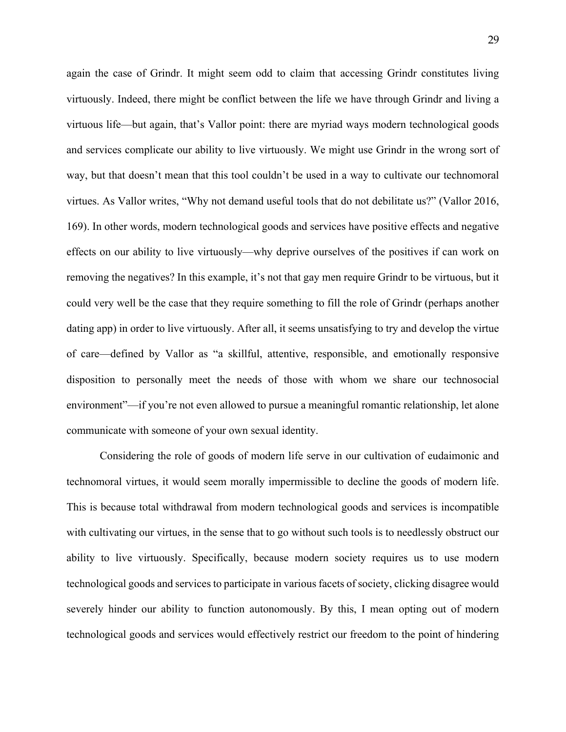again the case of Grindr. It might seem odd to claim that accessing Grindr constitutes living virtuously. Indeed, there might be conflict between the life we have through Grindr and living a virtuous life—but again, that's Vallor point: there are myriad ways modern technological goods and services complicate our ability to live virtuously. We might use Grindr in the wrong sort of way, but that doesn't mean that this tool couldn't be used in a way to cultivate our technomoral virtues. As Vallor writes, "Why not demand useful tools that do not debilitate us?" (Vallor 2016, 169). In other words, modern technological goods and services have positive effects and negative effects on our ability to live virtuously—why deprive ourselves of the positives if can work on removing the negatives? In this example, it's not that gay men require Grindr to be virtuous, but it could very well be the case that they require something to fill the role of Grindr (perhaps another dating app) in order to live virtuously. After all, it seems unsatisfying to try and develop the virtue of care—defined by Vallor as "a skillful, attentive, responsible, and emotionally responsive disposition to personally meet the needs of those with whom we share our technosocial environment"—if you're not even allowed to pursue a meaningful romantic relationship, let alone communicate with someone of your own sexual identity.

Considering the role of goods of modern life serve in our cultivation of eudaimonic and technomoral virtues, it would seem morally impermissible to decline the goods of modern life. This is because total withdrawal from modern technological goods and services is incompatible with cultivating our virtues, in the sense that to go without such tools is to needlessly obstruct our ability to live virtuously. Specifically, because modern society requires us to use modern technological goods and services to participate in various facets of society, clicking disagree would severely hinder our ability to function autonomously. By this, I mean opting out of modern technological goods and services would effectively restrict our freedom to the point of hindering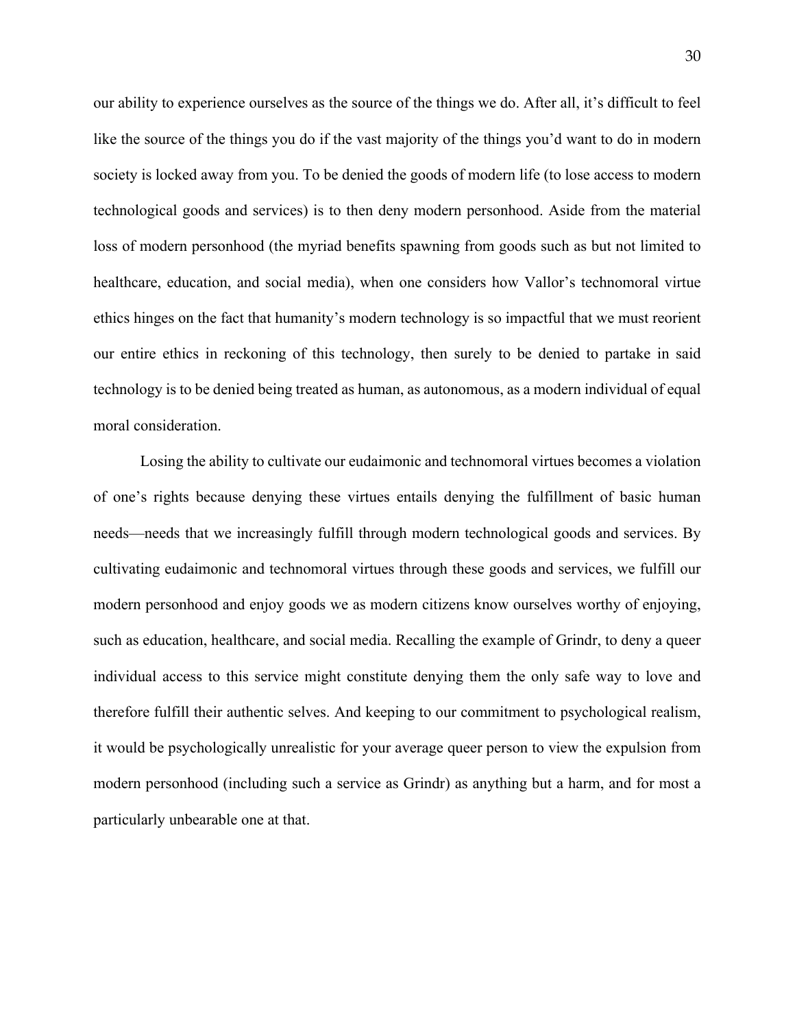our ability to experience ourselves as the source of the things we do. After all, it's difficult to feel like the source of the things you do if the vast majority of the things you'd want to do in modern society is locked away from you. To be denied the goods of modern life (to lose access to modern technological goods and services) is to then deny modern personhood. Aside from the material loss of modern personhood (the myriad benefits spawning from goods such as but not limited to healthcare, education, and social media), when one considers how Vallor's technomoral virtue ethics hinges on the fact that humanity's modern technology is so impactful that we must reorient our entire ethics in reckoning of this technology, then surely to be denied to partake in said technology is to be denied being treated as human, as autonomous, as a modern individual of equal moral consideration.

Losing the ability to cultivate our eudaimonic and technomoral virtues becomes a violation of one's rights because denying these virtues entails denying the fulfillment of basic human needs—needs that we increasingly fulfill through modern technological goods and services. By cultivating eudaimonic and technomoral virtues through these goods and services, we fulfill our modern personhood and enjoy goods we as modern citizens know ourselves worthy of enjoying, such as education, healthcare, and social media. Recalling the example of Grindr, to deny a queer individual access to this service might constitute denying them the only safe way to love and therefore fulfill their authentic selves. And keeping to our commitment to psychological realism, it would be psychologically unrealistic for your average queer person to view the expulsion from modern personhood (including such a service as Grindr) as anything but a harm, and for most a particularly unbearable one at that.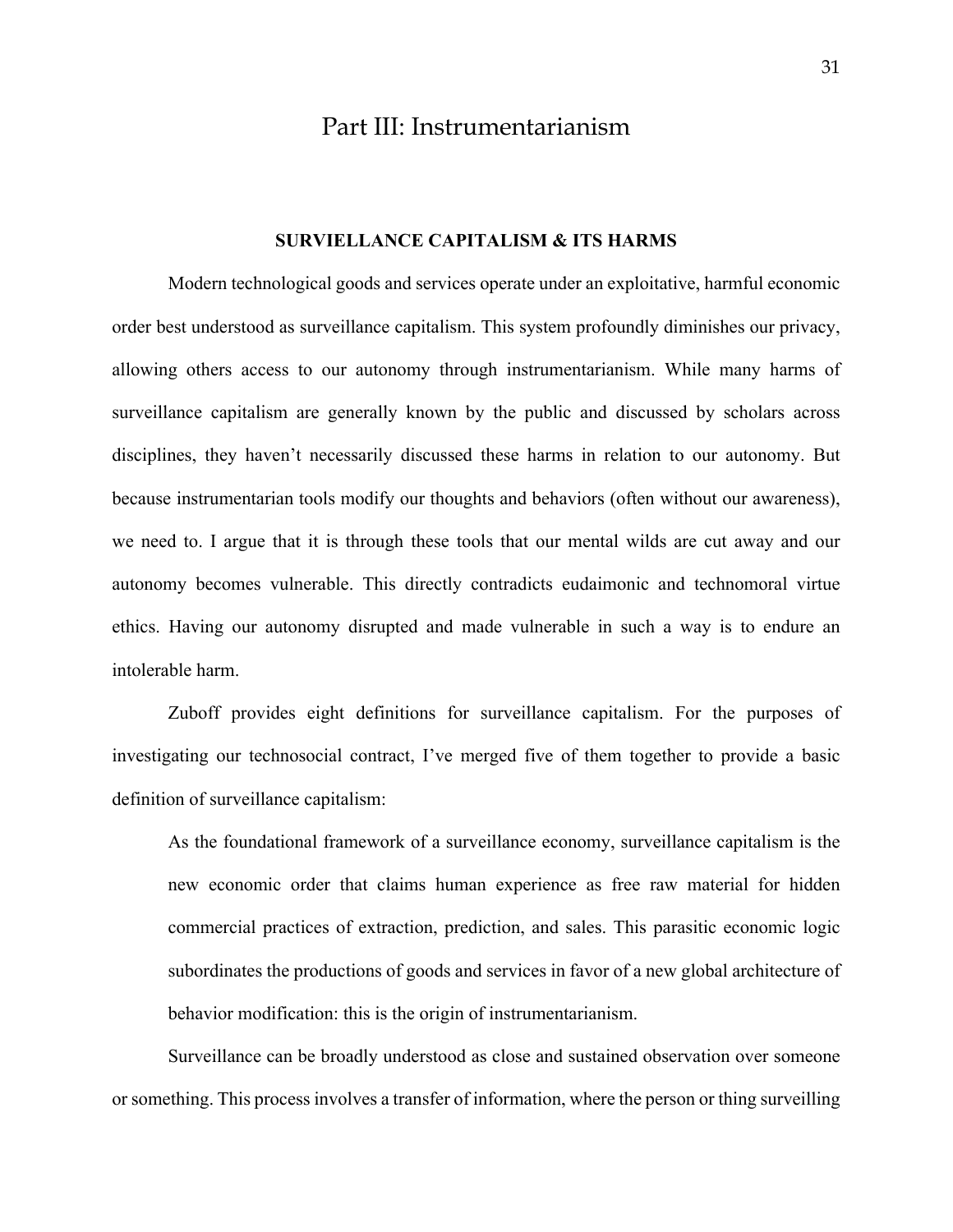# Part III: Instrumentarianism

## SURVIELLANCE CAPITALISM & ITS HARMS

Modern technological goods and services operate under an exploitative, harmful economic order best understood as surveillance capitalism. This system profoundly diminishes our privacy, allowing others access to our autonomy through instrumentarianism. While many harms of surveillance capitalism are generally known by the public and discussed by scholars across disciplines, they haven't necessarily discussed these harms in relation to our autonomy. But because instrumentarian tools modify our thoughts and behaviors (often without our awareness), we need to. I argue that it is through these tools that our mental wilds are cut away and our autonomy becomes vulnerable. This directly contradicts eudaimonic and technomoral virtue ethics. Having our autonomy disrupted and made vulnerable in such a way is to endure an intolerable harm.

Zuboff provides eight definitions for surveillance capitalism. For the purposes of investigating our technosocial contract, I've merged five of them together to provide a basic definition of surveillance capitalism:

> As the foundational framework of a surveillance economy, surveillance capitalism is the new economic order that claims human experience as free raw material for hidden commercial practices of extraction, prediction, and sales. This parasitic economic logic subordinates the productions of goods and services in favor of a new global architecture of behavior modification: this is the origin of instrumentarianism.

Surveillance can be broadly understood as close and sustained observation over someone or something. This process involves a transfer of information, where the person or thing surveilling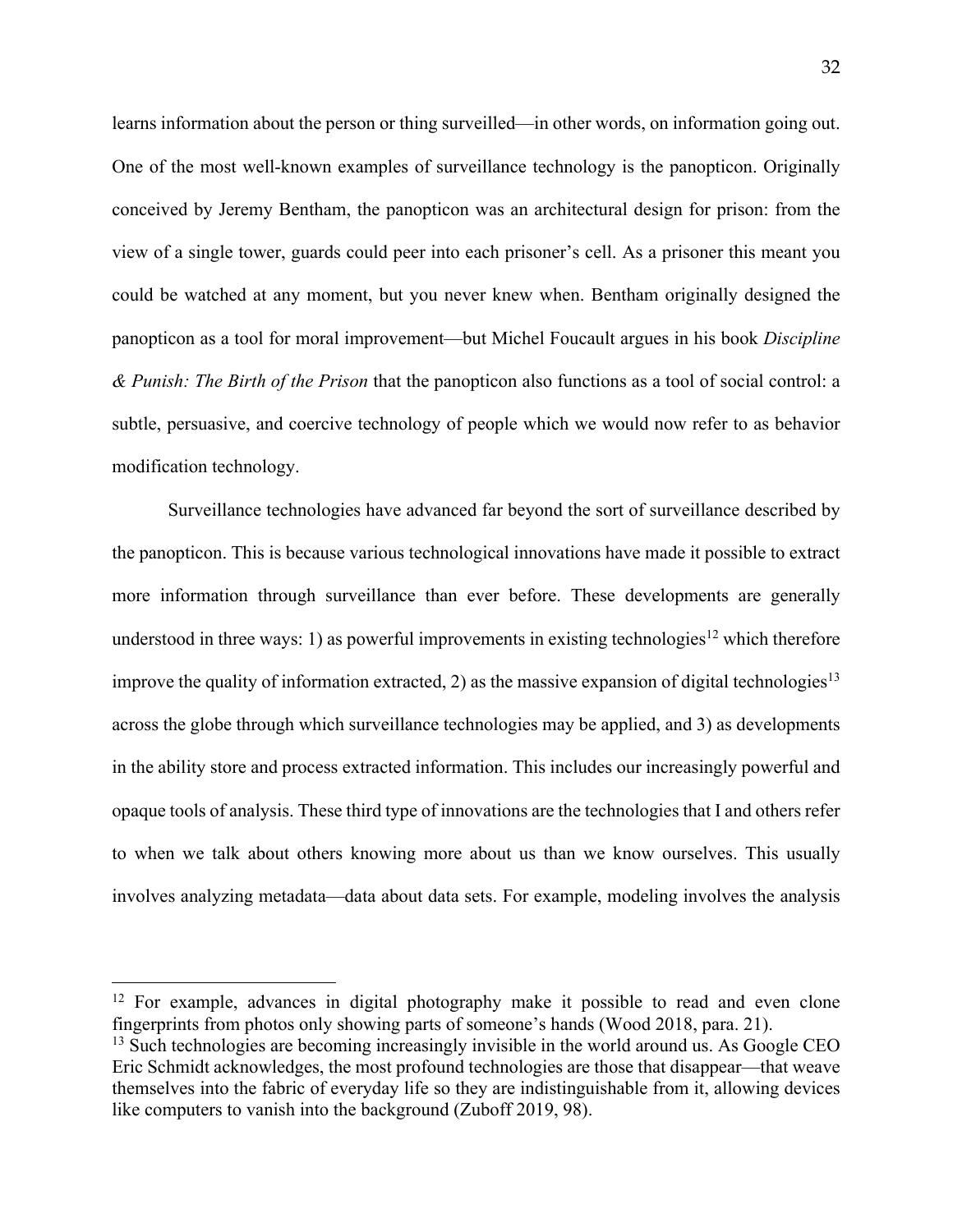learns information about the person or thing surveilled—in other words, on information going out. One of the most well-known examples of surveillance technology is the panopticon. Originally conceived by Jeremy Bentham, the panopticon was an architectural design for prison: from the view of a single tower, guards could peer into each prisoner's cell. As a prisoner this meant you could be watched at any moment, but you never knew when. Bentham originally designed the panopticon as a tool for moral improvement—but Michel Foucault argues in his book *Discipline & Punish: The Birth of the Prison* that the panopticon also functions as a tool of social control: a subtle, persuasive, and coercive technology of people which we would now refer to as behavior modification technology.

Surveillance technologies have advanced far beyond the sort of surveillance described by the panopticon. This is because various technological innovations have made it possible to extract more information through surveillance than ever before. These developments are generally understood in three ways: 1) as powerful improvements in existing technologies[12] which therefore improve the quality of information extracted, 2) as the massive expansion of digital technologies[13] across the globe through which surveillance technologies may be applied, and 3) as developments in the ability store and process extracted information. This includes our increasingly powerful and opaque tools of analysis. These third type of innovations are the technologies that I and others refer to when we talk about others knowing more about us than we know ourselves. This usually involves analyzing metadata—data about data sets. For example, modeling involves the analysis

---

[12] For example, advances in digital photography make it possible to read and even clone fingerprints from photos only showing parts of someone's hands (Wood 2018, para. 21).

[13] Such technologies are becoming increasingly invisible in the world around us. As Google CEO Eric Schmidt acknowledges, the most profound technologies are those that disappear—that weave themselves into the fabric of everyday life so they are indistinguishable from it, allowing devices like computers to vanish into the background (Zuboff 2019, 98).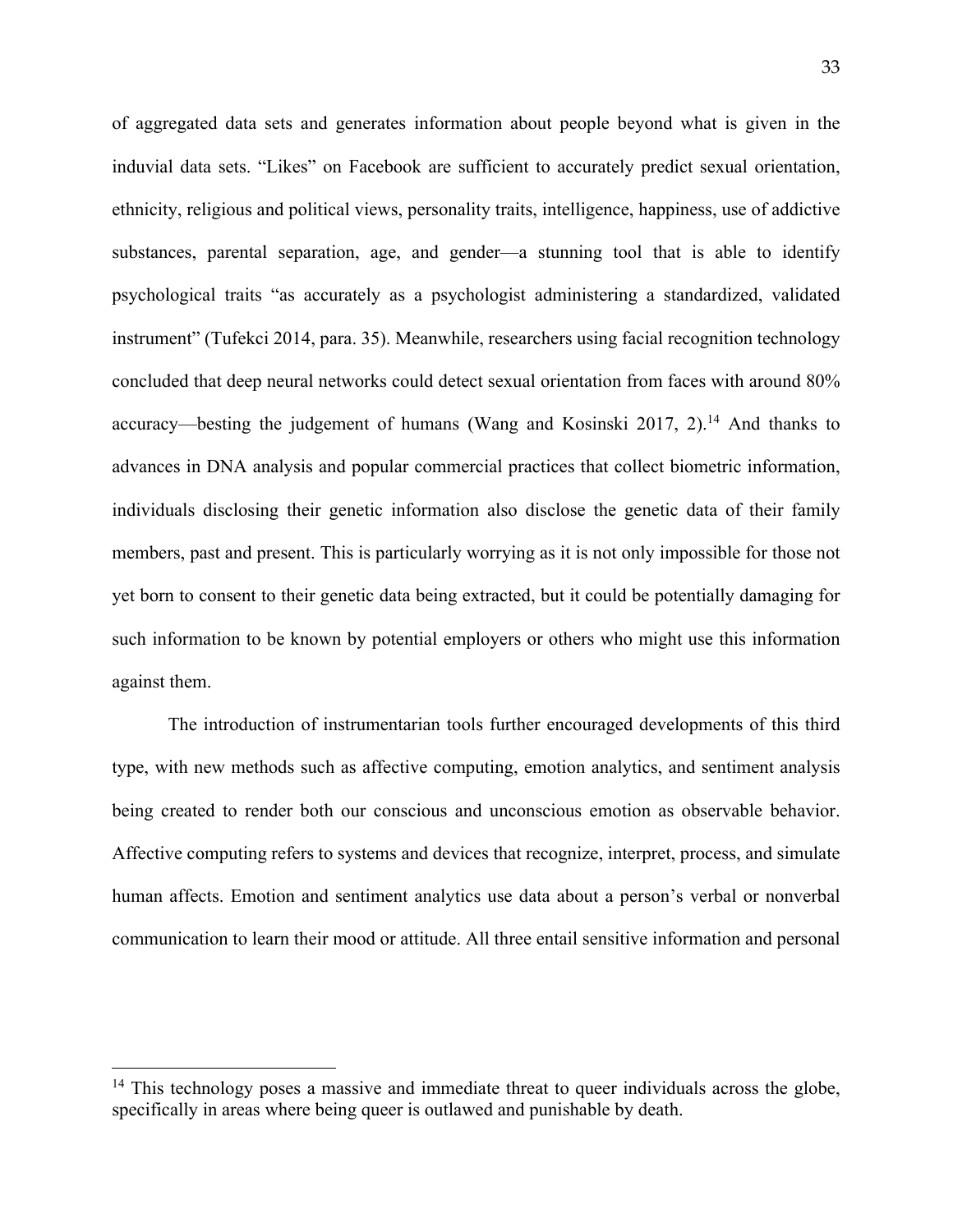of aggregated data sets and generates information about people beyond what is given in the induvial data sets. "Likes" on Facebook are sufficient to accurately predict sexual orientation, ethnicity, religious and political views, personality traits, intelligence, happiness, use of addictive substances, parental separation, age, and gender—a stunning tool that is able to identify psychological traits "as accurately as a psychologist administering a standardized, validated instrument" (Tufekci 2014, para. 35). Meanwhile, researchers using facial recognition technology concluded that deep neural networks could detect sexual orientation from faces with around 80% accuracy—besting the judgement of humans (Wang and Kosinski 2017, 2).[14] And thanks to advances in DNA analysis and popular commercial practices that collect biometric information, individuals disclosing their genetic information also disclose the genetic data of their family members, past and present. This is particularly worrying as it is not only impossible for those not yet born to consent to their genetic data being extracted, but it could be potentially damaging for such information to be known by potential employers or others who might use this information against them.

The introduction of instrumentarian tools further encouraged developments of this third type, with new methods such as affective computing, emotion analytics, and sentiment analysis being created to render both our conscious and unconscious emotion as observable behavior. Affective computing refers to systems and devices that recognize, interpret, process, and simulate human affects. Emotion and sentiment analytics use data about a person's verbal or nonverbal communication to learn their mood or attitude. All three entail sensitive information and personal

[14] This technology poses a massive and immediate threat to queer individuals across the globe, specifically in areas where being queer is outlawed and punishable by death.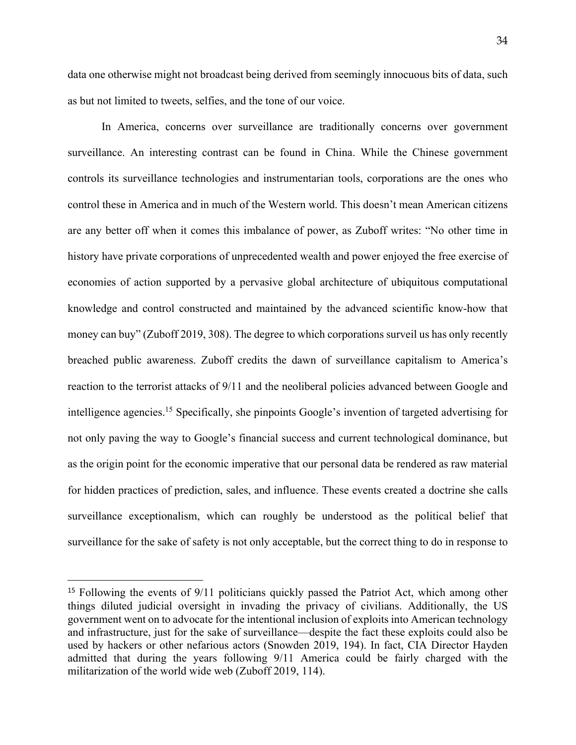data one otherwise might not broadcast being derived from seemingly innocuous bits of data, such as but not limited to tweets, selfies, and the tone of our voice.

In America, concerns over surveillance are traditionally concerns over government surveillance. An interesting contrast can be found in China. While the Chinese government controls its surveillance technologies and instrumentarian tools, corporations are the ones who control these in America and in much of the Western world. This doesn't mean American citizens are any better off when it comes this imbalance of power, as Zuboff writes: "No other time in history have private corporations of unprecedented wealth and power enjoyed the free exercise of economies of action supported by a pervasive global architecture of ubiquitous computational knowledge and control constructed and maintained by the advanced scientific know-how that money can buy" (Zuboff 2019, 308). The degree to which corporations surveil us has only recently breached public awareness. Zuboff credits the dawn of surveillance capitalism to America's reaction to the terrorist attacks of 9/11 and the neoliberal policies advanced between Google and intelligence agencies.[15] Specifically, she pinpoints Google's invention of targeted advertising for not only paving the way to Google's financial success and current technological dominance, but as the origin point for the economic imperative that our personal data be rendered as raw material for hidden practices of prediction, sales, and influence. These events created a doctrine she calls surveillance exceptionalism, which can roughly be understood as the political belief that surveillance for the sake of safety is not only acceptable, but the correct thing to do in response to

[15] Following the events of 9/11 politicians quickly passed the Patriot Act, which among other things diluted judicial oversight in invading the privacy of civilians. Additionally, the US government went on to advocate for the intentional inclusion of exploits into American technology and infrastructure, just for the sake of surveillance—despite the fact these exploits could also be used by hackers or other nefarious actors (Snowden 2019, 194). In fact, CIA Director Hayden admitted that during the years following 9/11 America could be fairly charged with the militarization of the world wide web (Zuboff 2019, 114).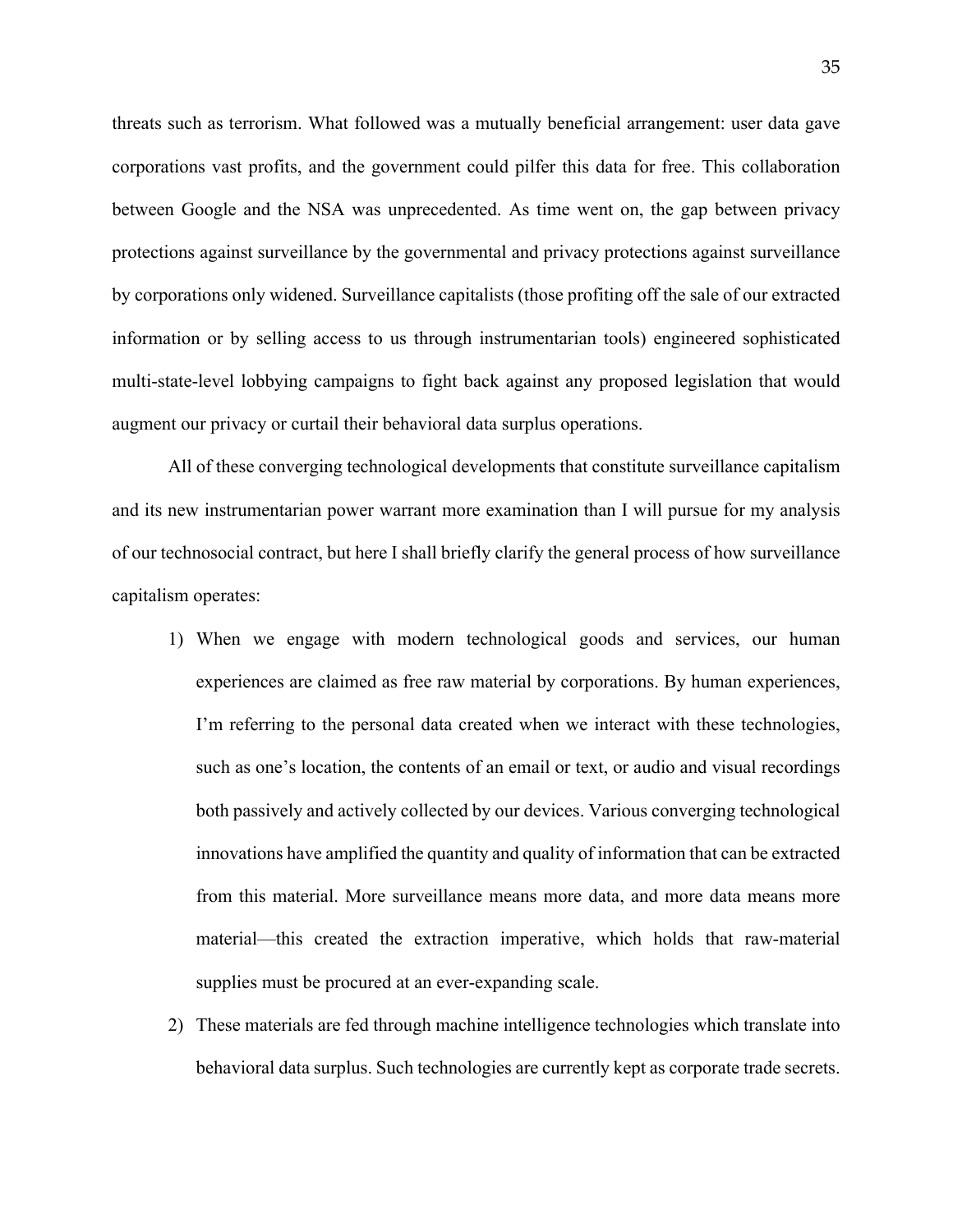threats such as terrorism. What followed was a mutually beneficial arrangement: user data gave corporations vast profits, and the government could pilfer this data for free. This collaboration between Google and the NSA was unprecedented. As time went on, the gap between privacy protections against surveillance by the governmental and privacy protections against surveillance by corporations only widened. Surveillance capitalists (those profiting off the sale of our extracted information or by selling access to us through instrumentarian tools) engineered sophisticated multi-state-level lobbying campaigns to fight back against any proposed legislation that would augment our privacy or curtail their behavioral data surplus operations.

All of these converging technological developments that constitute surveillance capitalism and its new instrumentarian power warrant more examination than I will pursue for my analysis of our technosocial contract, but here I shall briefly clarify the general process of how surveillance capitalism operates:

1) When we engage with modern technological goods and services, our human experiences are claimed as free raw material by corporations. By human experiences, I'm referring to the personal data created when we interact with these technologies, such as one's location, the contents of an email or text, or audio and visual recordings both passively and actively collected by our devices. Various converging technological innovations have amplified the quantity and quality of information that can be extracted from this material. More surveillance means more data, and more data means more material—this created the extraction imperative, which holds that raw-material supplies must be procured at an ever-expanding scale.
2) These materials are fed through machine intelligence technologies which translate into behavioral data surplus. Such technologies are currently kept as corporate trade secrets.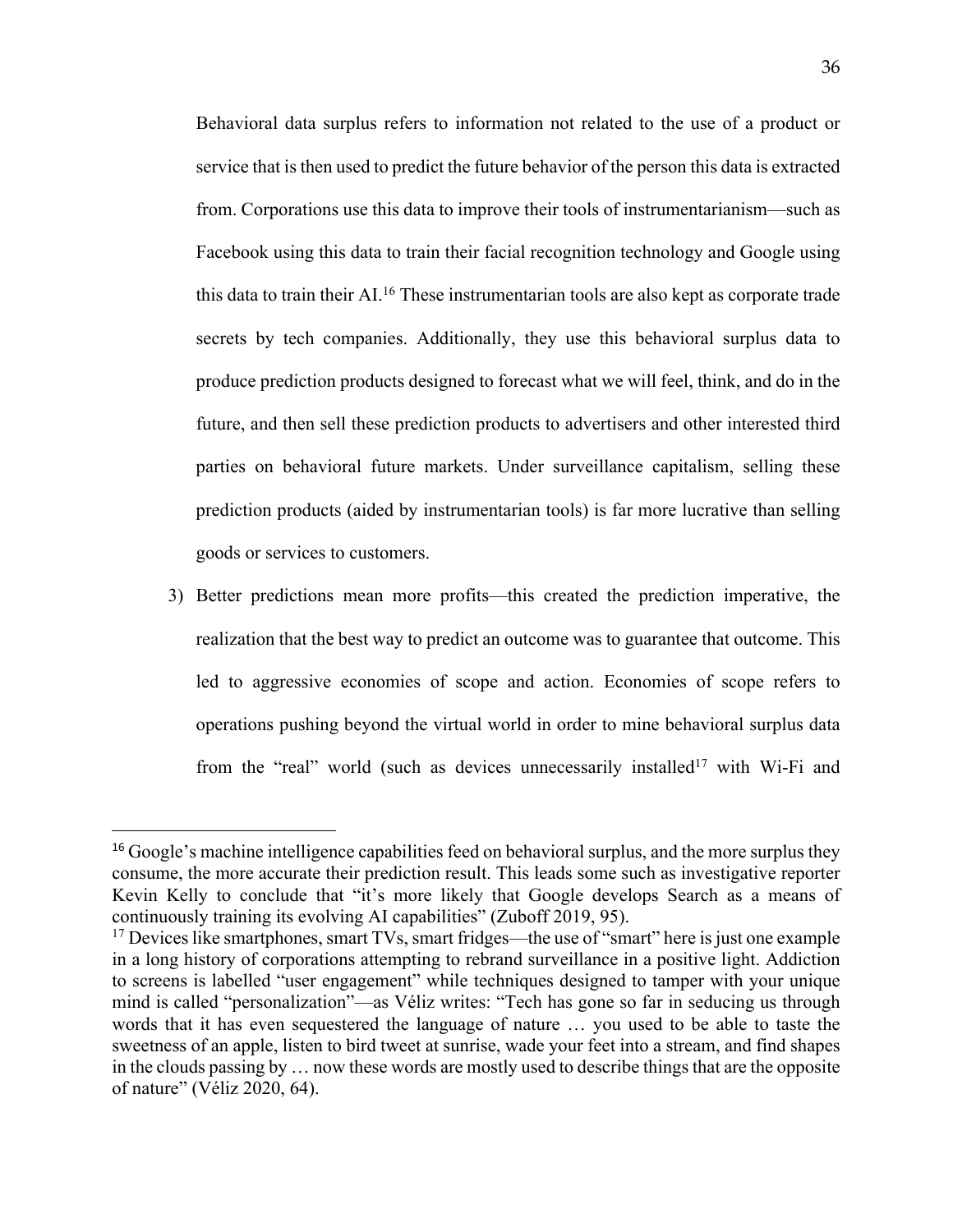Behavioral data surplus refers to information not related to the use of a product or service that is then used to predict the future behavior of the person this data is extracted from. Corporations use this data to improve their tools of instrumentarianism—such as Facebook using this data to train their facial recognition technology and Google using this data to train their AI.[16] These instrumentarian tools are also kept as corporate trade secrets by tech companies. Additionally, they use this behavioral surplus data to produce prediction products designed to forecast what we will feel, think, and do in the future, and then sell these prediction products to advertisers and other interested third parties on behavioral future markets. Under surveillance capitalism, selling these prediction products (aided by instrumentarian tools) is far more lucrative than selling goods or services to customers.

3) Better predictions mean more profits—this created the prediction imperative, the realization that the best way to predict an outcome was to guarantee that outcome. This led to aggressive economies of scope and action. Economies of scope refers to operations pushing beyond the virtual world in order to mine behavioral surplus data from the "real" world (such as devices unnecessarily installed[17] with Wi-Fi and

---

[16] Google's machine intelligence capabilities feed on behavioral surplus, and the more surplus they consume, the more accurate their prediction result. This leads some such as investigative reporter Kevin Kelly to conclude that "it's more likely that Google develops Search as a means of continuously training its evolving AI capabilities" (Zuboff 2019, 95).

[17] Devices like smartphones, smart TVs, smart fridges—the use of "smart" here is just one example in a long history of corporations attempting to rebrand surveillance in a positive light. Addiction to screens is labelled "user engagement" while techniques designed to tamper with your unique mind is called "personalization"—as Véliz writes: "Tech has gone so far in seducing us through words that it has even sequestered the language of nature … you used to be able to taste the sweetness of an apple, listen to bird tweet at sunrise, wade your feet into a stream, and find shapes in the clouds passing by … now these words are mostly used to describe things that are the opposite of nature" (Véliz 2020, 64).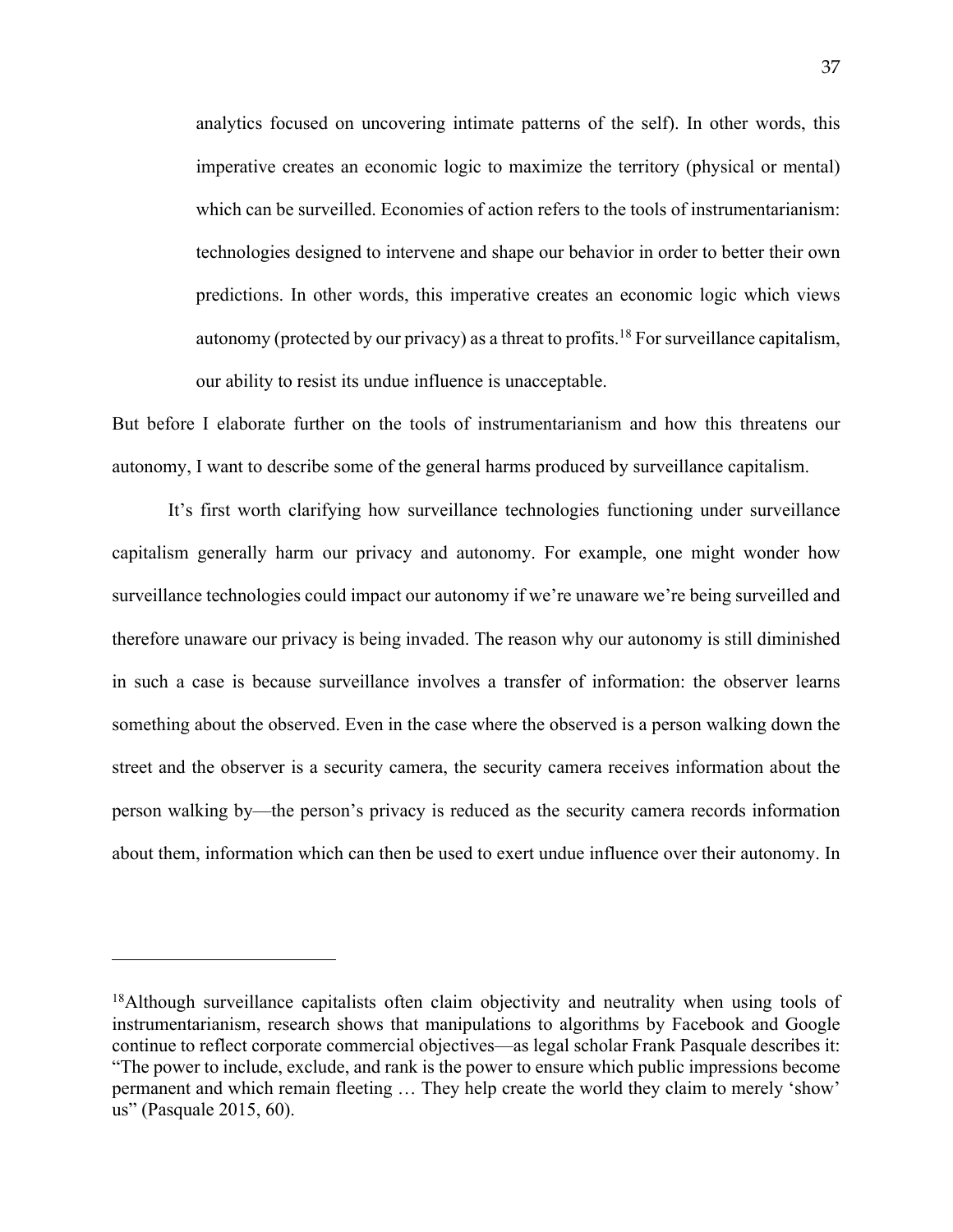> analytics focused on uncovering intimate patterns of the self). In other words, this imperative creates an economic logic to maximize the territory (physical or mental) which can be surveilled. Economies of action refers to the tools of instrumentarianism: technologies designed to intervene and shape our behavior in order to better their own predictions. In other words, this imperative creates an economic logic which views autonomy (protected by our privacy) as a threat to profits.[18] For surveillance capitalism, our ability to resist its undue influence is unacceptable.

But before I elaborate further on the tools of instrumentarianism and how this threatens our autonomy, I want to describe some of the general harms produced by surveillance capitalism.

It's first worth clarifying how surveillance technologies functioning under surveillance capitalism generally harm our privacy and autonomy. For example, one might wonder how surveillance technologies could impact our autonomy if we're unaware we're being surveilled and therefore unaware our privacy is being invaded. The reason why our autonomy is still diminished in such a case is because surveillance involves a transfer of information: the observer learns something about the observed. Even in the case where the observed is a person walking down the street and the observer is a security camera, the security camera receives information about the person walking by—the person's privacy is reduced as the security camera records information about them, information which can then be used to exert undue influence over their autonomy. In

---

[18]Although surveillance capitalists often claim objectivity and neutrality when using tools of instrumentarianism, research shows that manipulations to algorithms by Facebook and Google continue to reflect corporate commercial objectives—as legal scholar Frank Pasquale describes it: "The power to include, exclude, and rank is the power to ensure which public impressions become permanent and which remain fleeting … They help create the world they claim to merely 'show' us" (Pasquale 2015, 60).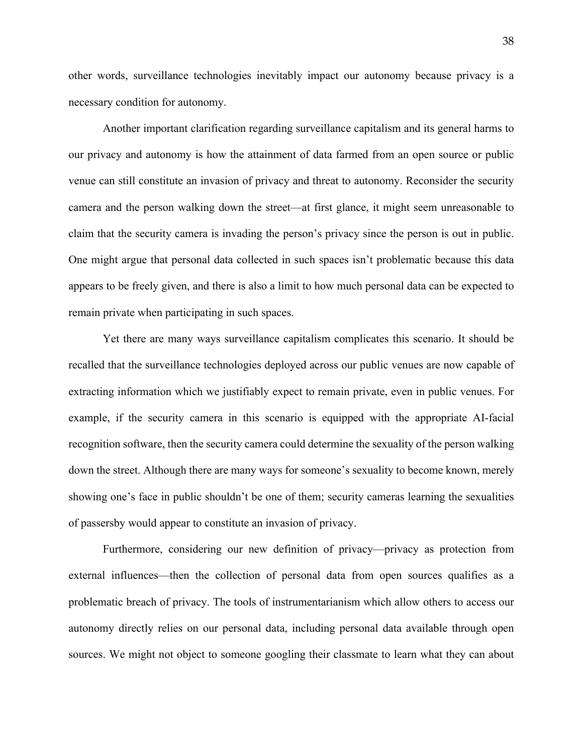other words, surveillance technologies inevitably impact our autonomy because privacy is a necessary condition for autonomy.

Another important clarification regarding surveillance capitalism and its general harms to our privacy and autonomy is how the attainment of data farmed from an open source or public venue can still constitute an invasion of privacy and threat to autonomy. Reconsider the security camera and the person walking down the street—at first glance, it might seem unreasonable to claim that the security camera is invading the person's privacy since the person is out in public. One might argue that personal data collected in such spaces isn't problematic because this data appears to be freely given, and there is also a limit to how much personal data can be expected to remain private when participating in such spaces.

Yet there are many ways surveillance capitalism complicates this scenario. It should be recalled that the surveillance technologies deployed across our public venues are now capable of extracting information which we justifiably expect to remain private, even in public venues. For example, if the security camera in this scenario is equipped with the appropriate AI-facial recognition software, then the security camera could determine the sexuality of the person walking down the street. Although there are many ways for someone's sexuality to become known, merely showing one's face in public shouldn't be one of them; security cameras learning the sexualities of passersby would appear to constitute an invasion of privacy.

Furthermore, considering our new definition of privacy—privacy as protection from external influences—then the collection of personal data from open sources qualifies as a problematic breach of privacy. The tools of instrumentarianism which allow others to access our autonomy directly relies on our personal data, including personal data available through open sources. We might not object to someone googling their classmate to learn what they can about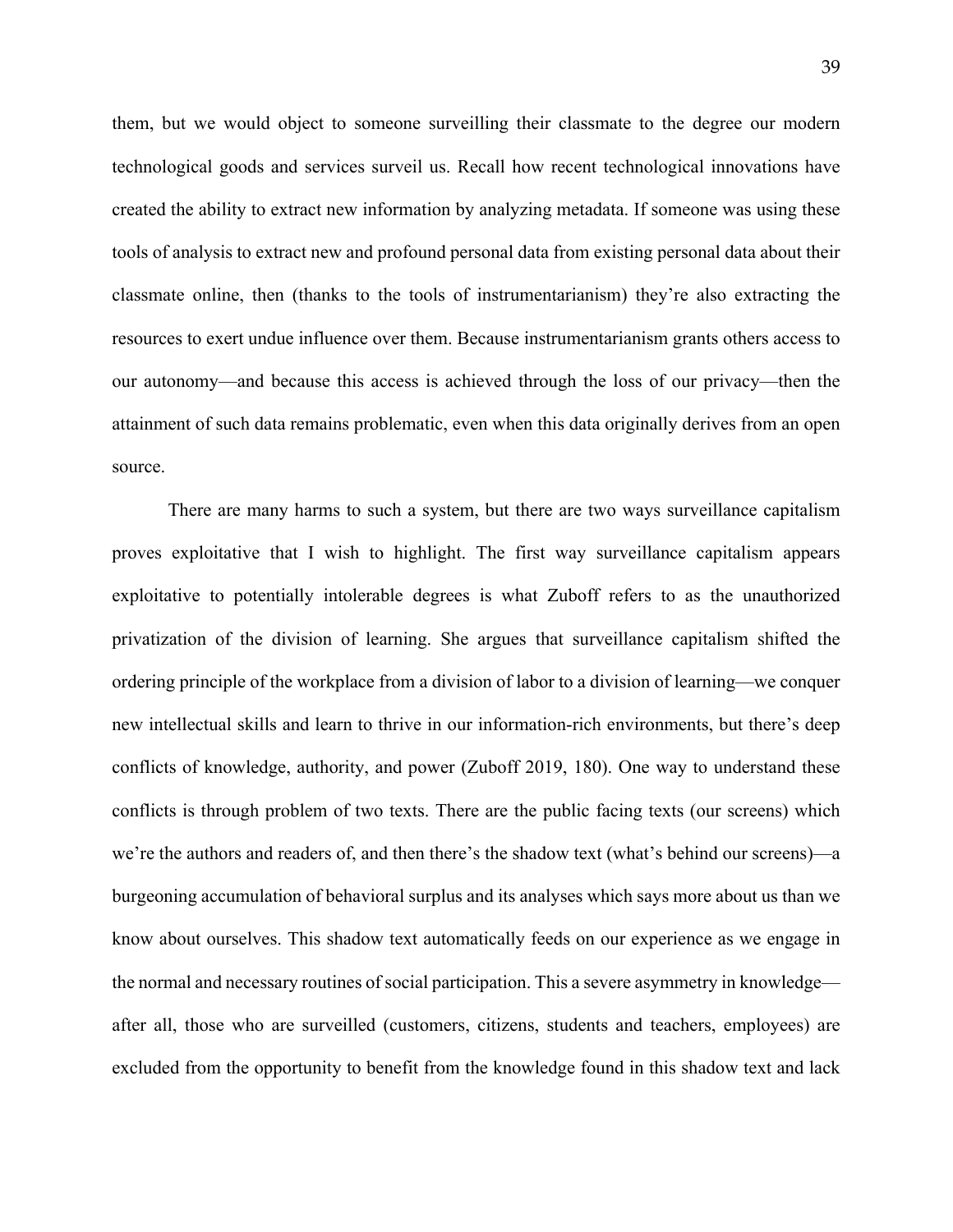them, but we would object to someone surveilling their classmate to the degree our modern technological goods and services surveil us. Recall how recent technological innovations have created the ability to extract new information by analyzing metadata. If someone was using these tools of analysis to extract new and profound personal data from existing personal data about their classmate online, then (thanks to the tools of instrumentarianism) they're also extracting the resources to exert undue influence over them. Because instrumentarianism grants others access to our autonomy—and because this access is achieved through the loss of our privacy—then the attainment of such data remains problematic, even when this data originally derives from an open source.

There are many harms to such a system, but there are two ways surveillance capitalism proves exploitative that I wish to highlight. The first way surveillance capitalism appears exploitative to potentially intolerable degrees is what Zuboff refers to as the unauthorized privatization of the division of learning. She argues that surveillance capitalism shifted the ordering principle of the workplace from a division of labor to a division of learning—we conquer new intellectual skills and learn to thrive in our information-rich environments, but there's deep conflicts of knowledge, authority, and power (Zuboff 2019, 180). One way to understand these conflicts is through problem of two texts. There are the public facing texts (our screens) which we're the authors and readers of, and then there's the shadow text (what's behind our screens)—a burgeoning accumulation of behavioral surplus and its analyses which says more about us than we know about ourselves. This shadow text automatically feeds on our experience as we engage in the normal and necessary routines of social participation. This a severe asymmetry in knowledge—after all, those who are surveilled (customers, citizens, students and teachers, employees) are excluded from the opportunity to benefit from the knowledge found in this shadow text and lack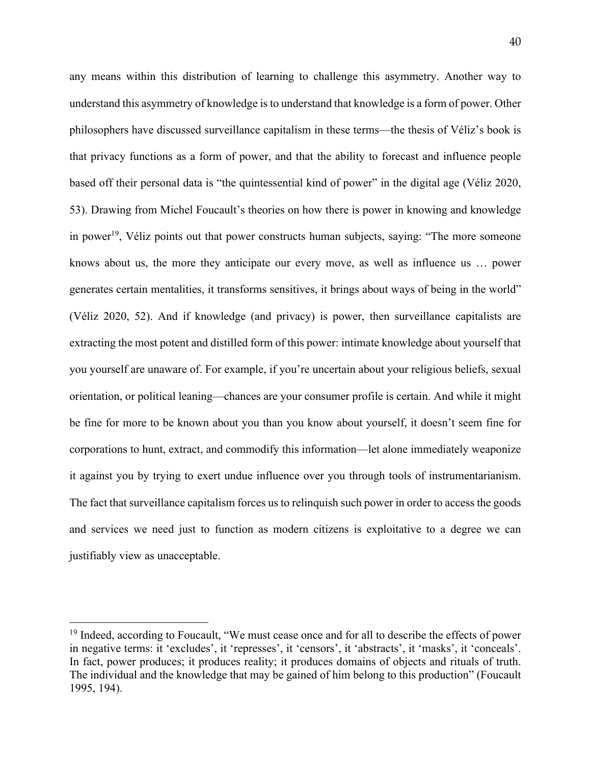any means within this distribution of learning to challenge this asymmetry. Another way to understand this asymmetry of knowledge is to understand that knowledge is a form of power. Other philosophers have discussed surveillance capitalism in these terms—the thesis of Véliz's book is that privacy functions as a form of power, and that the ability to forecast and influence people based off their personal data is "the quintessential kind of power" in the digital age (Véliz 2020, 53). Drawing from Michel Foucault's theories on how there is power in knowing and knowledge in power[19], Véliz points out that power constructs human subjects, saying: "The more someone knows about us, the more they anticipate our every move, as well as influence us … power generates certain mentalities, it transforms sensitives, it brings about ways of being in the world" (Véliz 2020, 52). And if knowledge (and privacy) is power, then surveillance capitalists are extracting the most potent and distilled form of this power: intimate knowledge about yourself that you yourself are unaware of. For example, if you're uncertain about your religious beliefs, sexual orientation, or political leaning—chances are your consumer profile is certain. And while it might be fine for more to be known about you than you know about yourself, it doesn't seem fine for corporations to hunt, extract, and commodify this information—let alone immediately weaponize it against you by trying to exert undue influence over you through tools of instrumentarianism. The fact that surveillance capitalism forces us to relinquish such power in order to access the goods and services we need just to function as modern citizens is exploitative to a degree we can justifiably view as unacceptable.

---

[19] Indeed, according to Foucault, "We must cease once and for all to describe the effects of power in negative terms: it 'excludes', it 'represses', it 'censors', it 'abstracts', it 'masks', it 'conceals'. In fact, power produces; it produces reality; it produces domains of objects and rituals of truth. The individual and the knowledge that may be gained of him belong to this production" (Foucault 1995, 194).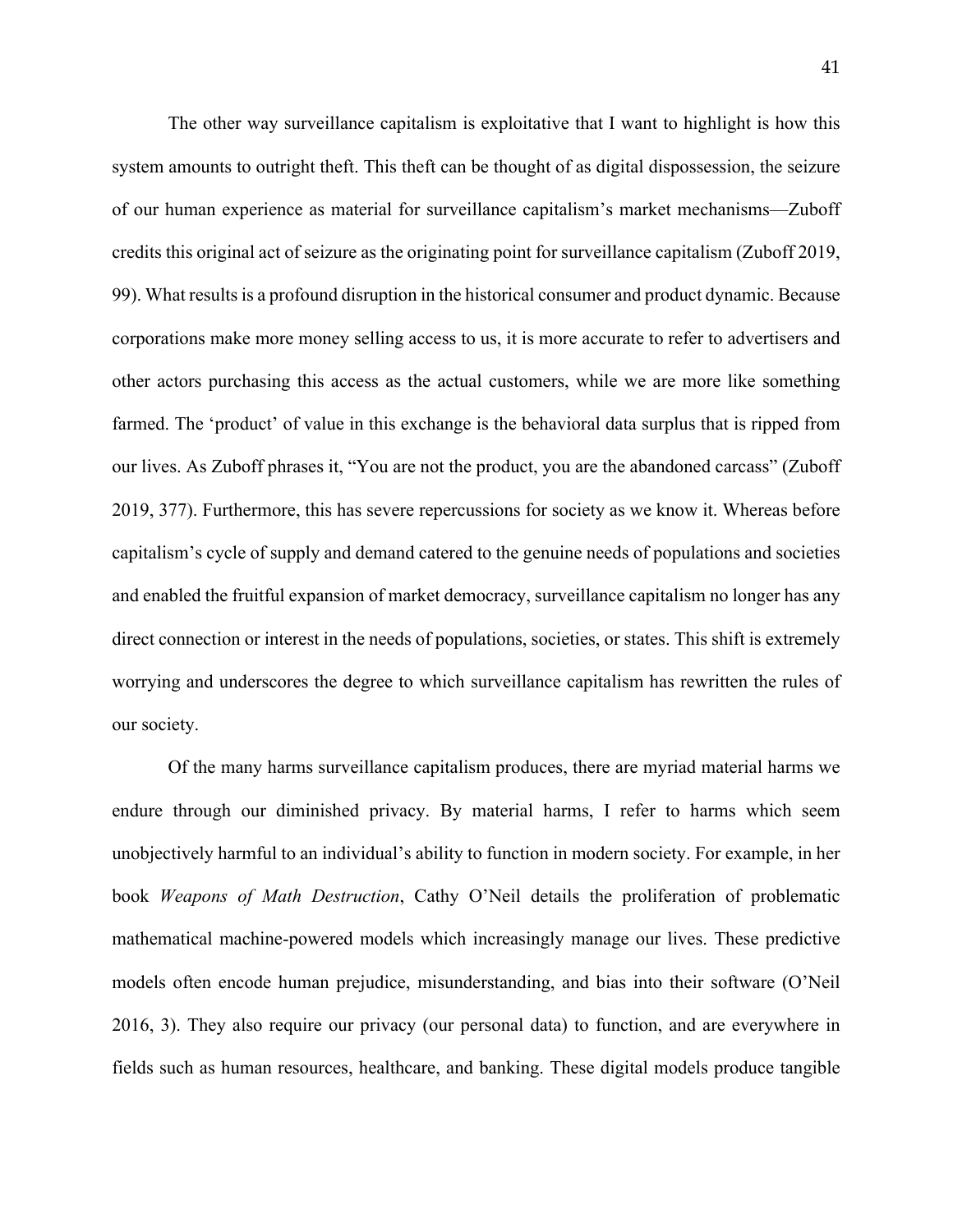The other way surveillance capitalism is exploitative that I want to highlight is how this system amounts to outright theft. This theft can be thought of as digital dispossession, the seizure of our human experience as material for surveillance capitalism's market mechanisms—Zuboff credits this original act of seizure as the originating point for surveillance capitalism (Zuboff 2019, 99). What results is a profound disruption in the historical consumer and product dynamic. Because corporations make more money selling access to us, it is more accurate to refer to advertisers and other actors purchasing this access as the actual customers, while we are more like something farmed. The 'product' of value in this exchange is the behavioral data surplus that is ripped from our lives. As Zuboff phrases it, "You are not the product, you are the abandoned carcass" (Zuboff 2019, 377). Furthermore, this has severe repercussions for society as we know it. Whereas before capitalism's cycle of supply and demand catered to the genuine needs of populations and societies and enabled the fruitful expansion of market democracy, surveillance capitalism no longer has any direct connection or interest in the needs of populations, societies, or states. This shift is extremely worrying and underscores the degree to which surveillance capitalism has rewritten the rules of our society.

Of the many harms surveillance capitalism produces, there are myriad material harms we endure through our diminished privacy. By material harms, I refer to harms which seem unobjectively harmful to an individual's ability to function in modern society. For example, in her book *Weapons of Math Destruction*, Cathy O'Neil details the proliferation of problematic mathematical machine-powered models which increasingly manage our lives. These predictive models often encode human prejudice, misunderstanding, and bias into their software (O'Neil 2016, 3). They also require our privacy (our personal data) to function, and are everywhere in fields such as human resources, healthcare, and banking. These digital models produce tangible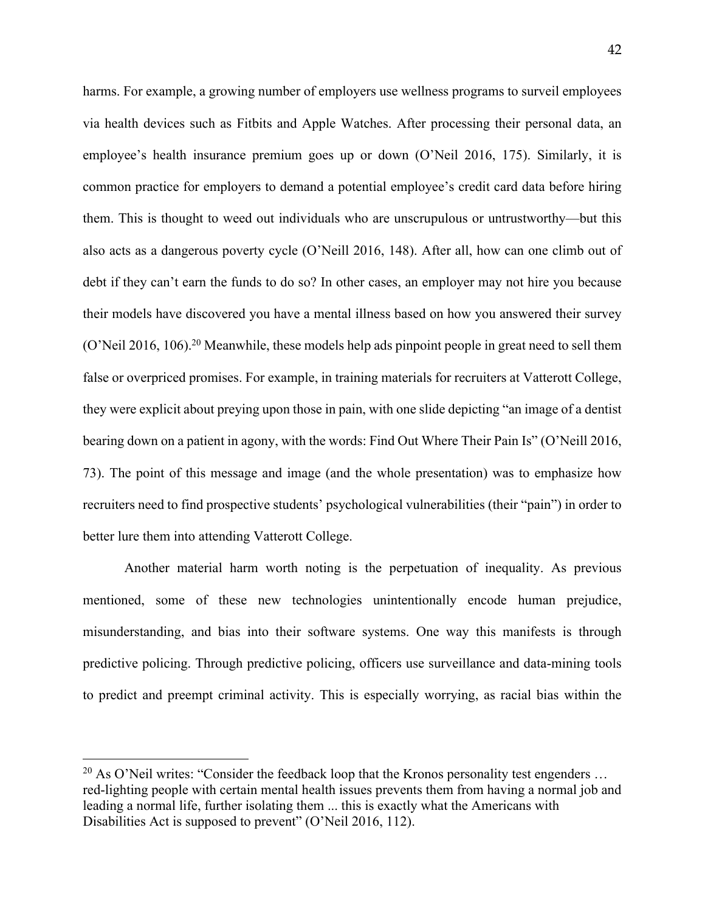harms. For example, a growing number of employers use wellness programs to surveil employees via health devices such as Fitbits and Apple Watches. After processing their personal data, an employee's health insurance premium goes up or down (O'Neil 2016, 175). Similarly, it is common practice for employers to demand a potential employee's credit card data before hiring them. This is thought to weed out individuals who are unscrupulous or untrustworthy—but this also acts as a dangerous poverty cycle (O'Neill 2016, 148). After all, how can one climb out of debt if they can't earn the funds to do so? In other cases, an employer may not hire you because their models have discovered you have a mental illness based on how you answered their survey (O'Neil 2016, 106).[20] Meanwhile, these models help ads pinpoint people in great need to sell them false or overpriced promises. For example, in training materials for recruiters at Vatterott College, they were explicit about preying upon those in pain, with one slide depicting "an image of a dentist bearing down on a patient in agony, with the words: Find Out Where Their Pain Is" (O'Neill 2016, 73). The point of this message and image (and the whole presentation) was to emphasize how recruiters need to find prospective students' psychological vulnerabilities (their "pain") in order to better lure them into attending Vatterott College.

Another material harm worth noting is the perpetuation of inequality. As previous mentioned, some of these new technologies unintentionally encode human prejudice, misunderstanding, and bias into their software systems. One way this manifests is through predictive policing. Through predictive policing, officers use surveillance and data-mining tools to predict and preempt criminal activity. This is especially worrying, as racial bias within the

---

[20] As O'Neil writes: "Consider the feedback loop that the Kronos personality test engenders … red-lighting people with certain mental health issues prevents them from having a normal job and leading a normal life, further isolating them ... this is exactly what the Americans with Disabilities Act is supposed to prevent" (O'Neil 2016, 112).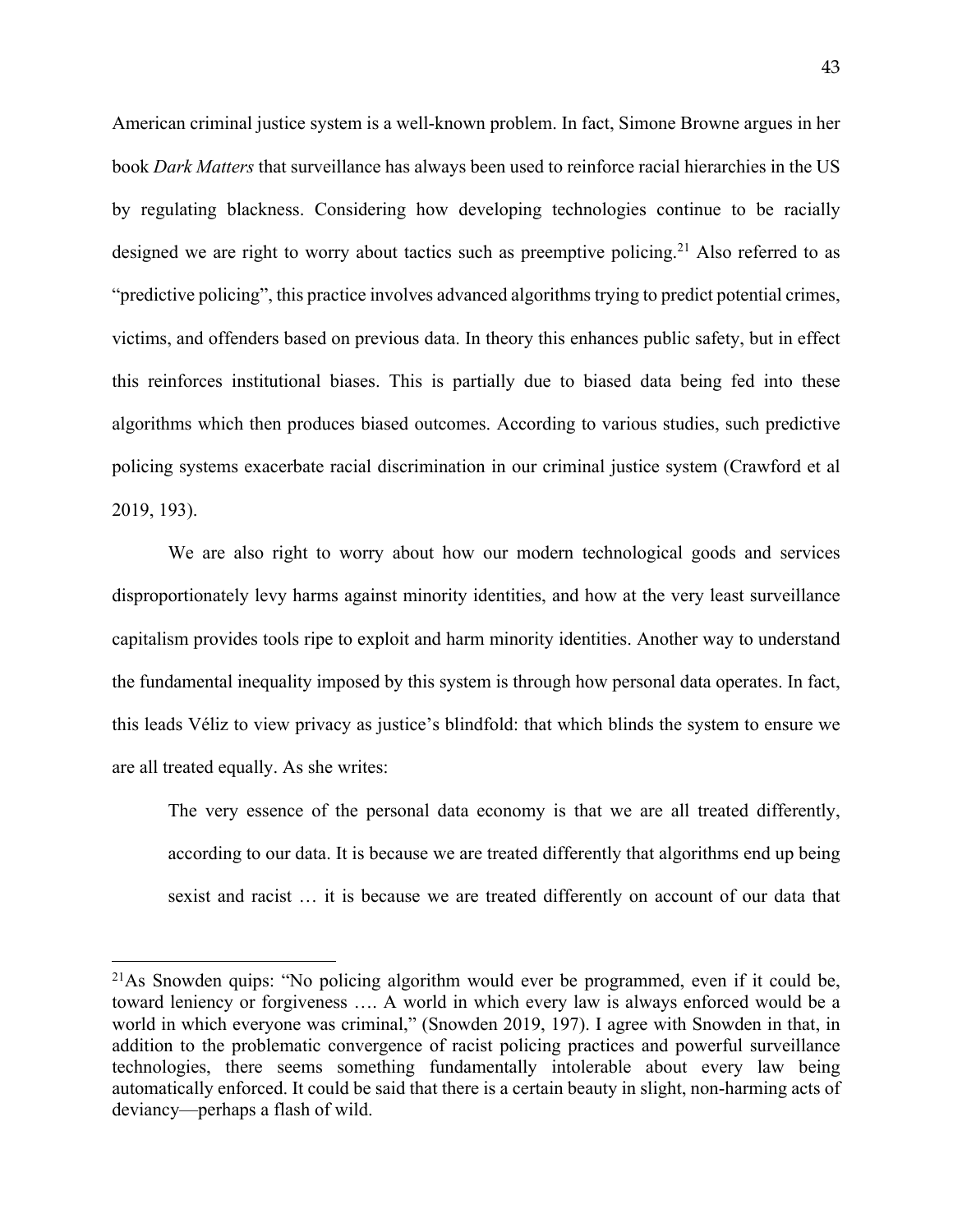American criminal justice system is a well-known problem. In fact, Simone Browne argues in her book *Dark Matters* that surveillance has always been used to reinforce racial hierarchies in the US by regulating blackness. Considering how developing technologies continue to be racially designed we are right to worry about tactics such as preemptive policing.[21] Also referred to as "predictive policing", this practice involves advanced algorithms trying to predict potential crimes, victims, and offenders based on previous data. In theory this enhances public safety, but in effect this reinforces institutional biases. This is partially due to biased data being fed into these algorithms which then produces biased outcomes. According to various studies, such predictive policing systems exacerbate racial discrimination in our criminal justice system (Crawford et al 2019, 193).

We are also right to worry about how our modern technological goods and services disproportionately levy harms against minority identities, and how at the very least surveillance capitalism provides tools ripe to exploit and harm minority identities. Another way to understand the fundamental inequality imposed by this system is through how personal data operates. In fact, this leads Véliz to view privacy as justice's blindfold: that which blinds the system to ensure we are all treated equally. As she writes:

> The very essence of the personal data economy is that we are all treated differently, according to our data. It is because we are treated differently that algorithms end up being sexist and racist … it is because we are treated differently on account of our data that

---

[21]As Snowden quips: "No policing algorithm would ever be programmed, even if it could be, toward leniency or forgiveness …. A world in which every law is always enforced would be a world in which everyone was criminal," (Snowden 2019, 197). I agree with Snowden in that, in addition to the problematic convergence of racist policing practices and powerful surveillance technologies, there seems something fundamentally intolerable about every law being automatically enforced. It could be said that there is a certain beauty in slight, non-harming acts of deviancy—perhaps a flash of wild.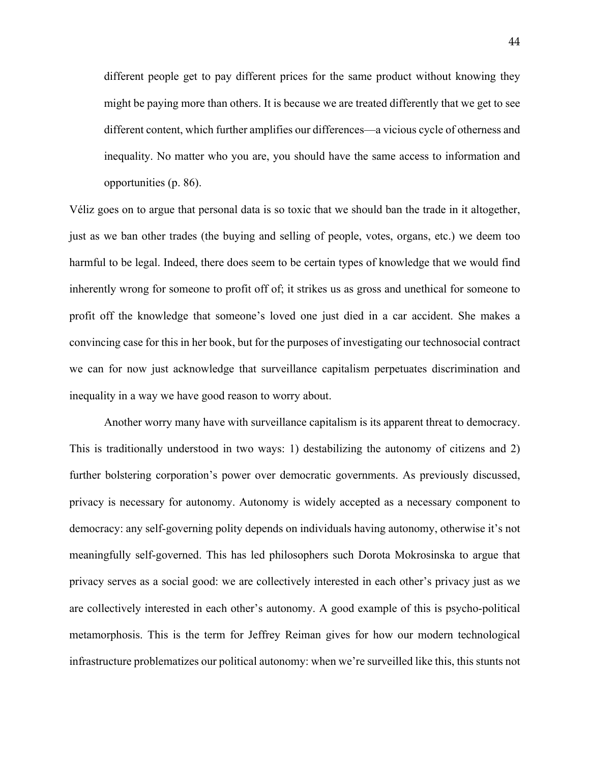> different people get to pay different prices for the same product without knowing they might be paying more than others. It is because we are treated differently that we get to see different content, which further amplifies our differences—a vicious cycle of otherness and inequality. No matter who you are, you should have the same access to information and opportunities (p. 86).

Véliz goes on to argue that personal data is so toxic that we should ban the trade in it altogether, just as we ban other trades (the buying and selling of people, votes, organs, etc.) we deem too harmful to be legal. Indeed, there does seem to be certain types of knowledge that we would find inherently wrong for someone to profit off of; it strikes us as gross and unethical for someone to profit off the knowledge that someone's loved one just died in a car accident. She makes a convincing case for this in her book, but for the purposes of investigating our technosocial contract we can for now just acknowledge that surveillance capitalism perpetuates discrimination and inequality in a way we have good reason to worry about.

Another worry many have with surveillance capitalism is its apparent threat to democracy. This is traditionally understood in two ways: 1) destabilizing the autonomy of citizens and 2) further bolstering corporation's power over democratic governments. As previously discussed, privacy is necessary for autonomy. Autonomy is widely accepted as a necessary component to democracy: any self-governing polity depends on individuals having autonomy, otherwise it's not meaningfully self-governed. This has led philosophers such Dorota Mokrosinska to argue that privacy serves as a social good: we are collectively interested in each other's privacy just as we are collectively interested in each other's autonomy. A good example of this is psycho-political metamorphosis. This is the term for Jeffrey Reiman gives for how our modern technological infrastructure problematizes our political autonomy: when we're surveilled like this, this stunts not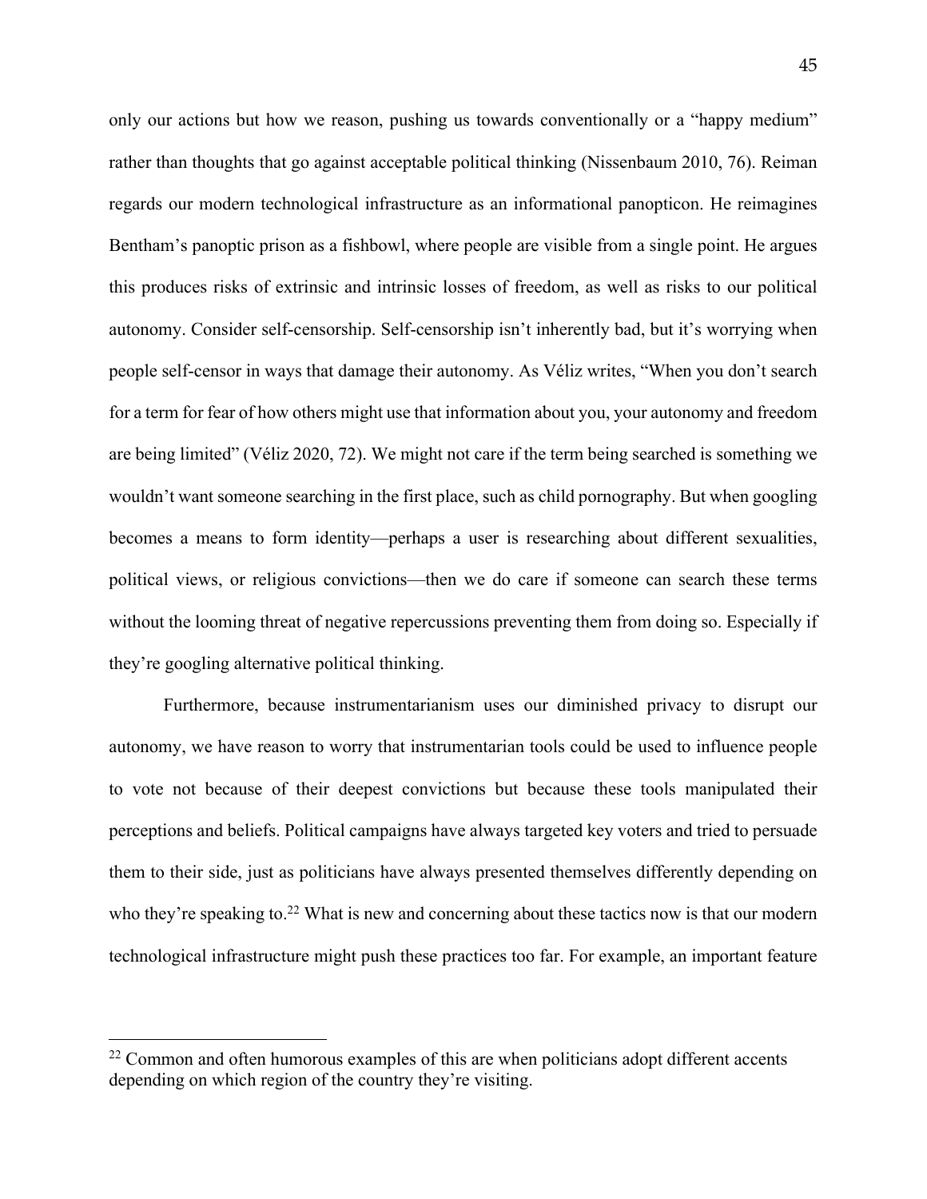only our actions but how we reason, pushing us towards conventionally or a "happy medium" rather than thoughts that go against acceptable political thinking (Nissenbaum 2010, 76). Reiman regards our modern technological infrastructure as an informational panopticon. He reimagines Bentham's panoptic prison as a fishbowl, where people are visible from a single point. He argues this produces risks of extrinsic and intrinsic losses of freedom, as well as risks to our political autonomy. Consider self-censorship. Self-censorship isn't inherently bad, but it's worrying when people self-censor in ways that damage their autonomy. As Véliz writes, "When you don't search for a term for fear of how others might use that information about you, your autonomy and freedom are being limited" (Véliz 2020, 72). We might not care if the term being searched is something we wouldn't want someone searching in the first place, such as child pornography. But when googling becomes a means to form identity—perhaps a user is researching about different sexualities, political views, or religious convictions—then we do care if someone can search these terms without the looming threat of negative repercussions preventing them from doing so. Especially if they're googling alternative political thinking.

Furthermore, because instrumentarianism uses our diminished privacy to disrupt our autonomy, we have reason to worry that instrumentarian tools could be used to influence people to vote not because of their deepest convictions but because these tools manipulated their perceptions and beliefs. Political campaigns have always targeted key voters and tried to persuade them to their side, just as politicians have always presented themselves differently depending on who they're speaking to.[22] What is new and concerning about these tactics now is that our modern technological infrastructure might push these practices too far. For example, an important feature

[22] Common and often humorous examples of this are when politicians adopt different accents depending on which region of the country they're visiting.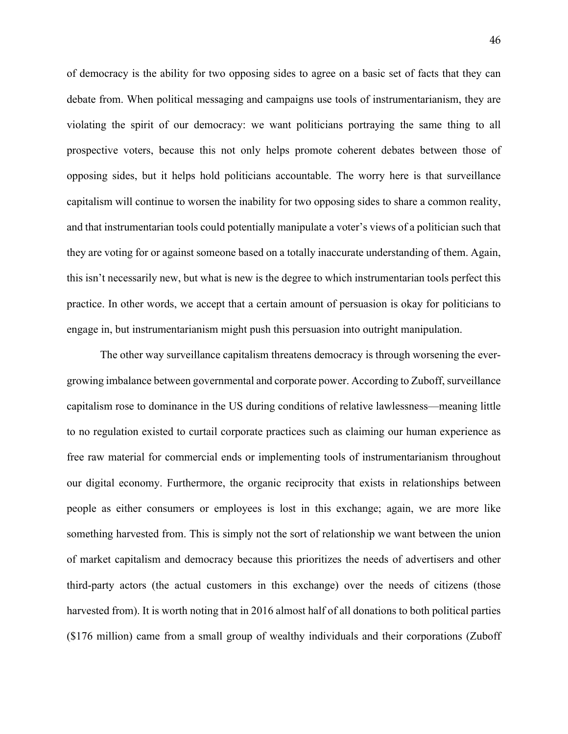of democracy is the ability for two opposing sides to agree on a basic set of facts that they can debate from. When political messaging and campaigns use tools of instrumentarianism, they are violating the spirit of our democracy: we want politicians portraying the same thing to all prospective voters, because this not only helps promote coherent debates between those of opposing sides, but it helps hold politicians accountable. The worry here is that surveillance capitalism will continue to worsen the inability for two opposing sides to share a common reality, and that instrumentarian tools could potentially manipulate a voter's views of a politician such that they are voting for or against someone based on a totally inaccurate understanding of them. Again, this isn't necessarily new, but what is new is the degree to which instrumentarian tools perfect this practice. In other words, we accept that a certain amount of persuasion is okay for politicians to engage in, but instrumentarianism might push this persuasion into outright manipulation.

The other way surveillance capitalism threatens democracy is through worsening the ever-growing imbalance between governmental and corporate power. According to Zuboff, surveillance capitalism rose to dominance in the US during conditions of relative lawlessness—meaning little to no regulation existed to curtail corporate practices such as claiming our human experience as free raw material for commercial ends or implementing tools of instrumentarianism throughout our digital economy. Furthermore, the organic reciprocity that exists in relationships between people as either consumers or employees is lost in this exchange; again, we are more like something harvested from. This is simply not the sort of relationship we want between the union of market capitalism and democracy because this prioritizes the needs of advertisers and other third-party actors (the actual customers in this exchange) over the needs of citizens (those harvested from). It is worth noting that in 2016 almost half of all donations to both political parties ($176 million) came from a small group of wealthy individuals and their corporations (Zuboff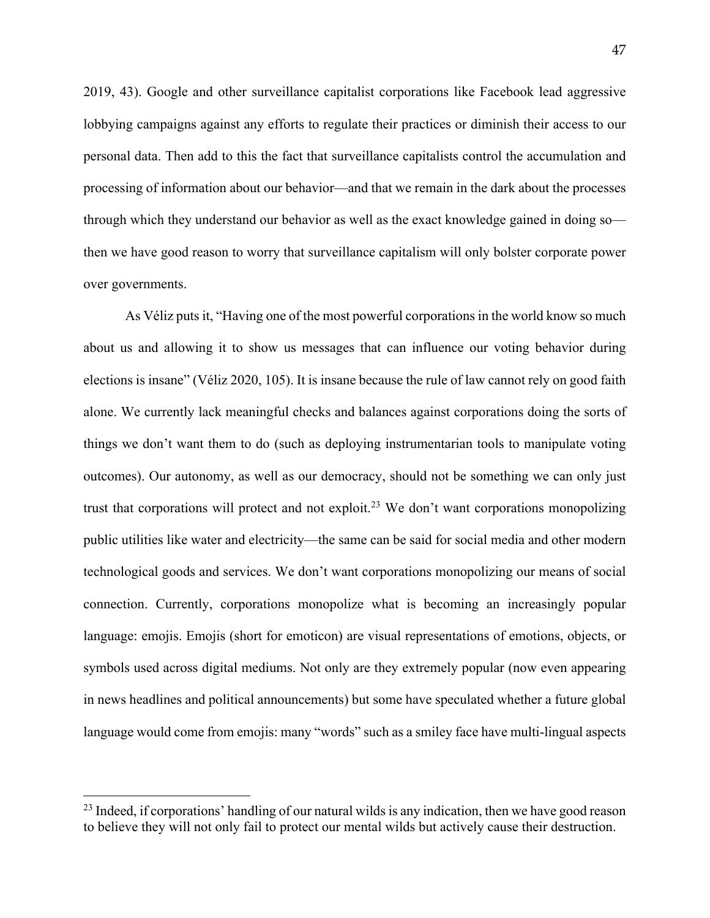2019, 43). Google and other surveillance capitalist corporations like Facebook lead aggressive lobbying campaigns against any efforts to regulate their practices or diminish their access to our personal data. Then add to this the fact that surveillance capitalists control the accumulation and processing of information about our behavior—and that we remain in the dark about the processes through which they understand our behavior as well as the exact knowledge gained in doing so—then we have good reason to worry that surveillance capitalism will only bolster corporate power over governments.

As Véliz puts it, "Having one of the most powerful corporations in the world know so much about us and allowing it to show us messages that can influence our voting behavior during elections is insane" (Véliz 2020, 105). It is insane because the rule of law cannot rely on good faith alone. We currently lack meaningful checks and balances against corporations doing the sorts of things we don't want them to do (such as deploying instrumentarian tools to manipulate voting outcomes). Our autonomy, as well as our democracy, should not be something we can only just trust that corporations will protect and not exploit.[23] We don't want corporations monopolizing public utilities like water and electricity—the same can be said for social media and other modern technological goods and services. We don't want corporations monopolizing our means of social connection. Currently, corporations monopolize what is becoming an increasingly popular language: emojis. Emojis (short for emoticon) are visual representations of emotions, objects, or symbols used across digital mediums. Not only are they extremely popular (now even appearing in news headlines and political announcements) but some have speculated whether a future global language would come from emojis: many "words" such as a smiley face have multi-lingual aspects

[23] Indeed, if corporations' handling of our natural wilds is any indication, then we have good reason to believe they will not only fail to protect our mental wilds but actively cause their destruction.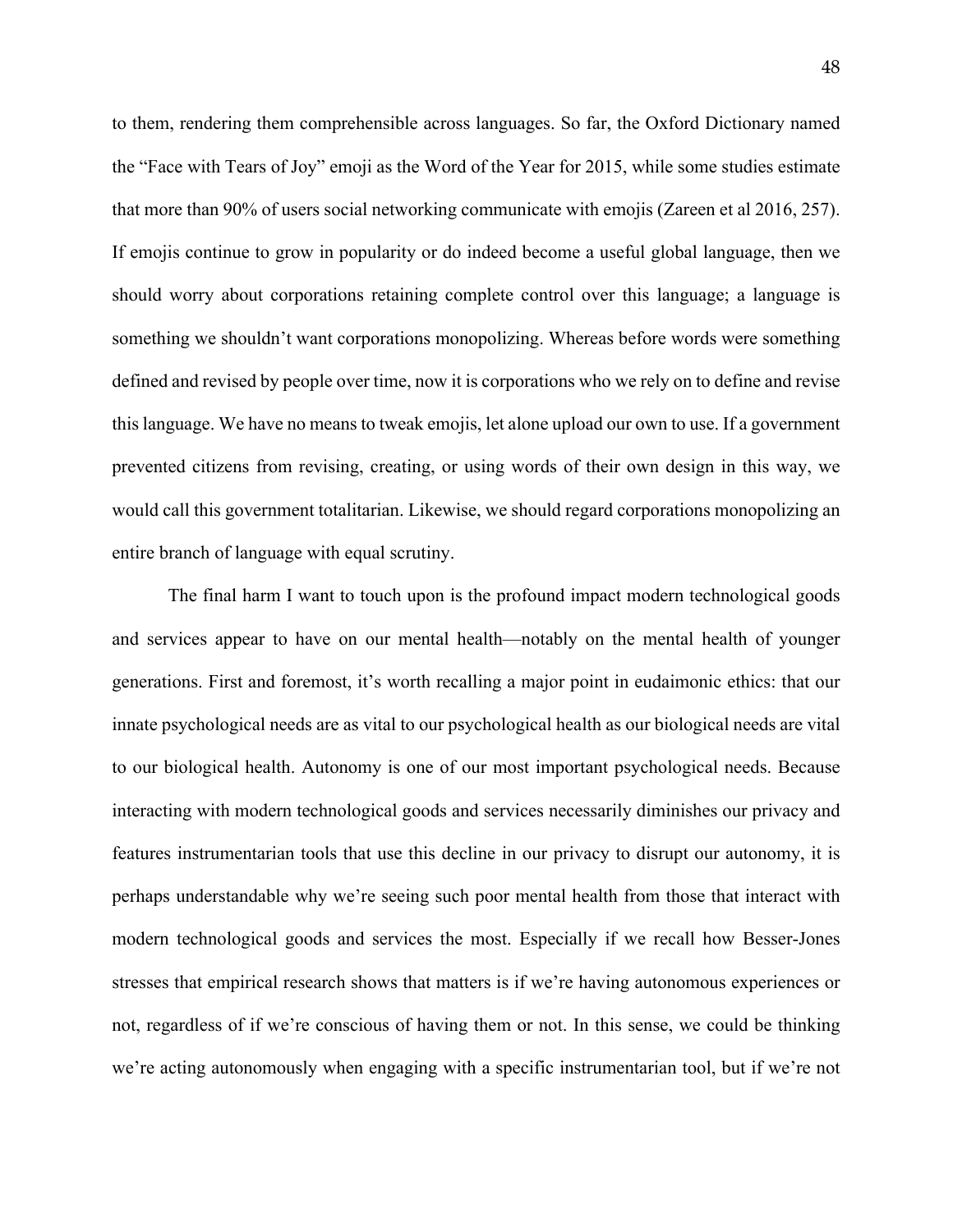to them, rendering them comprehensible across languages. So far, the Oxford Dictionary named the "Face with Tears of Joy" emoji as the Word of the Year for 2015, while some studies estimate that more than 90% of users social networking communicate with emojis (Zareen et al 2016, 257). If emojis continue to grow in popularity or do indeed become a useful global language, then we should worry about corporations retaining complete control over this language; a language is something we shouldn't want corporations monopolizing. Whereas before words were something defined and revised by people over time, now it is corporations who we rely on to define and revise this language. We have no means to tweak emojis, let alone upload our own to use. If a government prevented citizens from revising, creating, or using words of their own design in this way, we would call this government totalitarian. Likewise, we should regard corporations monopolizing an entire branch of language with equal scrutiny.

The final harm I want to touch upon is the profound impact modern technological goods and services appear to have on our mental health—notably on the mental health of younger generations. First and foremost, it's worth recalling a major point in eudaimonic ethics: that our innate psychological needs are as vital to our psychological health as our biological needs are vital to our biological health. Autonomy is one of our most important psychological needs. Because interacting with modern technological goods and services necessarily diminishes our privacy and features instrumentarian tools that use this decline in our privacy to disrupt our autonomy, it is perhaps understandable why we're seeing such poor mental health from those that interact with modern technological goods and services the most. Especially if we recall how Besser-Jones stresses that empirical research shows that matters is if we're having autonomous experiences or not, regardless of if we're conscious of having them or not. In this sense, we could be thinking we're acting autonomously when engaging with a specific instrumentarian tool, but if we're not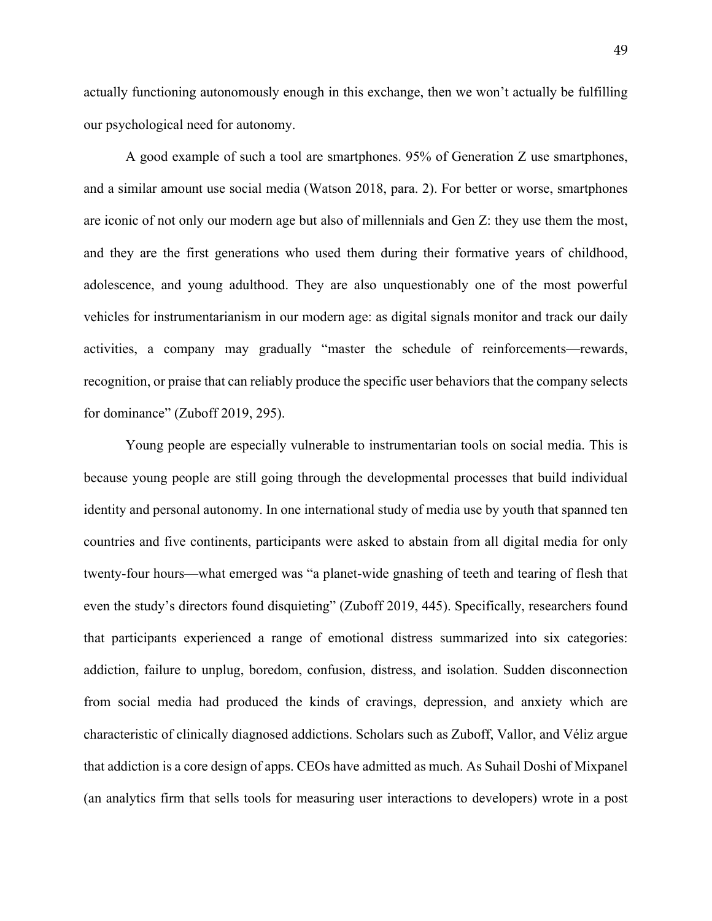actually functioning autonomously enough in this exchange, then we won't actually be fulfilling our psychological need for autonomy.

A good example of such a tool are smartphones. 95% of Generation Z use smartphones, and a similar amount use social media (Watson 2018, para. 2). For better or worse, smartphones are iconic of not only our modern age but also of millennials and Gen Z: they use them the most, and they are the first generations who used them during their formative years of childhood, adolescence, and young adulthood. They are also unquestionably one of the most powerful vehicles for instrumentarianism in our modern age: as digital signals monitor and track our daily activities, a company may gradually "master the schedule of reinforcements—rewards, recognition, or praise that can reliably produce the specific user behaviors that the company selects for dominance" (Zuboff 2019, 295).

Young people are especially vulnerable to instrumentarian tools on social media. This is because young people are still going through the developmental processes that build individual identity and personal autonomy. In one international study of media use by youth that spanned ten countries and five continents, participants were asked to abstain from all digital media for only twenty-four hours—what emerged was "a planet-wide gnashing of teeth and tearing of flesh that even the study's directors found disquieting" (Zuboff 2019, 445). Specifically, researchers found that participants experienced a range of emotional distress summarized into six categories: addiction, failure to unplug, boredom, confusion, distress, and isolation. Sudden disconnection from social media had produced the kinds of cravings, depression, and anxiety which are characteristic of clinically diagnosed addictions. Scholars such as Zuboff, Vallor, and Véliz argue that addiction is a core design of apps. CEOs have admitted as much. As Suhail Doshi of Mixpanel (an analytics firm that sells tools for measuring user interactions to developers) wrote in a post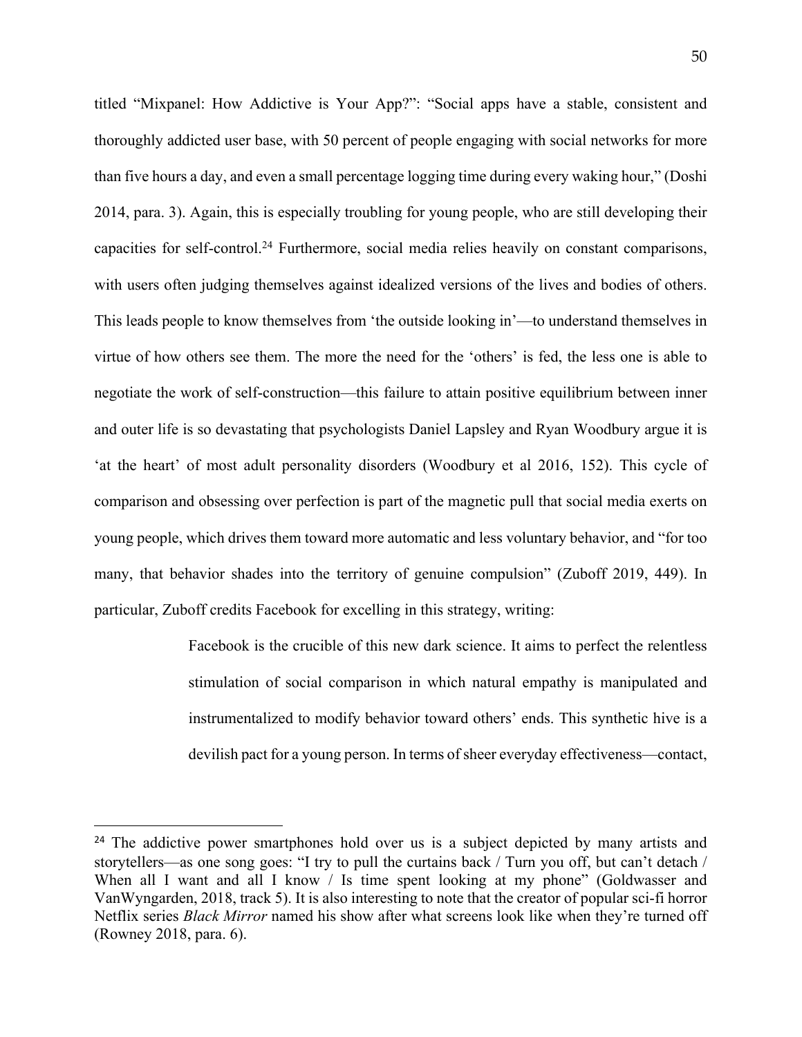titled “Mixpanel: How Addictive is Your App?”: “Social apps have a stable, consistent and thoroughly addicted user base, with 50 percent of people engaging with social networks for more than five hours a day, and even a small percentage logging time during every waking hour,” (Doshi 2014, para. 3). Again, this is especially troubling for young people, who are still developing their capacities for self-control.[24] Furthermore, social media relies heavily on constant comparisons, with users often judging themselves against idealized versions of the lives and bodies of others. This leads people to know themselves from ‘the outside looking in’—to understand themselves in virtue of how others see them. The more the need for the ‘others’ is fed, the less one is able to negotiate the work of self-construction—this failure to attain positive equilibrium between inner and outer life is so devastating that psychologists Daniel Lapsley and Ryan Woodbury argue it is ‘at the heart’ of most adult personality disorders (Woodbury et al 2016, 152). This cycle of comparison and obsessing over perfection is part of the magnetic pull that social media exerts on young people, which drives them toward more automatic and less voluntary behavior, and “for too many, that behavior shades into the territory of genuine compulsion” (Zuboff 2019, 449). In particular, Zuboff credits Facebook for excelling in this strategy, writing:

> Facebook is the crucible of this new dark science. It aims to perfect the relentless stimulation of social comparison in which natural empathy is manipulated and instrumentalized to modify behavior toward others’ ends. This synthetic hive is a devilish pact for a young person. In terms of sheer everyday effectiveness—contact,

---

[24] The addictive power smartphones hold over us is a subject depicted by many artists and storytellers—as one song goes: “I try to pull the curtains back / Turn you off, but can’t detach / When all I want and all I know / Is time spent looking at my phone” (Goldwasser and VanWyngarden, 2018, track 5). It is also interesting to note that the creator of popular sci-fi horror Netflix series *Black Mirror* named his show after what screens look like when they’re turned off (Rowney 2018, para. 6).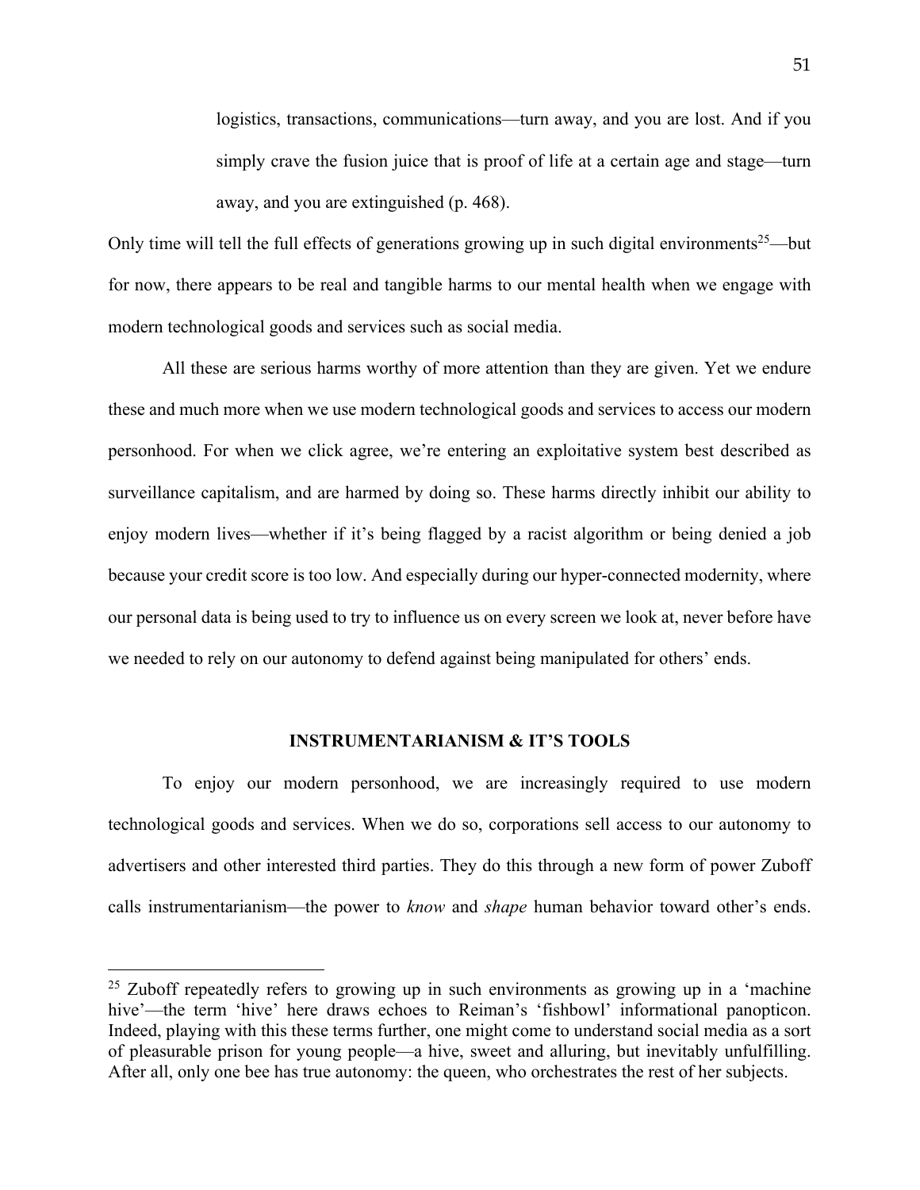> logistics, transactions, communications—turn away, and you are lost. And if you simply crave the fusion juice that is proof of life at a certain age and stage—turn away, and you are extinguished (p. 468).

Only time will tell the full effects of generations growing up in such digital environments[25]—but for now, there appears to be real and tangible harms to our mental health when we engage with modern technological goods and services such as social media.

All these are serious harms worthy of more attention than they are given. Yet we endure these and much more when we use modern technological goods and services to access our modern personhood. For when we click agree, we're entering an exploitative system best described as surveillance capitalism, and are harmed by doing so. These harms directly inhibit our ability to enjoy modern lives—whether if it's being flagged by a racist algorithm or being denied a job because your credit score is too low. And especially during our hyper-connected modernity, where our personal data is being used to try to influence us on every screen we look at, never before have we needed to rely on our autonomy to defend against being manipulated for others' ends.

## INSTRUMENTARIANISM & IT'S TOOLS

To enjoy our modern personhood, we are increasingly required to use modern technological goods and services. When we do so, corporations sell access to our autonomy to advertisers and other interested third parties. They do this through a new form of power Zuboff calls instrumentarianism—the power to *know* and *shape* human behavior toward other's ends.

---

[25] Zuboff repeatedly refers to growing up in such environments as growing up in a 'machine hive'—the term 'hive' here draws echoes to Reiman's 'fishbowl' informational panopticon. Indeed, playing with this these terms further, one might come to understand social media as a sort of pleasurable prison for young people—a hive, sweet and alluring, but inevitably unfulfilling. After all, only one bee has true autonomy: the queen, who orchestrates the rest of her subjects.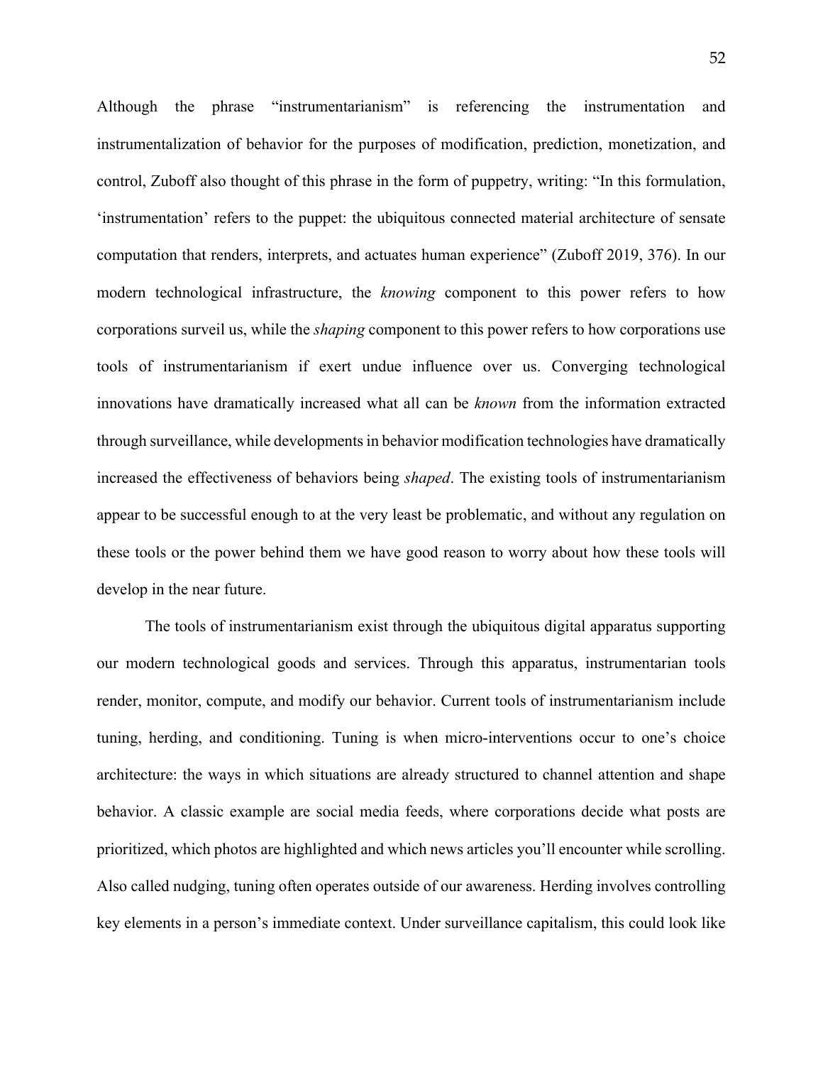Although the phrase "instrumentarianism" is referencing the instrumentation and instrumentalization of behavior for the purposes of modification, prediction, monetization, and control, Zuboff also thought of this phrase in the form of puppetry, writing: "In this formulation, 'instrumentation' refers to the puppet: the ubiquitous connected material architecture of sensate computation that renders, interprets, and actuates human experience" (Zuboff 2019, 376). In our modern technological infrastructure, the *knowing* component to this power refers to how corporations surveil us, while the *shaping* component to this power refers to how corporations use tools of instrumentarianism if exert undue influence over us. Converging technological innovations have dramatically increased what all can be *known* from the information extracted through surveillance, while developments in behavior modification technologies have dramatically increased the effectiveness of behaviors being *shaped*. The existing tools of instrumentarianism appear to be successful enough to at the very least be problematic, and without any regulation on these tools or the power behind them we have good reason to worry about how these tools will develop in the near future.

The tools of instrumentarianism exist through the ubiquitous digital apparatus supporting our modern technological goods and services. Through this apparatus, instrumentarian tools render, monitor, compute, and modify our behavior. Current tools of instrumentarianism include tuning, herding, and conditioning. Tuning is when micro-interventions occur to one's choice architecture: the ways in which situations are already structured to channel attention and shape behavior. A classic example are social media feeds, where corporations decide what posts are prioritized, which photos are highlighted and which news articles you'll encounter while scrolling. Also called nudging, tuning often operates outside of our awareness. Herding involves controlling key elements in a person's immediate context. Under surveillance capitalism, this could look like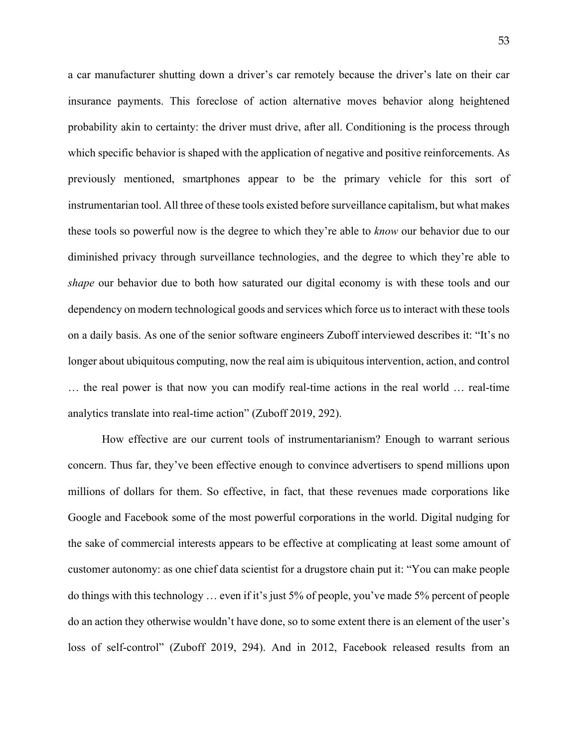a car manufacturer shutting down a driver's car remotely because the driver's late on their car insurance payments. This foreclose of action alternative moves behavior along heightened probability akin to certainty: the driver must drive, after all. Conditioning is the process through which specific behavior is shaped with the application of negative and positive reinforcements. As previously mentioned, smartphones appear to be the primary vehicle for this sort of instrumentarian tool. All three of these tools existed before surveillance capitalism, but what makes these tools so powerful now is the degree to which they're able to *know* our behavior due to our diminished privacy through surveillance technologies, and the degree to which they're able to *shape* our behavior due to both how saturated our digital economy is with these tools and our dependency on modern technological goods and services which force us to interact with these tools on a daily basis. As one of the senior software engineers Zuboff interviewed describes it: "It's no longer about ubiquitous computing, now the real aim is ubiquitous intervention, action, and control … the real power is that now you can modify real-time actions in the real world … real-time analytics translate into real-time action" (Zuboff 2019, 292).

How effective are our current tools of instrumentarianism? Enough to warrant serious concern. Thus far, they've been effective enough to convince advertisers to spend millions upon millions of dollars for them. So effective, in fact, that these revenues made corporations like Google and Facebook some of the most powerful corporations in the world. Digital nudging for the sake of commercial interests appears to be effective at complicating at least some amount of customer autonomy: as one chief data scientist for a drugstore chain put it: "You can make people do things with this technology … even if it's just 5% of people, you've made 5% percent of people do an action they otherwise wouldn't have done, so to some extent there is an element of the user's loss of self-control" (Zuboff 2019, 294). And in 2012, Facebook released results from an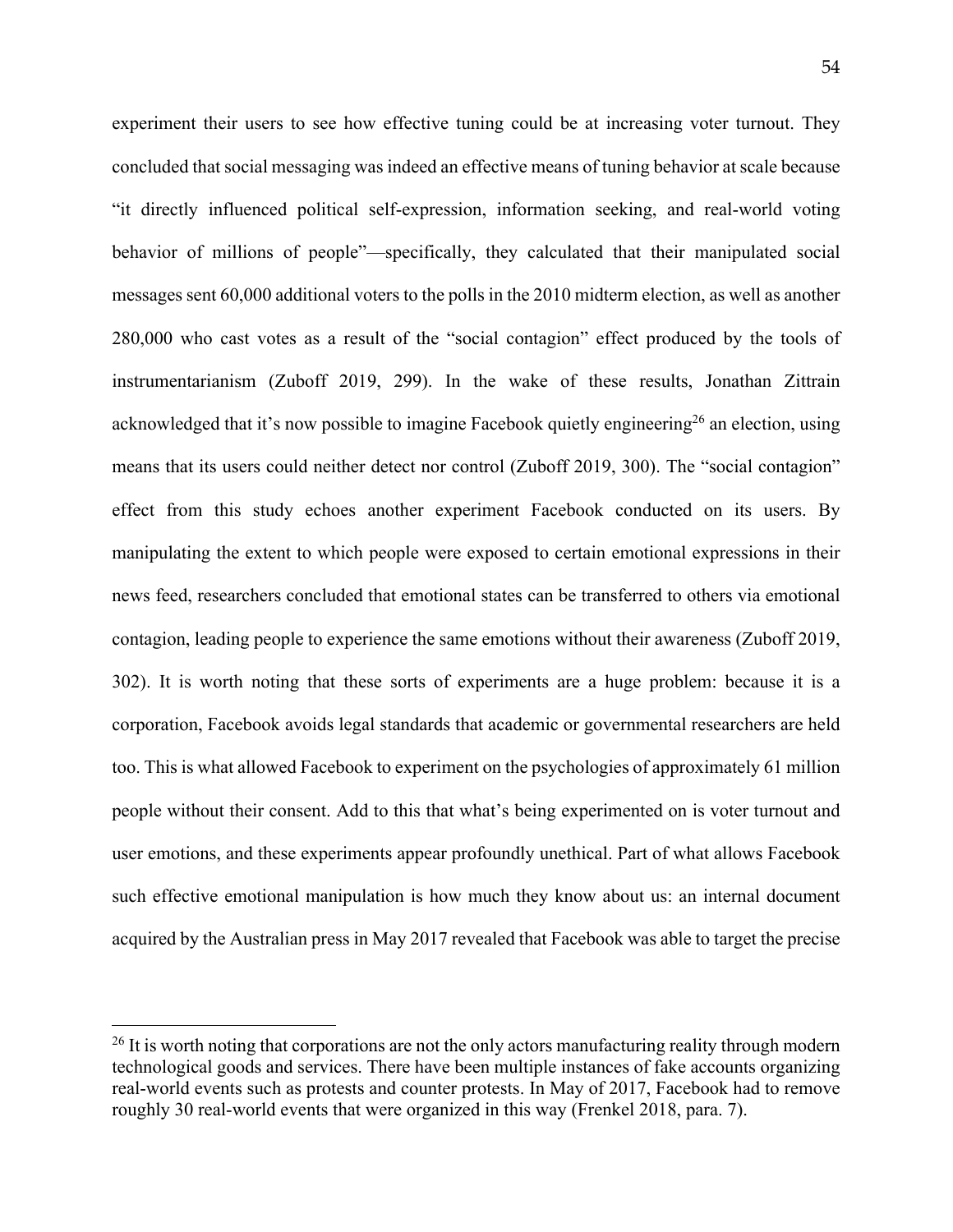experiment their users to see how effective tuning could be at increasing voter turnout. They concluded that social messaging was indeed an effective means of tuning behavior at scale because "it directly influenced political self-expression, information seeking, and real-world voting behavior of millions of people"—specifically, they calculated that their manipulated social messages sent 60,000 additional voters to the polls in the 2010 midterm election, as well as another 280,000 who cast votes as a result of the "social contagion" effect produced by the tools of instrumentarianism (Zuboff 2019, 299). In the wake of these results, Jonathan Zittrain acknowledged that it's now possible to imagine Facebook quietly engineering[26] an election, using means that its users could neither detect nor control (Zuboff 2019, 300). The "social contagion" effect from this study echoes another experiment Facebook conducted on its users. By manipulating the extent to which people were exposed to certain emotional expressions in their news feed, researchers concluded that emotional states can be transferred to others via emotional contagion, leading people to experience the same emotions without their awareness (Zuboff 2019, 302). It is worth noting that these sorts of experiments are a huge problem: because it is a corporation, Facebook avoids legal standards that academic or governmental researchers are held too. This is what allowed Facebook to experiment on the psychologies of approximately 61 million people without their consent. Add to this that what's being experimented on is voter turnout and user emotions, and these experiments appear profoundly unethical. Part of what allows Facebook such effective emotional manipulation is how much they know about us: an internal document acquired by the Australian press in May 2017 revealed that Facebook was able to target the precise

[26] It is worth noting that corporations are not the only actors manufacturing reality through modern technological goods and services. There have been multiple instances of fake accounts organizing real-world events such as protests and counter protests. In May of 2017, Facebook had to remove roughly 30 real-world events that were organized in this way (Frenkel 2018, para. 7).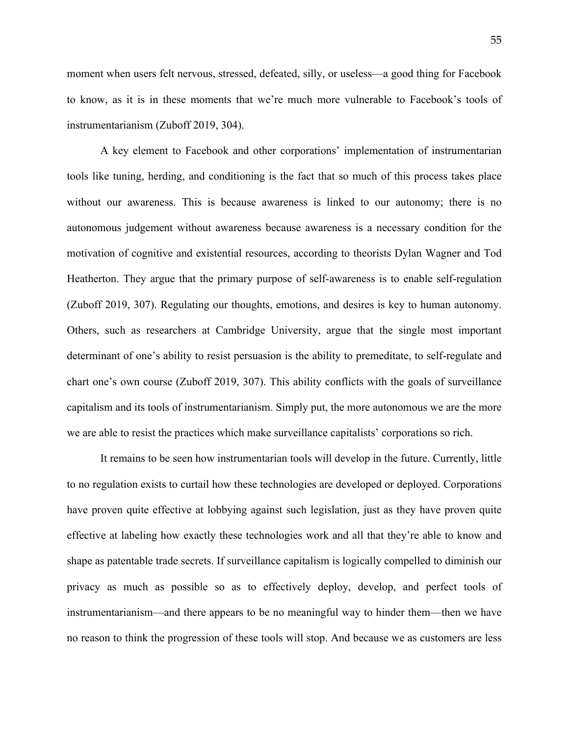moment when users felt nervous, stressed, defeated, silly, or useless—a good thing for Facebook to know, as it is in these moments that we're much more vulnerable to Facebook's tools of instrumentarianism (Zuboff 2019, 304).

A key element to Facebook and other corporations' implementation of instrumentarian tools like tuning, herding, and conditioning is the fact that so much of this process takes place without our awareness. This is because awareness is linked to our autonomy; there is no autonomous judgement without awareness because awareness is a necessary condition for the motivation of cognitive and existential resources, according to theorists Dylan Wagner and Tod Heatherton. They argue that the primary purpose of self-awareness is to enable self-regulation (Zuboff 2019, 307). Regulating our thoughts, emotions, and desires is key to human autonomy. Others, such as researchers at Cambridge University, argue that the single most important determinant of one's ability to resist persuasion is the ability to premeditate, to self-regulate and chart one's own course (Zuboff 2019, 307). This ability conflicts with the goals of surveillance capitalism and its tools of instrumentarianism. Simply put, the more autonomous we are the more we are able to resist the practices which make surveillance capitalists' corporations so rich.

It remains to be seen how instrumentarian tools will develop in the future. Currently, little to no regulation exists to curtail how these technologies are developed or deployed. Corporations have proven quite effective at lobbying against such legislation, just as they have proven quite effective at labeling how exactly these technologies work and all that they're able to know and shape as patentable trade secrets. If surveillance capitalism is logically compelled to diminish our privacy as much as possible so as to effectively deploy, develop, and perfect tools of instrumentarianism—and there appears to be no meaningful way to hinder them—then we have no reason to think the progression of these tools will stop. And because we as customers are less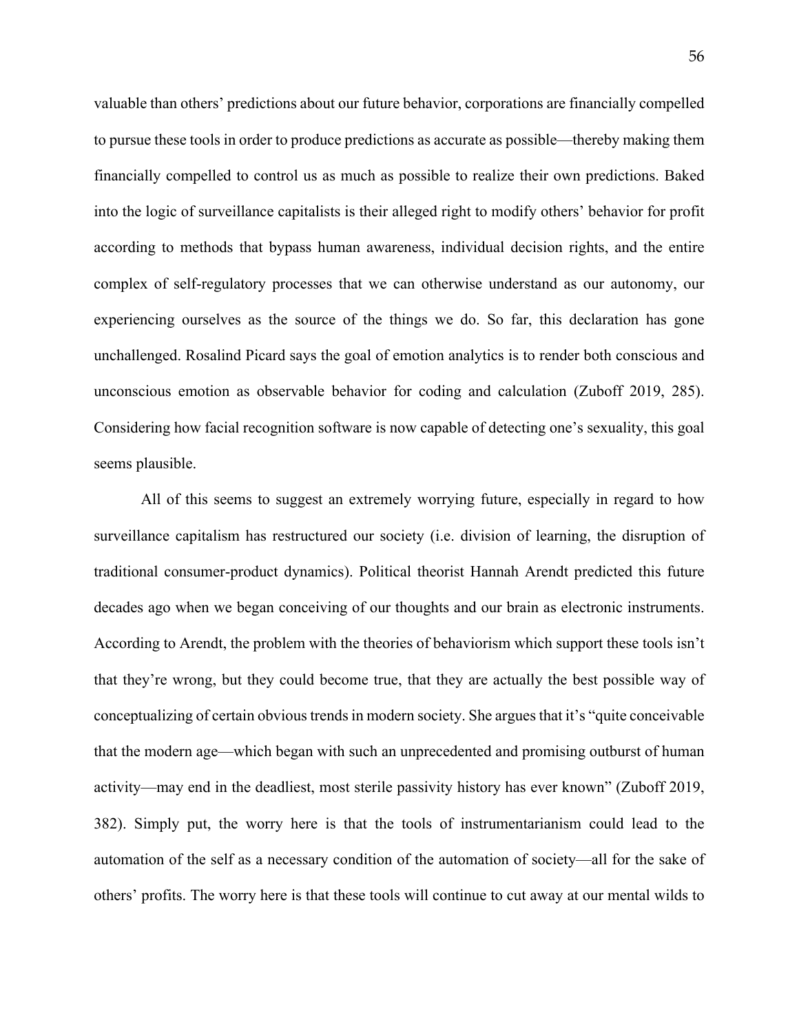valuable than others' predictions about our future behavior, corporations are financially compelled to pursue these tools in order to produce predictions as accurate as possible—thereby making them financially compelled to control us as much as possible to realize their own predictions. Baked into the logic of surveillance capitalists is their alleged right to modify others' behavior for profit according to methods that bypass human awareness, individual decision rights, and the entire complex of self-regulatory processes that we can otherwise understand as our autonomy, our experiencing ourselves as the source of the things we do. So far, this declaration has gone unchallenged. Rosalind Picard says the goal of emotion analytics is to render both conscious and unconscious emotion as observable behavior for coding and calculation (Zuboff 2019, 285). Considering how facial recognition software is now capable of detecting one's sexuality, this goal seems plausible.

All of this seems to suggest an extremely worrying future, especially in regard to how surveillance capitalism has restructured our society (i.e. division of learning, the disruption of traditional consumer-product dynamics). Political theorist Hannah Arendt predicted this future decades ago when we began conceiving of our thoughts and our brain as electronic instruments. According to Arendt, the problem with the theories of behaviorism which support these tools isn't that they're wrong, but they could become true, that they are actually the best possible way of conceptualizing of certain obvious trends in modern society. She argues that it's "quite conceivable that the modern age—which began with such an unprecedented and promising outburst of human activity—may end in the deadliest, most sterile passivity history has ever known" (Zuboff 2019, 382). Simply put, the worry here is that the tools of instrumentarianism could lead to the automation of the self as a necessary condition of the automation of society—all for the sake of others' profits. The worry here is that these tools will continue to cut away at our mental wilds to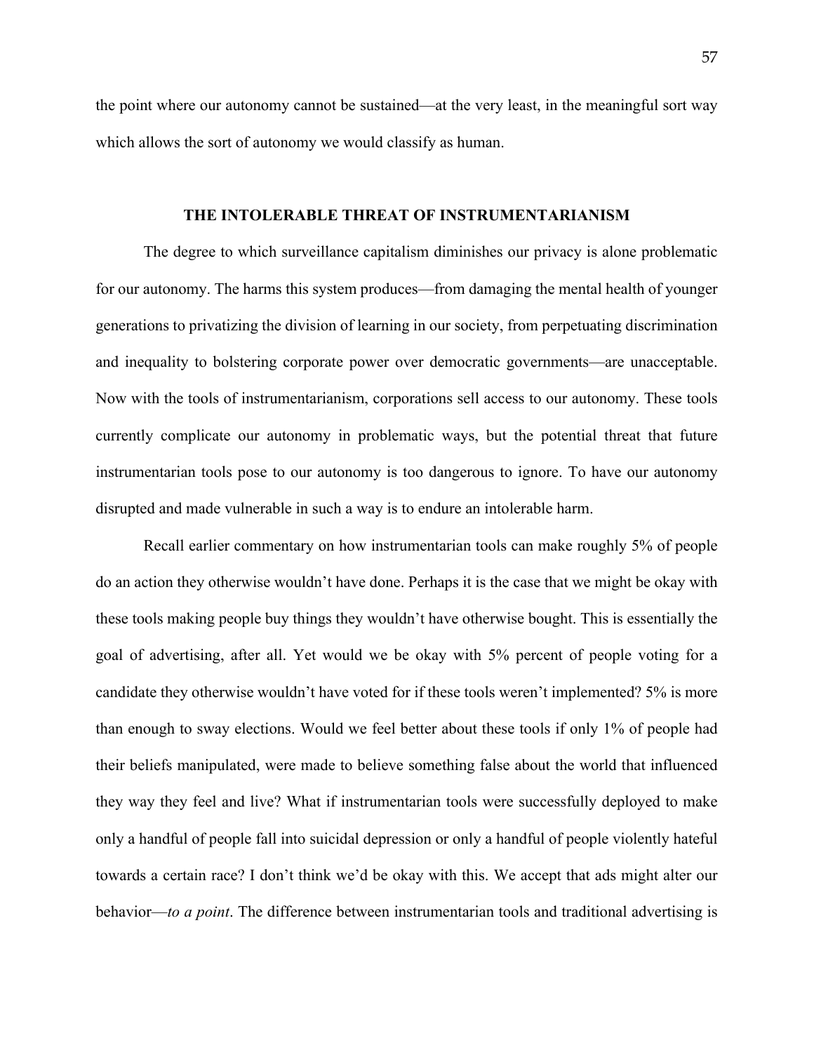the point where our autonomy cannot be sustained—at the very least, in the meaningful sort way which allows the sort of autonomy we would classify as human.

## THE INTOLERABLE THREAT OF INSTRUMENTARIANISM

The degree to which surveillance capitalism diminishes our privacy is alone problematic for our autonomy. The harms this system produces—from damaging the mental health of younger generations to privatizing the division of learning in our society, from perpetuating discrimination and inequality to bolstering corporate power over democratic governments—are unacceptable. Now with the tools of instrumentarianism, corporations sell access to our autonomy. These tools currently complicate our autonomy in problematic ways, but the potential threat that future instrumentarian tools pose to our autonomy is too dangerous to ignore. To have our autonomy disrupted and made vulnerable in such a way is to endure an intolerable harm.

Recall earlier commentary on how instrumentarian tools can make roughly 5% of people do an action they otherwise wouldn't have done. Perhaps it is the case that we might be okay with these tools making people buy things they wouldn't have otherwise bought. This is essentially the goal of advertising, after all. Yet would we be okay with 5% percent of people voting for a candidate they otherwise wouldn't have voted for if these tools weren't implemented? 5% is more than enough to sway elections. Would we feel better about these tools if only 1% of people had their beliefs manipulated, were made to believe something false about the world that influenced they way they feel and live? What if instrumentarian tools were successfully deployed to make only a handful of people fall into suicidal depression or only a handful of people violently hateful towards a certain race? I don't think we'd be okay with this. We accept that ads might alter our behavior—*to a point*. The difference between instrumentarian tools and traditional advertising is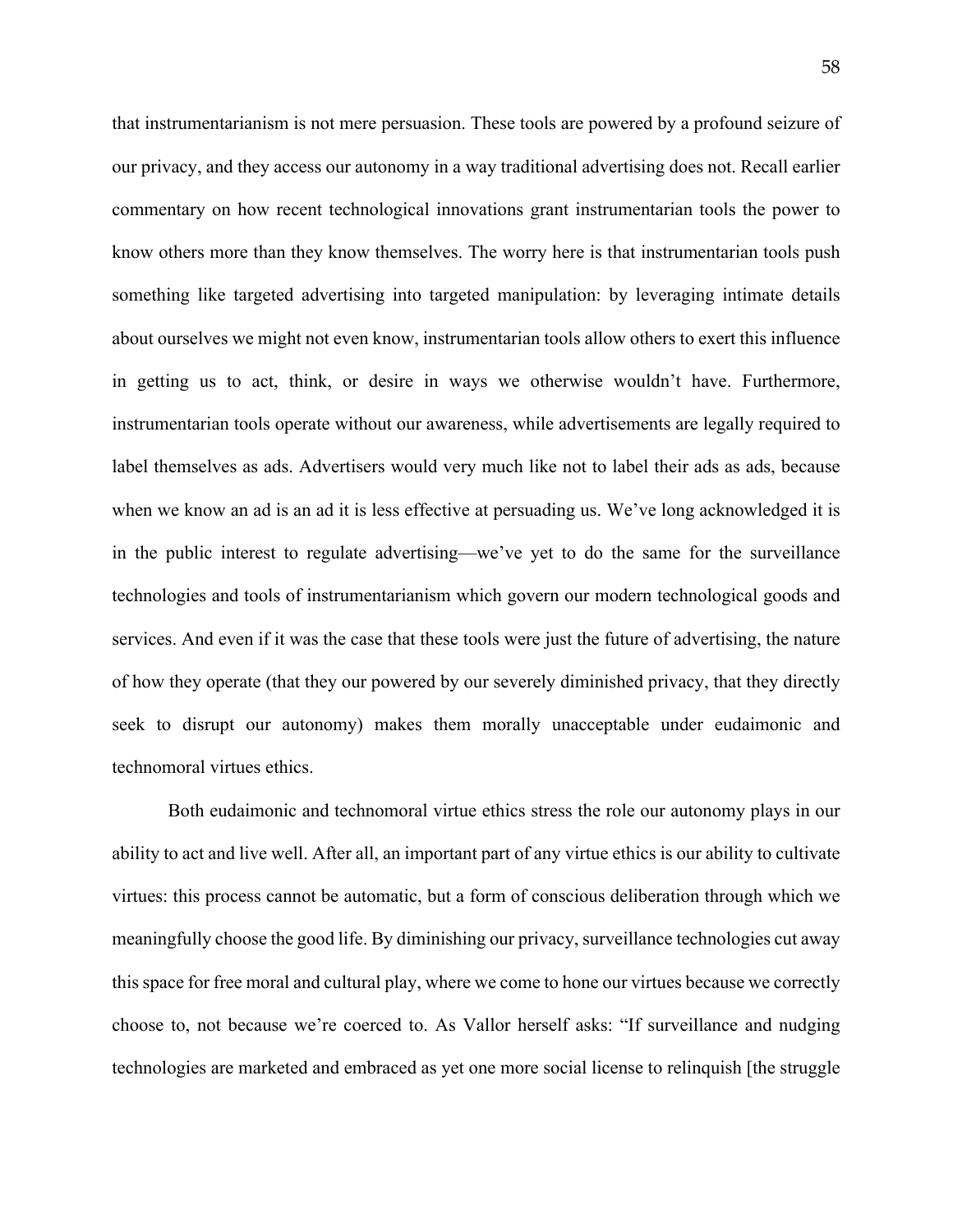that instrumentarianism is not mere persuasion. These tools are powered by a profound seizure of our privacy, and they access our autonomy in a way traditional advertising does not. Recall earlier commentary on how recent technological innovations grant instrumentarian tools the power to know others more than they know themselves. The worry here is that instrumentarian tools push something like targeted advertising into targeted manipulation: by leveraging intimate details about ourselves we might not even know, instrumentarian tools allow others to exert this influence in getting us to act, think, or desire in ways we otherwise wouldn't have. Furthermore, instrumentarian tools operate without our awareness, while advertisements are legally required to label themselves as ads. Advertisers would very much like not to label their ads as ads, because when we know an ad is an ad it is less effective at persuading us. We've long acknowledged it is in the public interest to regulate advertising—we've yet to do the same for the surveillance technologies and tools of instrumentarianism which govern our modern technological goods and services. And even if it was the case that these tools were just the future of advertising, the nature of how they operate (that they our powered by our severely diminished privacy, that they directly seek to disrupt our autonomy) makes them morally unacceptable under eudaimonic and technomoral virtues ethics.

Both eudaimonic and technomoral virtue ethics stress the role our autonomy plays in our ability to act and live well. After all, an important part of any virtue ethics is our ability to cultivate virtues: this process cannot be automatic, but a form of conscious deliberation through which we meaningfully choose the good life. By diminishing our privacy, surveillance technologies cut away this space for free moral and cultural play, where we come to hone our virtues because we correctly choose to, not because we're coerced to. As Vallor herself asks: "If surveillance and nudging technologies are marketed and embraced as yet one more social license to relinquish [the struggle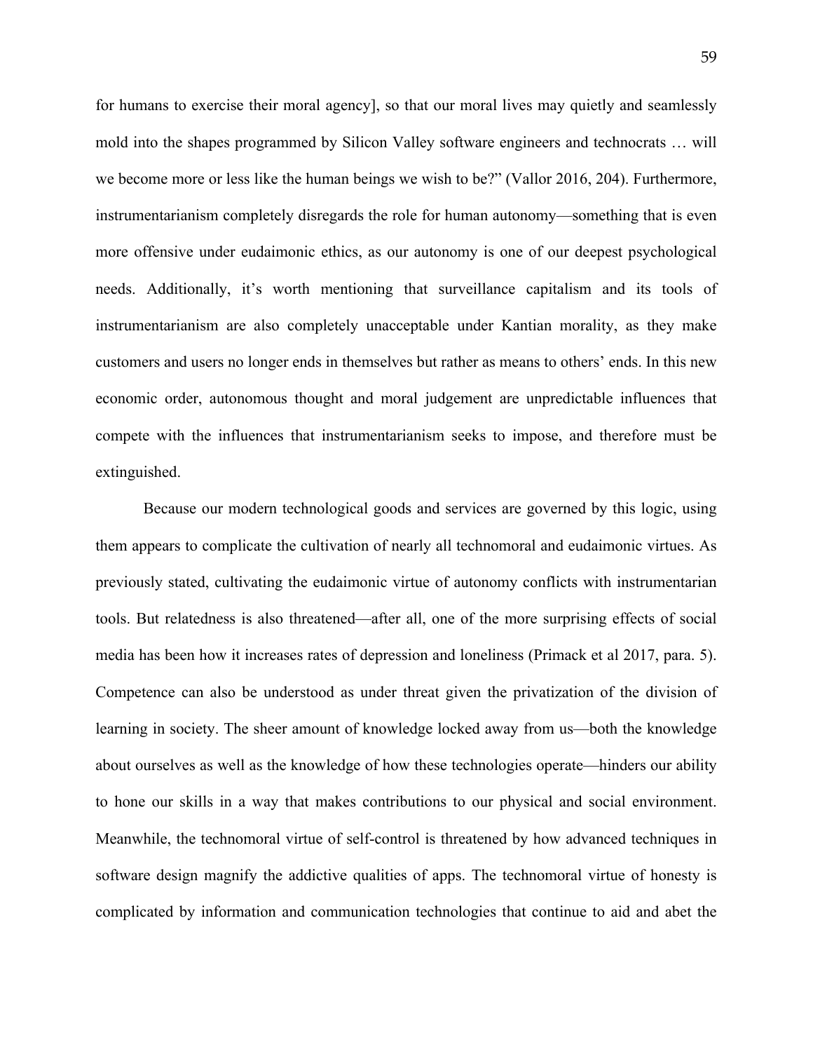for humans to exercise their moral agency], so that our moral lives may quietly and seamlessly mold into the shapes programmed by Silicon Valley software engineers and technocrats … will we become more or less like the human beings we wish to be?" (Vallor 2016, 204). Furthermore, instrumentarianism completely disregards the role for human autonomy—something that is even more offensive under eudaimonic ethics, as our autonomy is one of our deepest psychological needs. Additionally, it's worth mentioning that surveillance capitalism and its tools of instrumentarianism are also completely unacceptable under Kantian morality, as they make customers and users no longer ends in themselves but rather as means to others' ends. In this new economic order, autonomous thought and moral judgement are unpredictable influences that compete with the influences that instrumentarianism seeks to impose, and therefore must be extinguished.

Because our modern technological goods and services are governed by this logic, using them appears to complicate the cultivation of nearly all technomoral and eudaimonic virtues. As previously stated, cultivating the eudaimonic virtue of autonomy conflicts with instrumentarian tools. But relatedness is also threatened—after all, one of the more surprising effects of social media has been how it increases rates of depression and loneliness (Primack et al 2017, para. 5). Competence can also be understood as under threat given the privatization of the division of learning in society. The sheer amount of knowledge locked away from us—both the knowledge about ourselves as well as the knowledge of how these technologies operate—hinders our ability to hone our skills in a way that makes contributions to our physical and social environment. Meanwhile, the technomoral virtue of self-control is threatened by how advanced techniques in software design magnify the addictive qualities of apps. The technomoral virtue of honesty is complicated by information and communication technologies that continue to aid and abet the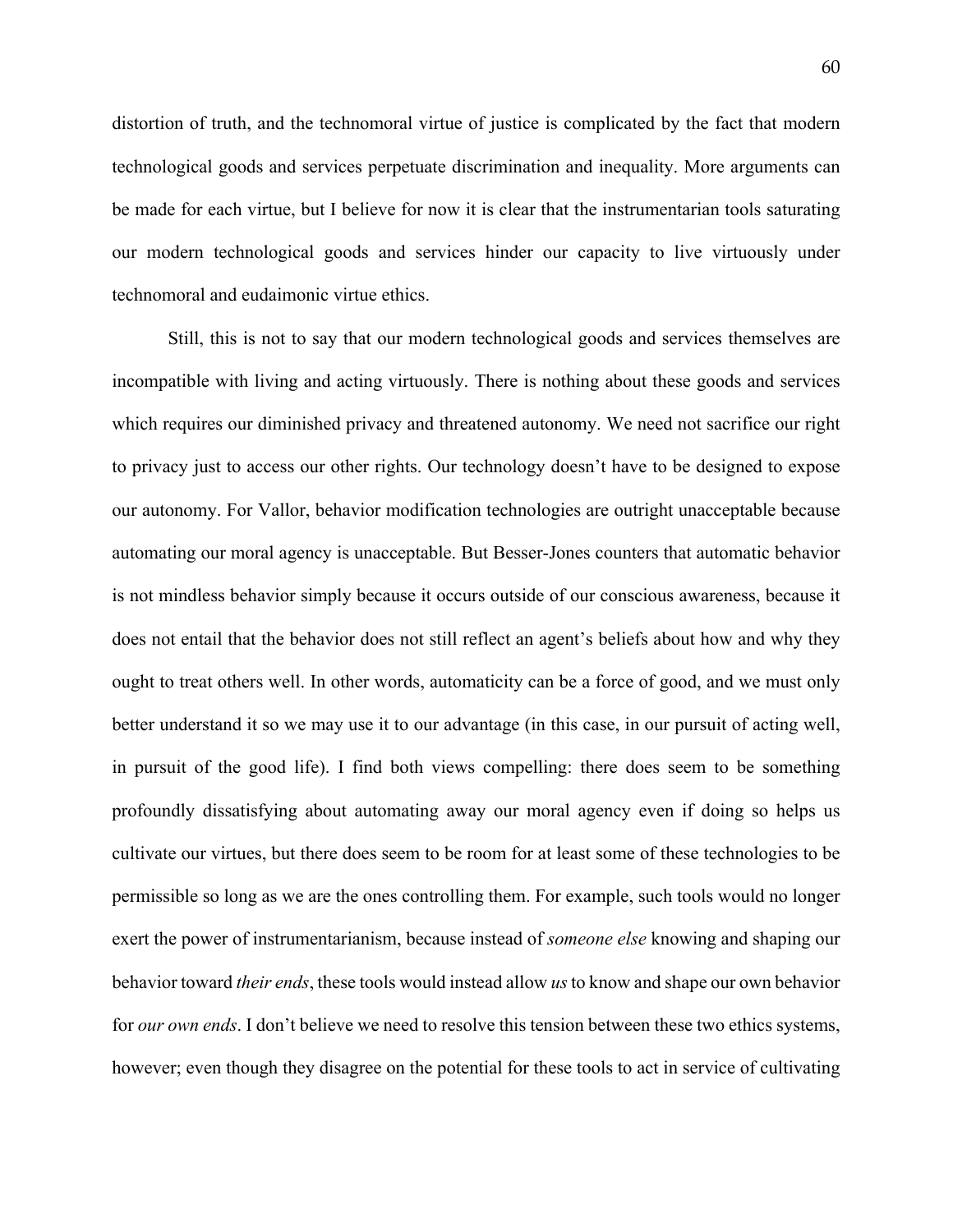distortion of truth, and the technomoral virtue of justice is complicated by the fact that modern technological goods and services perpetuate discrimination and inequality. More arguments can be made for each virtue, but I believe for now it is clear that the instrumentarian tools saturating our modern technological goods and services hinder our capacity to live virtuously under technomoral and eudaimonic virtue ethics.

Still, this is not to say that our modern technological goods and services themselves are incompatible with living and acting virtuously. There is nothing about these goods and services which requires our diminished privacy and threatened autonomy. We need not sacrifice our right to privacy just to access our other rights. Our technology doesn't have to be designed to expose our autonomy. For Vallor, behavior modification technologies are outright unacceptable because automating our moral agency is unacceptable. But Besser-Jones counters that automatic behavior is not mindless behavior simply because it occurs outside of our conscious awareness, because it does not entail that the behavior does not still reflect an agent's beliefs about how and why they ought to treat others well. In other words, automaticity can be a force of good, and we must only better understand it so we may use it to our advantage (in this case, in our pursuit of acting well, in pursuit of the good life). I find both views compelling: there does seem to be something profoundly dissatisfying about automating away our moral agency even if doing so helps us cultivate our virtues, but there does seem to be room for at least some of these technologies to be permissible so long as we are the ones controlling them. For example, such tools would no longer exert the power of instrumentarianism, because instead of *someone else* knowing and shaping our behavior toward *their ends*, these tools would instead allow *us* to know and shape our own behavior for *our own ends*. I don't believe we need to resolve this tension between these two ethics systems, however; even though they disagree on the potential for these tools to act in service of cultivating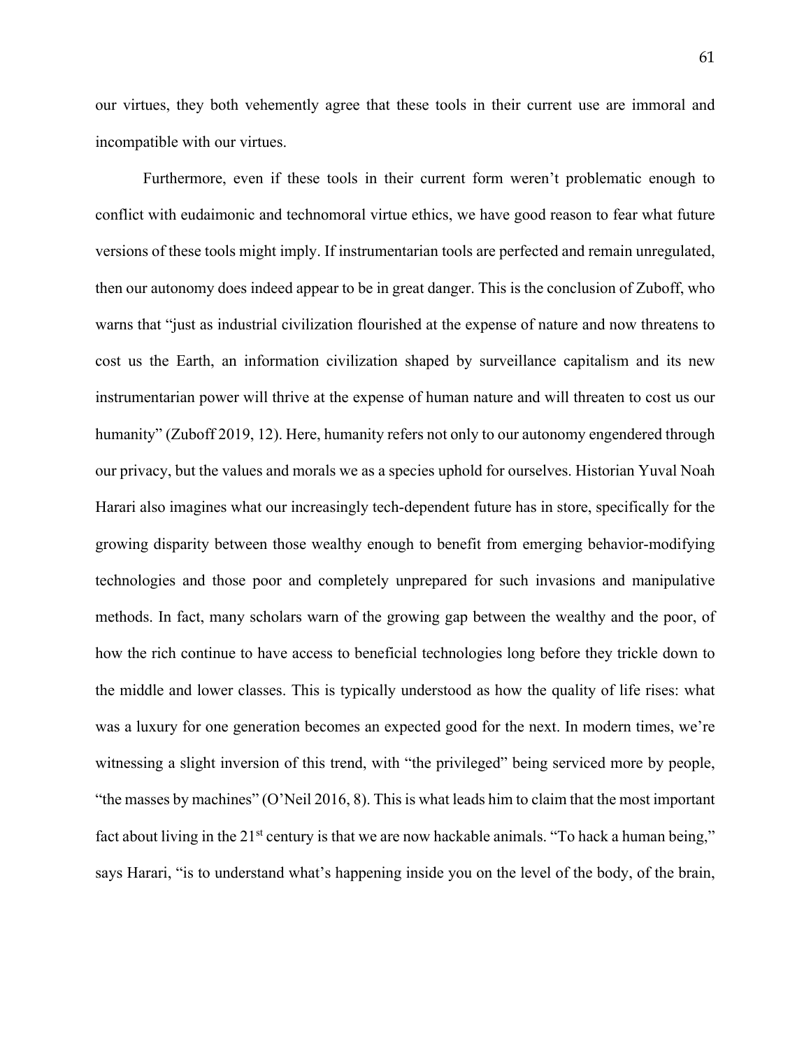our virtues, they both vehemently agree that these tools in their current use are immoral and incompatible with our virtues.

Furthermore, even if these tools in their current form weren't problematic enough to conflict with eudaimonic and technomoral virtue ethics, we have good reason to fear what future versions of these tools might imply. If instrumentarian tools are perfected and remain unregulated, then our autonomy does indeed appear to be in great danger. This is the conclusion of Zuboff, who warns that "just as industrial civilization flourished at the expense of nature and now threatens to cost us the Earth, an information civilization shaped by surveillance capitalism and its new instrumentarian power will thrive at the expense of human nature and will threaten to cost us our humanity" (Zuboff 2019, 12). Here, humanity refers not only to our autonomy engendered through our privacy, but the values and morals we as a species uphold for ourselves. Historian Yuval Noah Harari also imagines what our increasingly tech-dependent future has in store, specifically for the growing disparity between those wealthy enough to benefit from emerging behavior-modifying technologies and those poor and completely unprepared for such invasions and manipulative methods. In fact, many scholars warn of the growing gap between the wealthy and the poor, of how the rich continue to have access to beneficial technologies long before they trickle down to the middle and lower classes. This is typically understood as how the quality of life rises: what was a luxury for one generation becomes an expected good for the next. In modern times, we're witnessing a slight inversion of this trend, with "the privileged" being serviced more by people, "the masses by machines" (O'Neil 2016, 8). This is what leads him to claim that the most important fact about living in the 21st century is that we are now hackable animals. "To hack a human being," says Harari, "is to understand what's happening inside you on the level of the body, of the brain,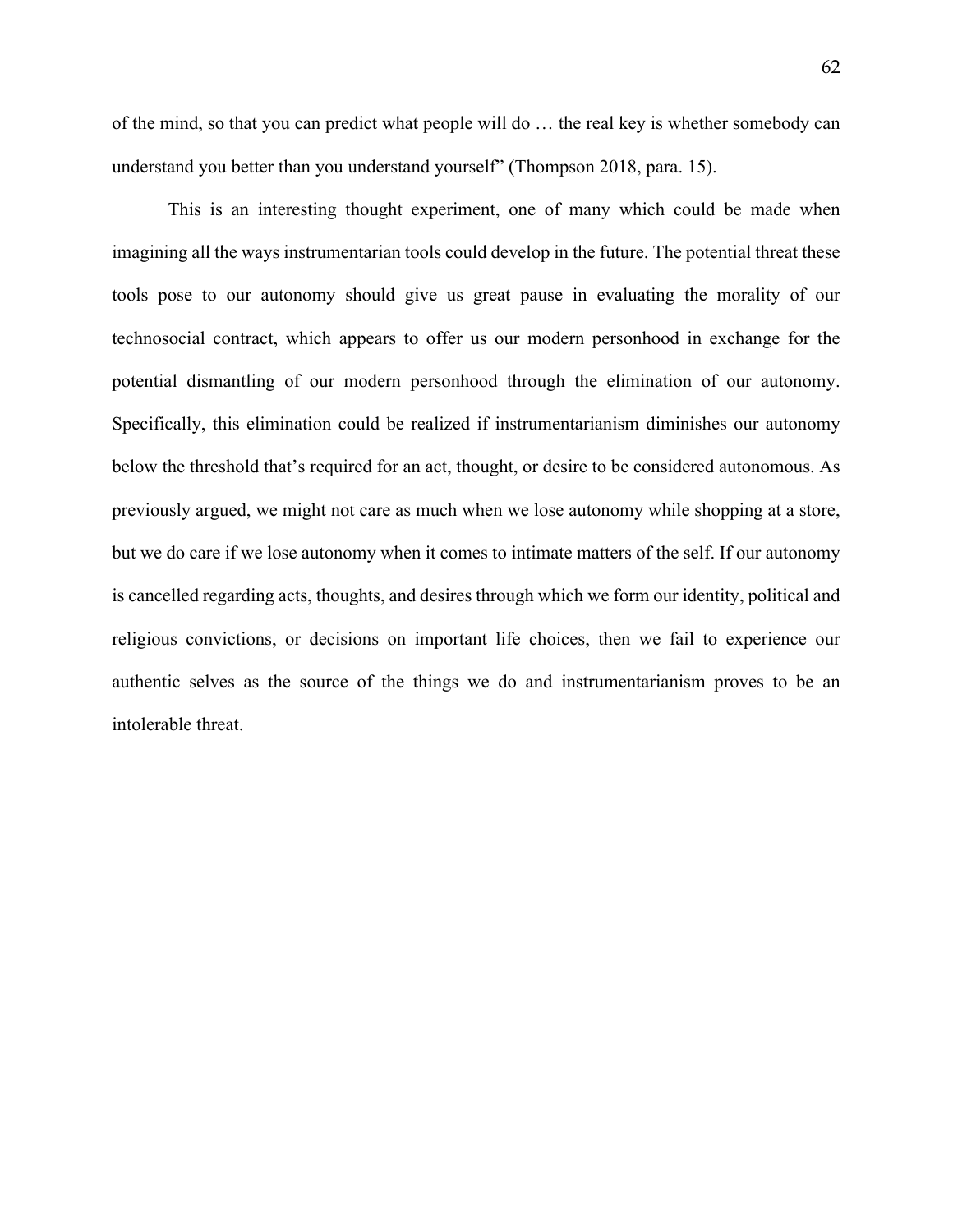of the mind, so that you can predict what people will do … the real key is whether somebody can understand you better than you understand yourself" (Thompson 2018, para. 15).

This is an interesting thought experiment, one of many which could be made when imagining all the ways instrumentarian tools could develop in the future. The potential threat these tools pose to our autonomy should give us great pause in evaluating the morality of our technosocial contract, which appears to offer us our modern personhood in exchange for the potential dismantling of our modern personhood through the elimination of our autonomy. Specifically, this elimination could be realized if instrumentarianism diminishes our autonomy below the threshold that's required for an act, thought, or desire to be considered autonomous. As previously argued, we might not care as much when we lose autonomy while shopping at a store, but we do care if we lose autonomy when it comes to intimate matters of the self. If our autonomy is cancelled regarding acts, thoughts, and desires through which we form our identity, political and religious convictions, or decisions on important life choices, then we fail to experience our authentic selves as the source of the things we do and instrumentarianism proves to be an intolerable threat.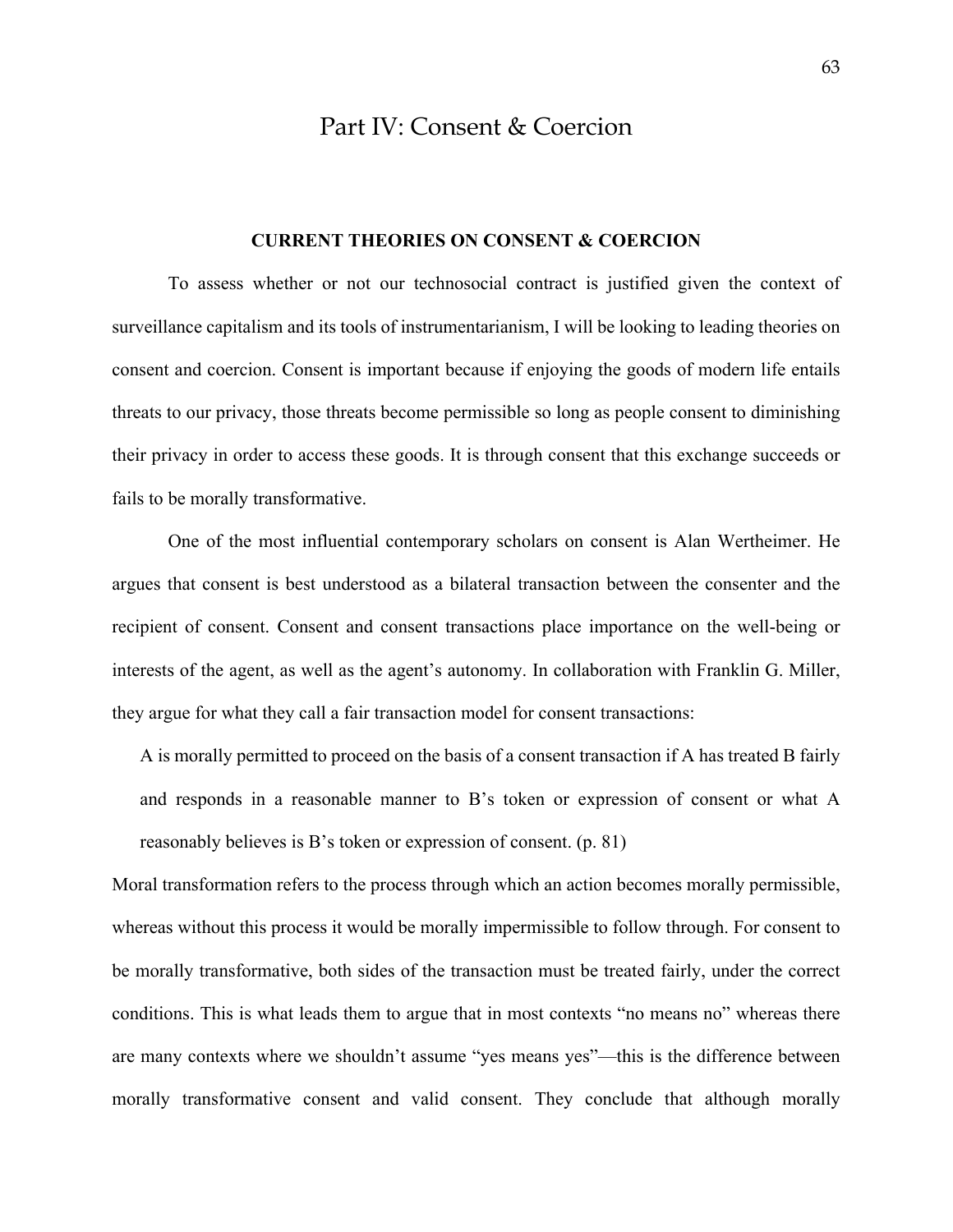# Part IV: Consent & Coercion

### CURRENT THEORIES ON CONSENT & COERCION

To assess whether or not our technosocial contract is justified given the context of surveillance capitalism and its tools of instrumentarianism, I will be looking to leading theories on consent and coercion. Consent is important because if enjoying the goods of modern life entails threats to our privacy, those threats become permissible so long as people consent to diminishing their privacy in order to access these goods. It is through consent that this exchange succeeds or fails to be morally transformative.

One of the most influential contemporary scholars on consent is Alan Wertheimer. He argues that consent is best understood as a bilateral transaction between the consenter and the recipient of consent. Consent and consent transactions place importance on the well-being or interests of the agent, as well as the agent's autonomy. In collaboration with Franklin G. Miller, they argue for what they call a fair transaction model for consent transactions:

> A is morally permitted to proceed on the basis of a consent transaction if A has treated B fairly and responds in a reasonable manner to B's token or expression of consent or what A reasonably believes is B's token or expression of consent. (p. 81)

Moral transformation refers to the process through which an action becomes morally permissible, whereas without this process it would be morally impermissible to follow through. For consent to be morally transformative, both sides of the transaction must be treated fairly, under the correct conditions. This is what leads them to argue that in most contexts "no means no" whereas there are many contexts where we shouldn't assume "yes means yes"—this is the difference between morally transformative consent and valid consent. They conclude that although morally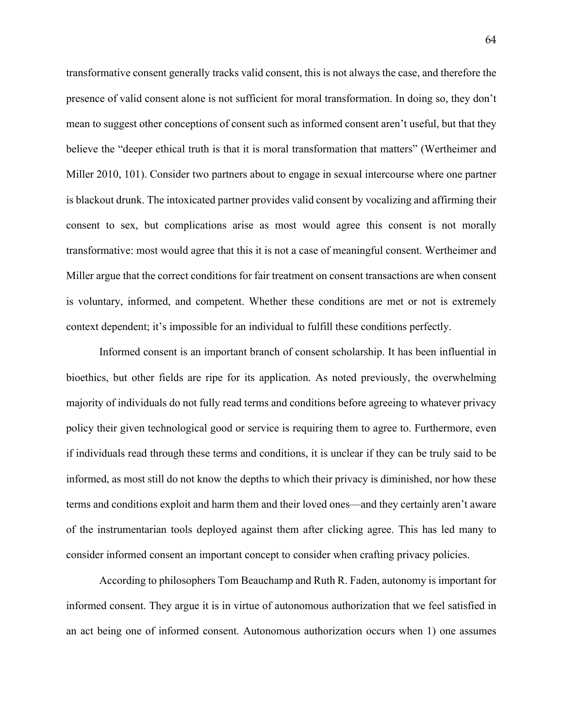transformative consent generally tracks valid consent, this is not always the case, and therefore the presence of valid consent alone is not sufficient for moral transformation. In doing so, they don't mean to suggest other conceptions of consent such as informed consent aren't useful, but that they believe the "deeper ethical truth is that it is moral transformation that matters" (Wertheimer and Miller 2010, 101). Consider two partners about to engage in sexual intercourse where one partner is blackout drunk. The intoxicated partner provides valid consent by vocalizing and affirming their consent to sex, but complications arise as most would agree this consent is not morally transformative: most would agree that this it is not a case of meaningful consent. Wertheimer and Miller argue that the correct conditions for fair treatment on consent transactions are when consent is voluntary, informed, and competent. Whether these conditions are met or not is extremely context dependent; it's impossible for an individual to fulfill these conditions perfectly.

Informed consent is an important branch of consent scholarship. It has been influential in bioethics, but other fields are ripe for its application. As noted previously, the overwhelming majority of individuals do not fully read terms and conditions before agreeing to whatever privacy policy their given technological good or service is requiring them to agree to. Furthermore, even if individuals read through these terms and conditions, it is unclear if they can be truly said to be informed, as most still do not know the depths to which their privacy is diminished, nor how these terms and conditions exploit and harm them and their loved ones—and they certainly aren't aware of the instrumentarian tools deployed against them after clicking agree. This has led many to consider informed consent an important concept to consider when crafting privacy policies.

According to philosophers Tom Beauchamp and Ruth R. Faden, autonomy is important for informed consent. They argue it is in virtue of autonomous authorization that we feel satisfied in an act being one of informed consent. Autonomous authorization occurs when 1) one assumes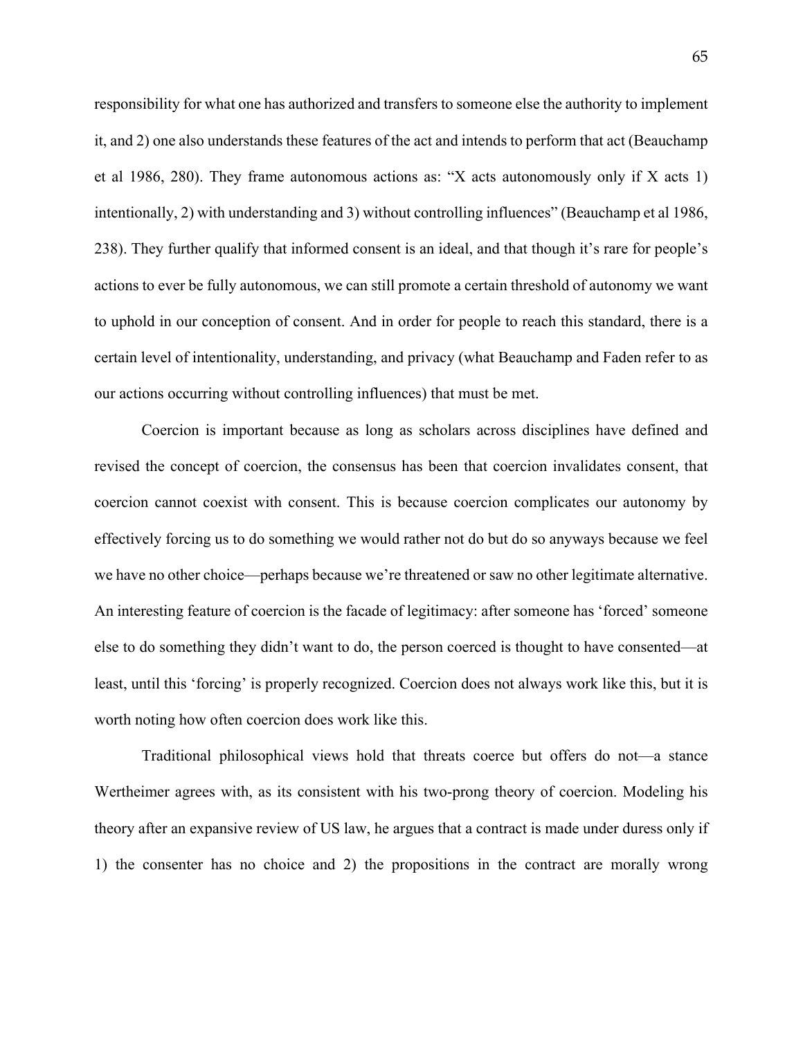responsibility for what one has authorized and transfers to someone else the authority to implement it, and 2) one also understands these features of the act and intends to perform that act (Beauchamp et al 1986, 280). They frame autonomous actions as: "X acts autonomously only if X acts 1) intentionally, 2) with understanding and 3) without controlling influences" (Beauchamp et al 1986, 238). They further qualify that informed consent is an ideal, and that though it's rare for people's actions to ever be fully autonomous, we can still promote a certain threshold of autonomy we want to uphold in our conception of consent. And in order for people to reach this standard, there is a certain level of intentionality, understanding, and privacy (what Beauchamp and Faden refer to as our actions occurring without controlling influences) that must be met.

Coercion is important because as long as scholars across disciplines have defined and revised the concept of coercion, the consensus has been that coercion invalidates consent, that coercion cannot coexist with consent. This is because coercion complicates our autonomy by effectively forcing us to do something we would rather not do but do so anyways because we feel we have no other choice—perhaps because we're threatened or saw no other legitimate alternative. An interesting feature of coercion is the facade of legitimacy: after someone has 'forced' someone else to do something they didn't want to do, the person coerced is thought to have consented—at least, until this 'forcing' is properly recognized. Coercion does not always work like this, but it is worth noting how often coercion does work like this.

Traditional philosophical views hold that threats coerce but offers do not—a stance Wertheimer agrees with, as its consistent with his two-prong theory of coercion. Modeling his theory after an expansive review of US law, he argues that a contract is made under duress only if 1) the consenter has no choice and 2) the propositions in the contract are morally wrong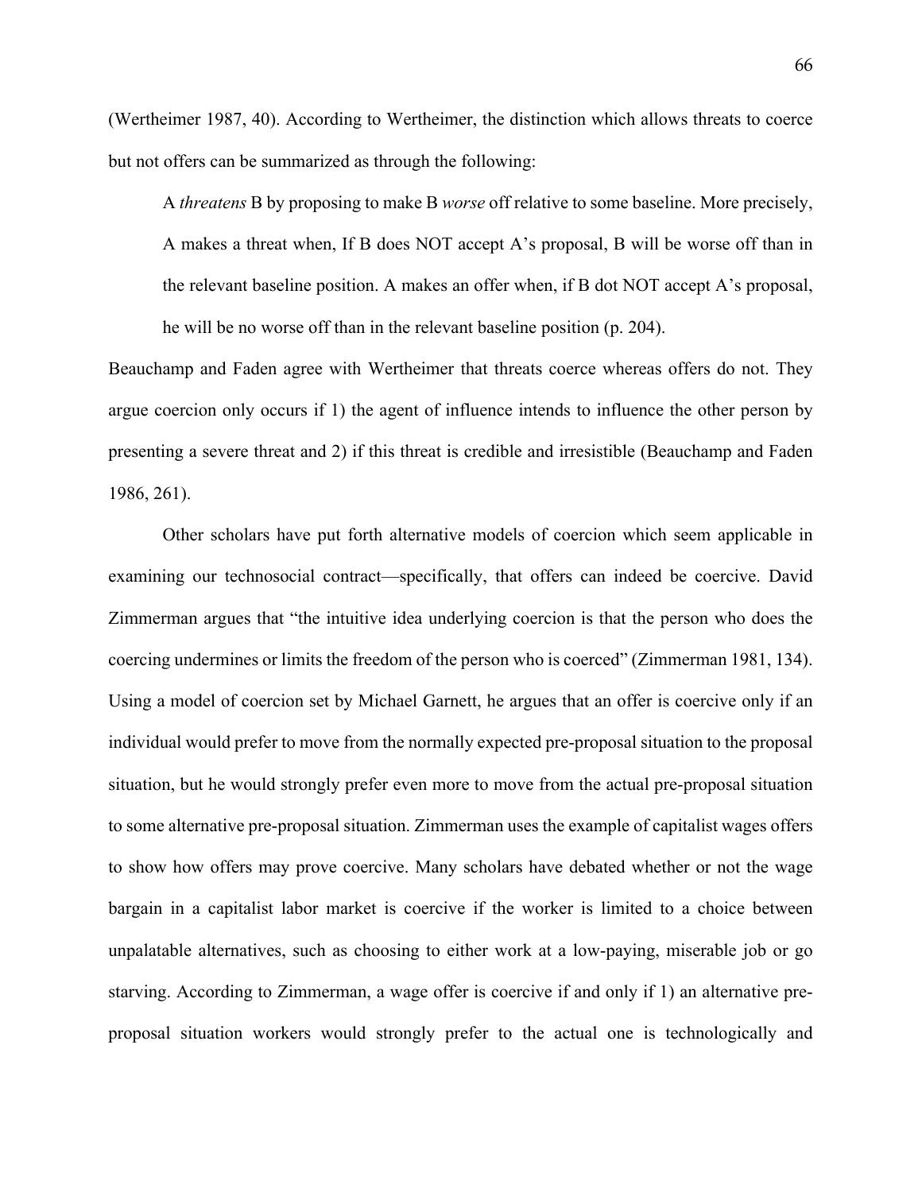(Wertheimer 1987, 40). According to Wertheimer, the distinction which allows threats to coerce but not offers can be summarized as through the following:

> A *threatens* B by proposing to make B *worse* off relative to some baseline. More precisely, A makes a threat when, If B does NOT accept A's proposal, B will be worse off than in the relevant baseline position. A makes an offer when, if B dot NOT accept A's proposal, he will be no worse off than in the relevant baseline position (p. 204).

Beauchamp and Faden agree with Wertheimer that threats coerce whereas offers do not. They argue coercion only occurs if 1) the agent of influence intends to influence the other person by presenting a severe threat and 2) if this threat is credible and irresistible (Beauchamp and Faden 1986, 261).

Other scholars have put forth alternative models of coercion which seem applicable in examining our technosocial contract—specifically, that offers can indeed be coercive. David Zimmerman argues that "the intuitive idea underlying coercion is that the person who does the coercing undermines or limits the freedom of the person who is coerced" (Zimmerman 1981, 134). Using a model of coercion set by Michael Garnett, he argues that an offer is coercive only if an individual would prefer to move from the normally expected pre-proposal situation to the proposal situation, but he would strongly prefer even more to move from the actual pre-proposal situation to some alternative pre-proposal situation. Zimmerman uses the example of capitalist wages offers to show how offers may prove coercive. Many scholars have debated whether or not the wage bargain in a capitalist labor market is coercive if the worker is limited to a choice between unpalatable alternatives, such as choosing to either work at a low-paying, miserable job or go starving. According to Zimmerman, a wage offer is coercive if and only if 1) an alternative pre-proposal situation workers would strongly prefer to the actual one is technologically and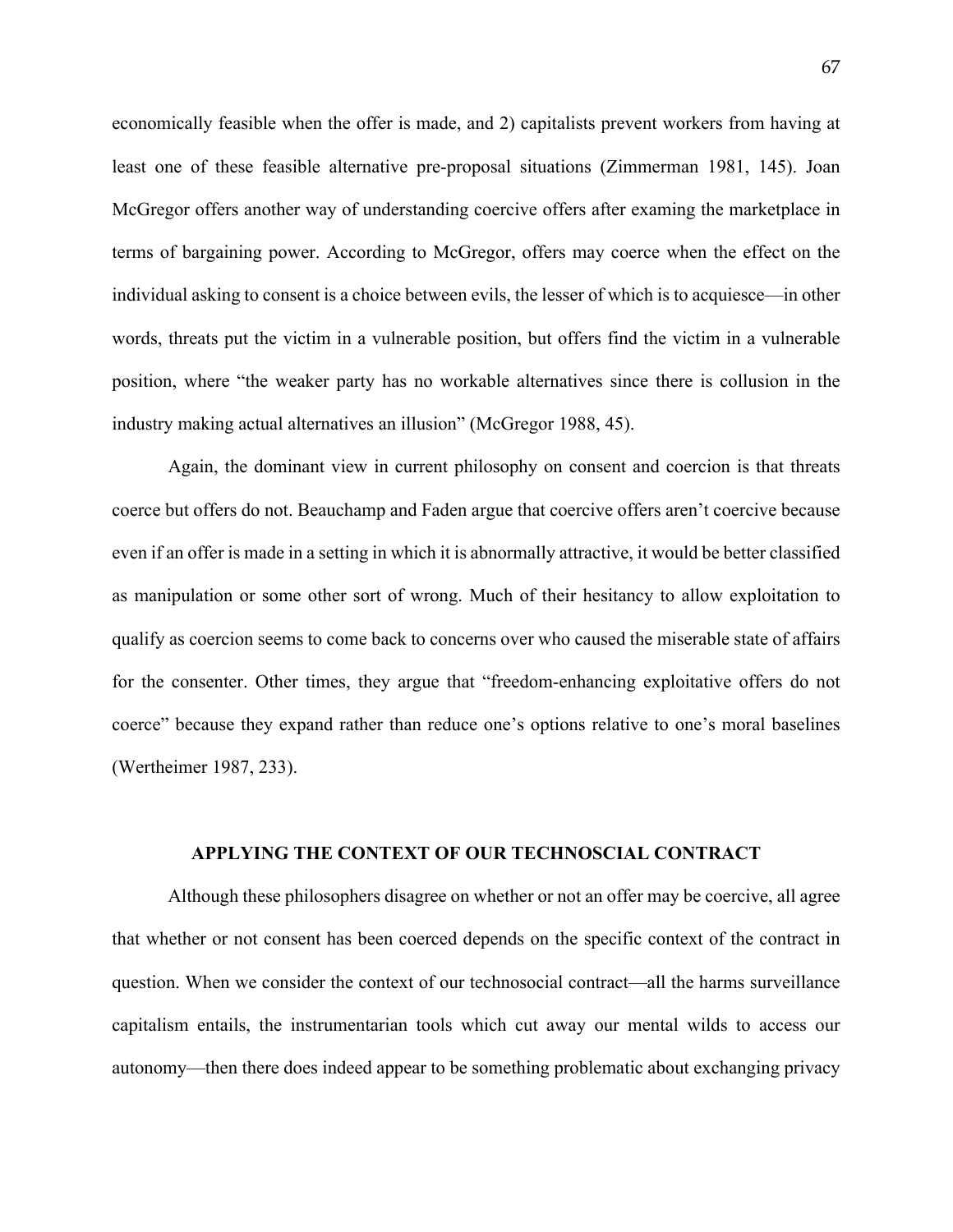economically feasible when the offer is made, and 2) capitalists prevent workers from having at least one of these feasible alternative pre-proposal situations (Zimmerman 1981, 145). Joan McGregor offers another way of understanding coercive offers after examing the marketplace in terms of bargaining power. According to McGregor, offers may coerce when the effect on the individual asking to consent is a choice between evils, the lesser of which is to acquiesce—in other words, threats put the victim in a vulnerable position, but offers find the victim in a vulnerable position, where "the weaker party has no workable alternatives since there is collusion in the industry making actual alternatives an illusion" (McGregor 1988, 45).

Again, the dominant view in current philosophy on consent and coercion is that threats coerce but offers do not. Beauchamp and Faden argue that coercive offers aren't coercive because even if an offer is made in a setting in which it is abnormally attractive, it would be better classified as manipulation or some other sort of wrong. Much of their hesitancy to allow exploitation to qualify as coercion seems to come back to concerns over who caused the miserable state of affairs for the consenter. Other times, they argue that "freedom-enhancing exploitative offers do not coerce" because they expand rather than reduce one's options relative to one's moral baselines (Wertheimer 1987, 233).

## APPLYING THE CONTEXT OF OUR TECHNOSCIAL CONTRACT

Although these philosophers disagree on whether or not an offer may be coercive, all agree that whether or not consent has been coerced depends on the specific context of the contract in question. When we consider the context of our technosocial contract—all the harms surveillance capitalism entails, the instrumentarian tools which cut away our mental wilds to access our autonomy—then there does indeed appear to be something problematic about exchanging privacy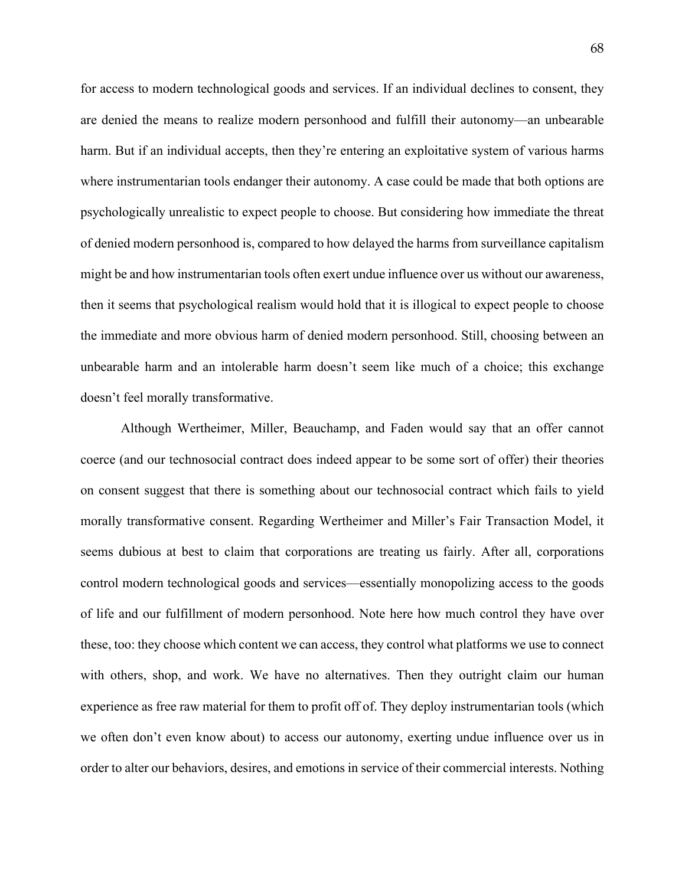for access to modern technological goods and services. If an individual declines to consent, they are denied the means to realize modern personhood and fulfill their autonomy—an unbearable harm. But if an individual accepts, then they're entering an exploitative system of various harms where instrumentarian tools endanger their autonomy. A case could be made that both options are psychologically unrealistic to expect people to choose. But considering how immediate the threat of denied modern personhood is, compared to how delayed the harms from surveillance capitalism might be and how instrumentarian tools often exert undue influence over us without our awareness, then it seems that psychological realism would hold that it is illogical to expect people to choose the immediate and more obvious harm of denied modern personhood. Still, choosing between an unbearable harm and an intolerable harm doesn't seem like much of a choice; this exchange doesn't feel morally transformative.

Although Wertheimer, Miller, Beauchamp, and Faden would say that an offer cannot coerce (and our technosocial contract does indeed appear to be some sort of offer) their theories on consent suggest that there is something about our technosocial contract which fails to yield morally transformative consent. Regarding Wertheimer and Miller's Fair Transaction Model, it seems dubious at best to claim that corporations are treating us fairly. After all, corporations control modern technological goods and services—essentially monopolizing access to the goods of life and our fulfillment of modern personhood. Note here how much control they have over these, too: they choose which content we can access, they control what platforms we use to connect with others, shop, and work. We have no alternatives. Then they outright claim our human experience as free raw material for them to profit off of. They deploy instrumentarian tools (which we often don't even know about) to access our autonomy, exerting undue influence over us in order to alter our behaviors, desires, and emotions in service of their commercial interests. Nothing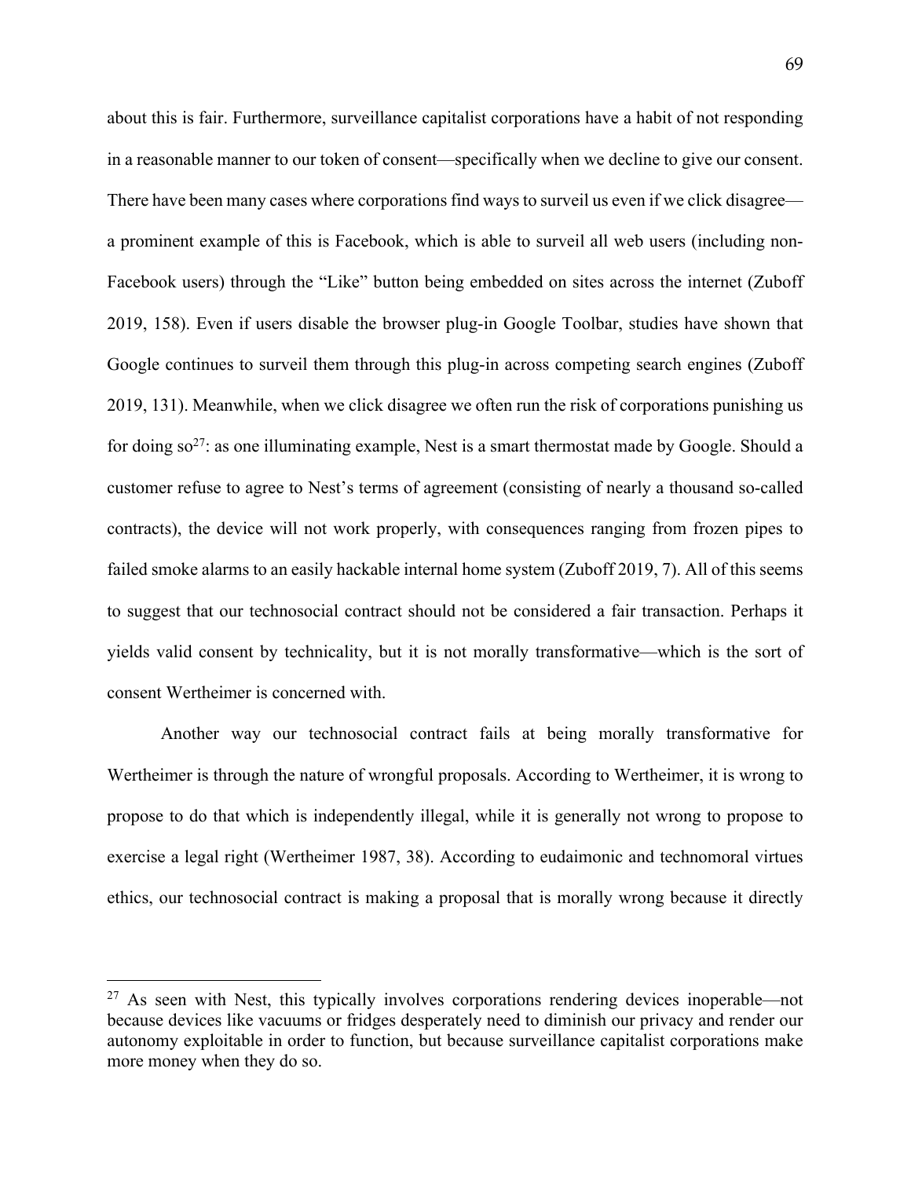about this is fair. Furthermore, surveillance capitalist corporations have a habit of not responding in a reasonable manner to our token of consent—specifically when we decline to give our consent. There have been many cases where corporations find ways to surveil us even if we click disagree—a prominent example of this is Facebook, which is able to surveil all web users (including non-Facebook users) through the "Like" button being embedded on sites across the internet (Zuboff 2019, 158). Even if users disable the browser plug-in Google Toolbar, studies have shown that Google continues to surveil them through this plug-in across competing search engines (Zuboff 2019, 131). Meanwhile, when we click disagree we often run the risk of corporations punishing us for doing so[27]: as one illuminating example, Nest is a smart thermostat made by Google. Should a customer refuse to agree to Nest's terms of agreement (consisting of nearly a thousand so-called contracts), the device will not work properly, with consequences ranging from frozen pipes to failed smoke alarms to an easily hackable internal home system (Zuboff 2019, 7). All of this seems to suggest that our technosocial contract should not be considered a fair transaction. Perhaps it yields valid consent by technicality, but it is not morally transformative—which is the sort of consent Wertheimer is concerned with.

Another way our technosocial contract fails at being morally transformative for Wertheimer is through the nature of wrongful proposals. According to Wertheimer, it is wrong to propose to do that which is independently illegal, while it is generally not wrong to propose to exercise a legal right (Wertheimer 1987, 38). According to eudaimonic and technomoral virtues ethics, our technosocial contract is making a proposal that is morally wrong because it directly

---

[27] As seen with Nest, this typically involves corporations rendering devices inoperable—not because devices like vacuums or fridges desperately need to diminish our privacy and render our autonomy exploitable in order to function, but because surveillance capitalist corporations make more money when they do so.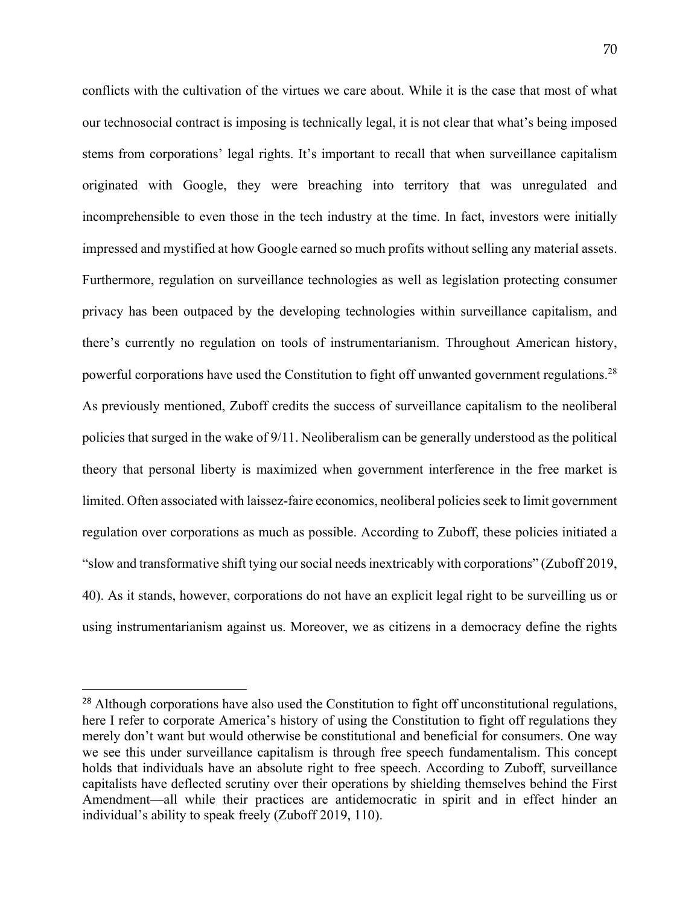conflicts with the cultivation of the virtues we care about. While it is the case that most of what our technosocial contract is imposing is technically legal, it is not clear that what's being imposed stems from corporations' legal rights. It's important to recall that when surveillance capitalism originated with Google, they were breaching into territory that was unregulated and incomprehensible to even those in the tech industry at the time. In fact, investors were initially impressed and mystified at how Google earned so much profits without selling any material assets. Furthermore, regulation on surveillance technologies as well as legislation protecting consumer privacy has been outpaced by the developing technologies within surveillance capitalism, and there's currently no regulation on tools of instrumentarianism. Throughout American history, powerful corporations have used the Constitution to fight off unwanted government regulations.[28] As previously mentioned, Zuboff credits the success of surveillance capitalism to the neoliberal policies that surged in the wake of 9/11. Neoliberalism can be generally understood as the political theory that personal liberty is maximized when government interference in the free market is limited. Often associated with laissez-faire economics, neoliberal policies seek to limit government regulation over corporations as much as possible. According to Zuboff, these policies initiated a "slow and transformative shift tying our social needs inextricably with corporations" (Zuboff 2019, 40). As it stands, however, corporations do not have an explicit legal right to be surveilling us or using instrumentarianism against us. Moreover, we as citizens in a democracy define the rights

[28] Although corporations have also used the Constitution to fight off unconstitutional regulations, here I refer to corporate America's history of using the Constitution to fight off regulations they merely don't want but would otherwise be constitutional and beneficial for consumers. One way we see this under surveillance capitalism is through free speech fundamentalism. This concept holds that individuals have an absolute right to free speech. According to Zuboff, surveillance capitalists have deflected scrutiny over their operations by shielding themselves behind the First Amendment—all while their practices are antidemocratic in spirit and in effect hinder an individual's ability to speak freely (Zuboff 2019, 110).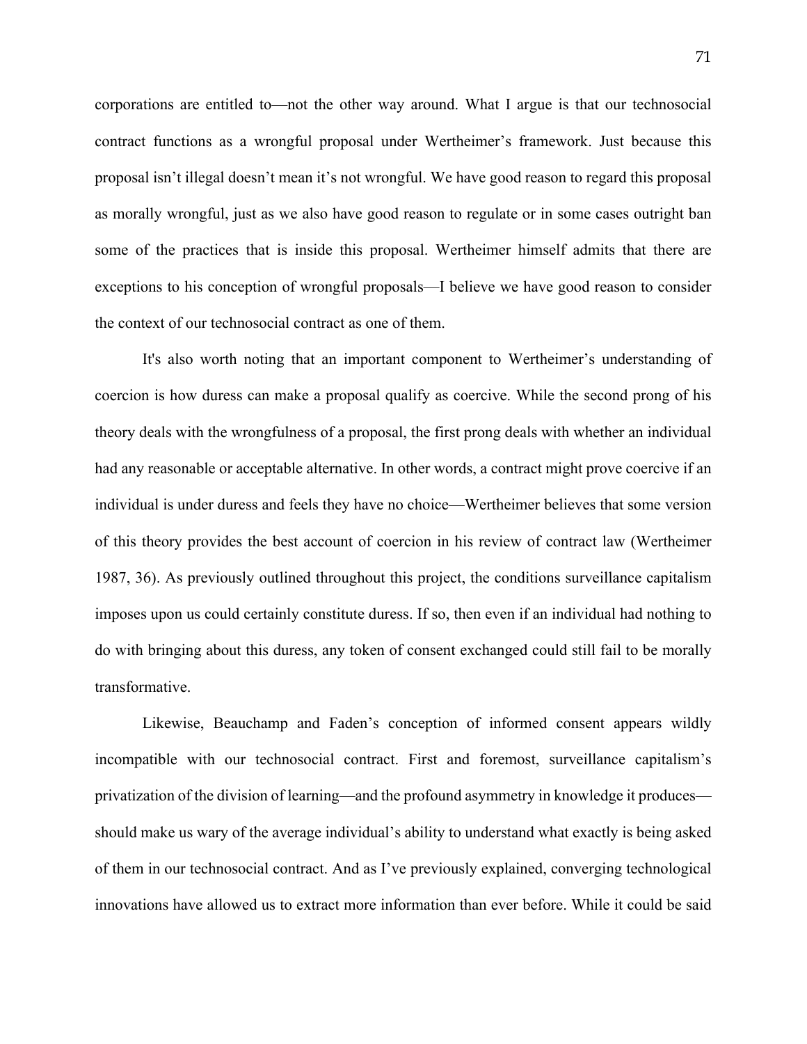corporations are entitled to—not the other way around. What I argue is that our technosocial contract functions as a wrongful proposal under Wertheimer's framework. Just because this proposal isn't illegal doesn't mean it's not wrongful. We have good reason to regard this proposal as morally wrongful, just as we also have good reason to regulate or in some cases outright ban some of the practices that is inside this proposal. Wertheimer himself admits that there are exceptions to his conception of wrongful proposals—I believe we have good reason to consider the context of our technosocial contract as one of them.

It's also worth noting that an important component to Wertheimer's understanding of coercion is how duress can make a proposal qualify as coercive. While the second prong of his theory deals with the wrongfulness of a proposal, the first prong deals with whether an individual had any reasonable or acceptable alternative. In other words, a contract might prove coercive if an individual is under duress and feels they have no choice—Wertheimer believes that some version of this theory provides the best account of coercion in his review of contract law (Wertheimer 1987, 36). As previously outlined throughout this project, the conditions surveillance capitalism imposes upon us could certainly constitute duress. If so, then even if an individual had nothing to do with bringing about this duress, any token of consent exchanged could still fail to be morally transformative.

Likewise, Beauchamp and Faden's conception of informed consent appears wildly incompatible with our technosocial contract. First and foremost, surveillance capitalism's privatization of the division of learning—and the profound asymmetry in knowledge it produces—should make us wary of the average individual's ability to understand what exactly is being asked of them in our technosocial contract. And as I've previously explained, converging technological innovations have allowed us to extract more information than ever before. While it could be said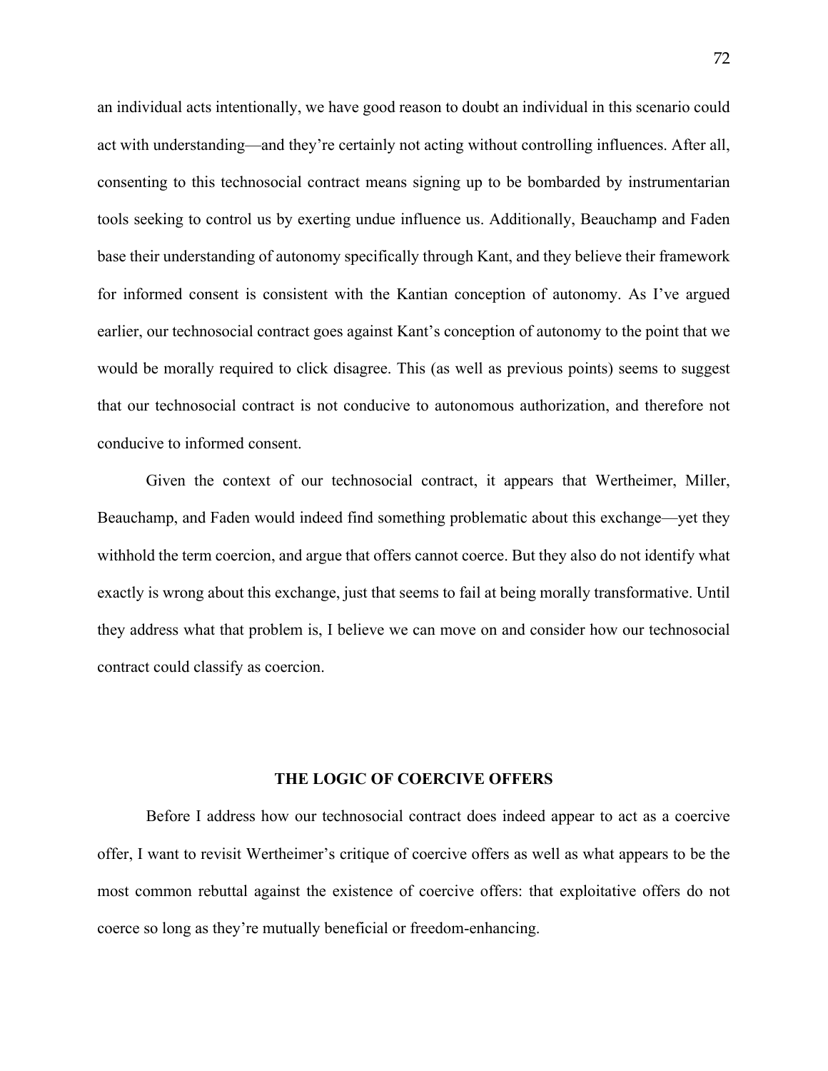an individual acts intentionally, we have good reason to doubt an individual in this scenario could act with understanding—and they're certainly not acting without controlling influences. After all, consenting to this technosocial contract means signing up to be bombarded by instrumentarian tools seeking to control us by exerting undue influence us. Additionally, Beauchamp and Faden base their understanding of autonomy specifically through Kant, and they believe their framework for informed consent is consistent with the Kantian conception of autonomy. As I've argued earlier, our technosocial contract goes against Kant's conception of autonomy to the point that we would be morally required to click disagree. This (as well as previous points) seems to suggest that our technosocial contract is not conducive to autonomous authorization, and therefore not conducive to informed consent.

Given the context of our technosocial contract, it appears that Wertheimer, Miller, Beauchamp, and Faden would indeed find something problematic about this exchange—yet they withhold the term coercion, and argue that offers cannot coerce. But they also do not identify what exactly is wrong about this exchange, just that seems to fail at being morally transformative. Until they address what that problem is, I believe we can move on and consider how our technosocial contract could classify as coercion.

## THE LOGIC OF COERCIVE OFFERS

Before I address how our technosocial contract does indeed appear to act as a coercive offer, I want to revisit Wertheimer's critique of coercive offers as well as what appears to be the most common rebuttal against the existence of coercive offers: that exploitative offers do not coerce so long as they're mutually beneficial or freedom-enhancing.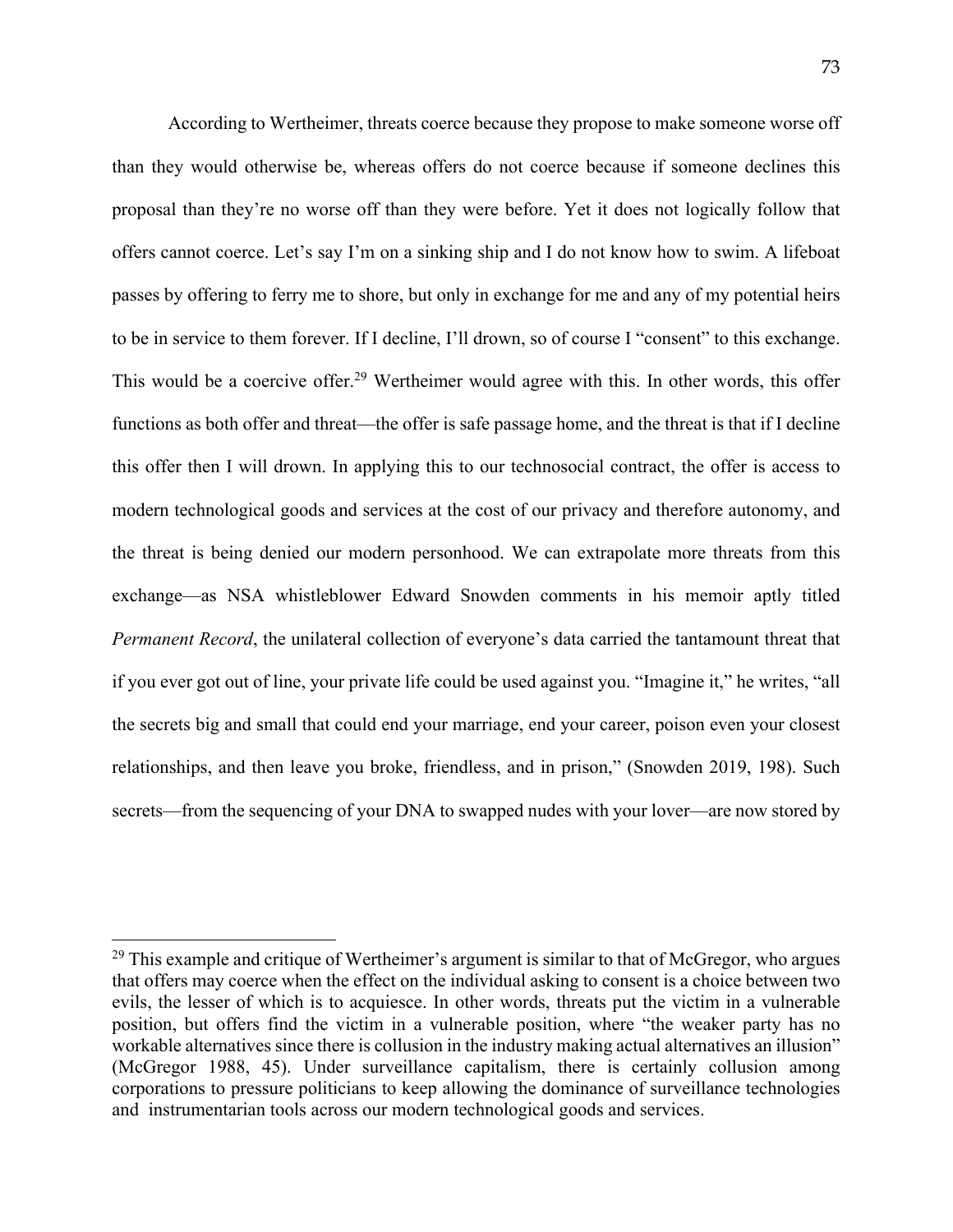According to Wertheimer, threats coerce because they propose to make someone worse off than they would otherwise be, whereas offers do not coerce because if someone declines this proposal than they're no worse off than they were before. Yet it does not logically follow that offers cannot coerce. Let's say I'm on a sinking ship and I do not know how to swim. A lifeboat passes by offering to ferry me to shore, but only in exchange for me and any of my potential heirs to be in service to them forever. If I decline, I'll drown, so of course I "consent" to this exchange. This would be a coercive offer.[29] Wertheimer would agree with this. In other words, this offer functions as both offer and threat—the offer is safe passage home, and the threat is that if I decline this offer then I will drown. In applying this to our technosocial contract, the offer is access to modern technological goods and services at the cost of our privacy and therefore autonomy, and the threat is being denied our modern personhood. We can extrapolate more threats from this exchange—as NSA whistleblower Edward Snowden comments in his memoir aptly titled *Permanent Record*, the unilateral collection of everyone's data carried the tantamount threat that if you ever got out of line, your private life could be used against you. "Imagine it," he writes, "all the secrets big and small that could end your marriage, end your career, poison even your closest relationships, and then leave you broke, friendless, and in prison," (Snowden 2019, 198). Such secrets—from the sequencing of your DNA to swapped nudes with your lover—are now stored by

---

[29] This example and critique of Wertheimer's argument is similar to that of McGregor, who argues that offers may coerce when the effect on the individual asking to consent is a choice between two evils, the lesser of which is to acquiesce. In other words, threats put the victim in a vulnerable position, but offers find the victim in a vulnerable position, where "the weaker party has no workable alternatives since there is collusion in the industry making actual alternatives an illusion" (McGregor 1988, 45). Under surveillance capitalism, there is certainly collusion among corporations to pressure politicians to keep allowing the dominance of surveillance technologies and instrumentarian tools across our modern technological goods and services.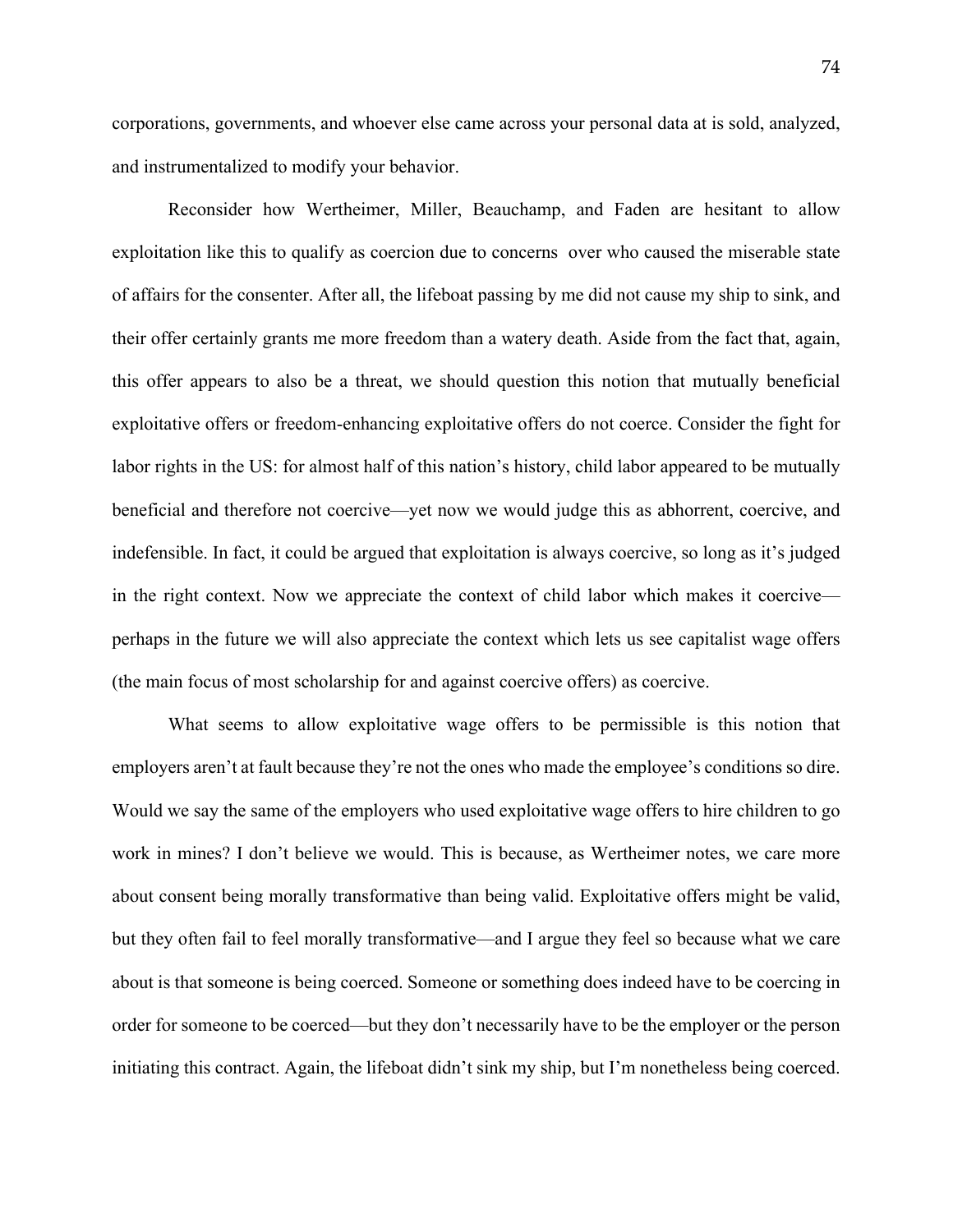corporations, governments, and whoever else came across your personal data at is sold, analyzed, and instrumentalized to modify your behavior.

Reconsider how Wertheimer, Miller, Beauchamp, and Faden are hesitant to allow exploitation like this to qualify as coercion due to concerns over who caused the miserable state of affairs for the consenter. After all, the lifeboat passing by me did not cause my ship to sink, and their offer certainly grants me more freedom than a watery death. Aside from the fact that, again, this offer appears to also be a threat, we should question this notion that mutually beneficial exploitative offers or freedom-enhancing exploitative offers do not coerce. Consider the fight for labor rights in the US: for almost half of this nation's history, child labor appeared to be mutually beneficial and therefore not coercive—yet now we would judge this as abhorrent, coercive, and indefensible. In fact, it could be argued that exploitation is always coercive, so long as it's judged in the right context. Now we appreciate the context of child labor which makes it coercive—perhaps in the future we will also appreciate the context which lets us see capitalist wage offers (the main focus of most scholarship for and against coercive offers) as coercive.

What seems to allow exploitative wage offers to be permissible is this notion that employers aren't at fault because they're not the ones who made the employee's conditions so dire. Would we say the same of the employers who used exploitative wage offers to hire children to go work in mines? I don't believe we would. This is because, as Wertheimer notes, we care more about consent being morally transformative than being valid. Exploitative offers might be valid, but they often fail to feel morally transformative—and I argue they feel so because what we care about is that someone is being coerced. Someone or something does indeed have to be coercing in order for someone to be coerced—but they don't necessarily have to be the employer or the person initiating this contract. Again, the lifeboat didn't sink my ship, but I'm nonetheless being coerced.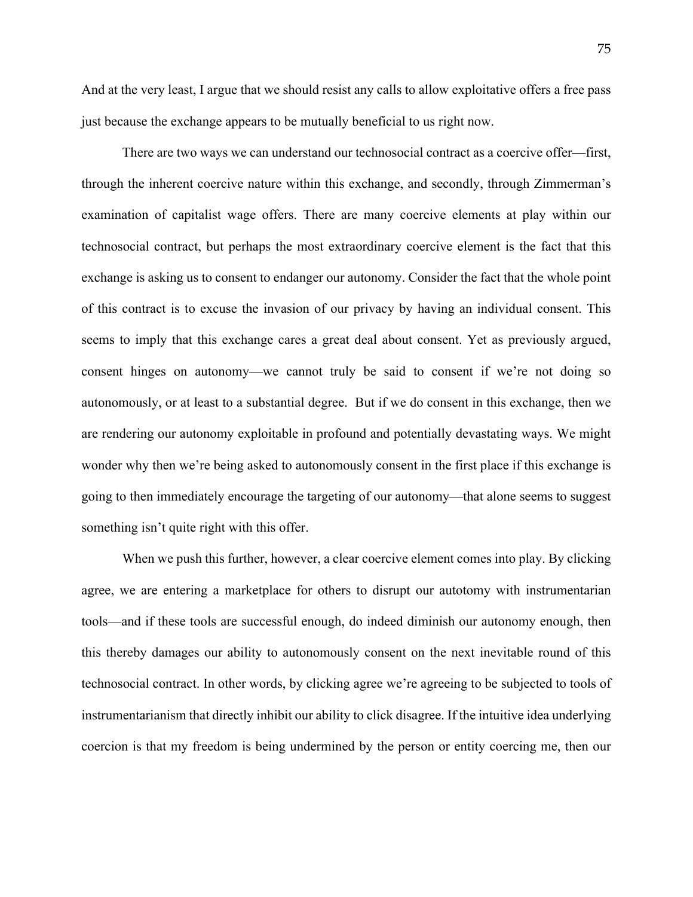And at the very least, I argue that we should resist any calls to allow exploitative offers a free pass just because the exchange appears to be mutually beneficial to us right now.

There are two ways we can understand our technosocial contract as a coercive offer—first, through the inherent coercive nature within this exchange, and secondly, through Zimmerman's examination of capitalist wage offers. There are many coercive elements at play within our technosocial contract, but perhaps the most extraordinary coercive element is the fact that this exchange is asking us to consent to endanger our autonomy. Consider the fact that the whole point of this contract is to excuse the invasion of our privacy by having an individual consent. This seems to imply that this exchange cares a great deal about consent. Yet as previously argued, consent hinges on autonomy—we cannot truly be said to consent if we're not doing so autonomously, or at least to a substantial degree. But if we do consent in this exchange, then we are rendering our autonomy exploitable in profound and potentially devastating ways. We might wonder why then we're being asked to autonomously consent in the first place if this exchange is going to then immediately encourage the targeting of our autonomy—that alone seems to suggest something isn't quite right with this offer.

When we push this further, however, a clear coercive element comes into play. By clicking agree, we are entering a marketplace for others to disrupt our autotomy with instrumentarian tools—and if these tools are successful enough, do indeed diminish our autonomy enough, then this thereby damages our ability to autonomously consent on the next inevitable round of this technosocial contract. In other words, by clicking agree we're agreeing to be subjected to tools of instrumentarianism that directly inhibit our ability to click disagree. If the intuitive idea underlying coercion is that my freedom is being undermined by the person or entity coercing me, then our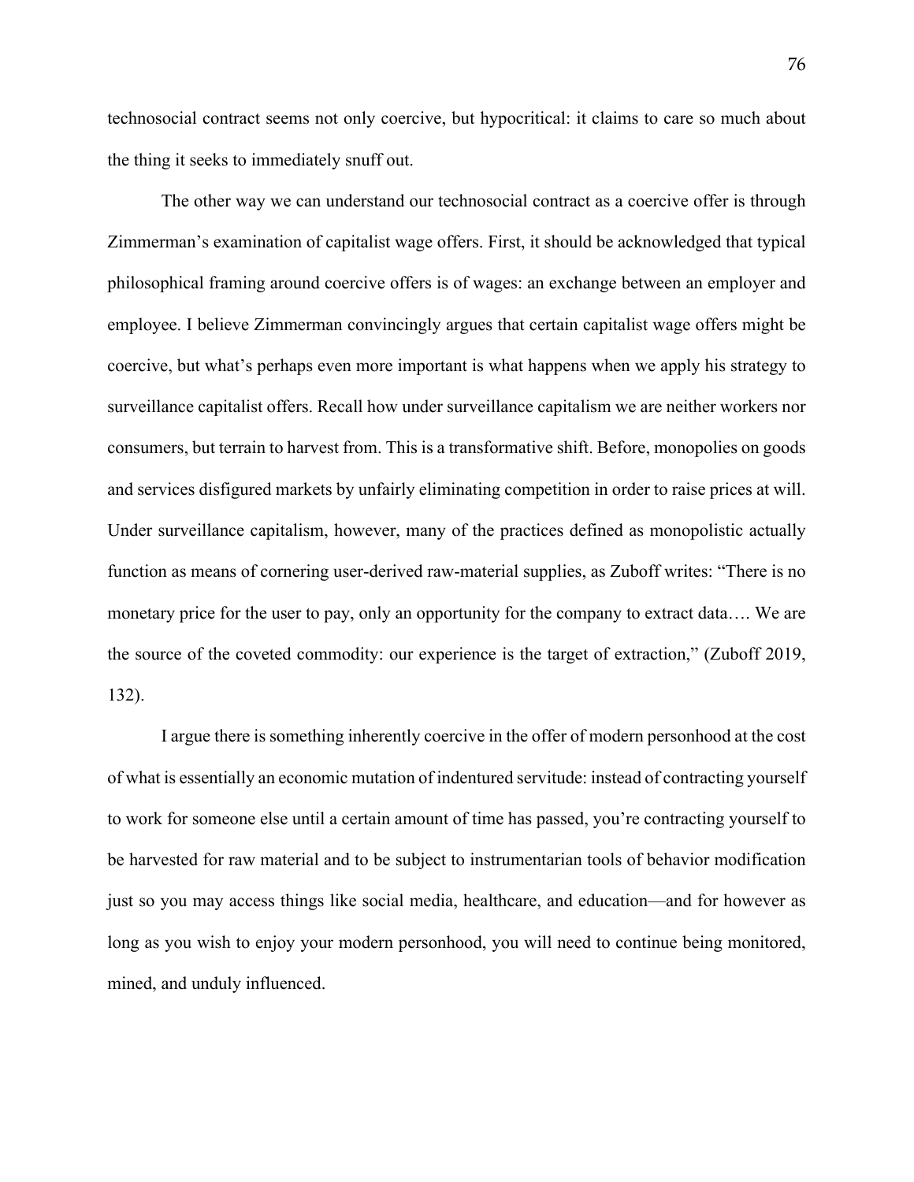technosocial contract seems not only coercive, but hypocritical: it claims to care so much about the thing it seeks to immediately snuff out.

The other way we can understand our technosocial contract as a coercive offer is through Zimmerman's examination of capitalist wage offers. First, it should be acknowledged that typical philosophical framing around coercive offers is of wages: an exchange between an employer and employee. I believe Zimmerman convincingly argues that certain capitalist wage offers might be coercive, but what's perhaps even more important is what happens when we apply his strategy to surveillance capitalist offers. Recall how under surveillance capitalism we are neither workers nor consumers, but terrain to harvest from. This is a transformative shift. Before, monopolies on goods and services disfigured markets by unfairly eliminating competition in order to raise prices at will. Under surveillance capitalism, however, many of the practices defined as monopolistic actually function as means of cornering user-derived raw-material supplies, as Zuboff writes: "There is no monetary price for the user to pay, only an opportunity for the company to extract data…. We are the source of the coveted commodity: our experience is the target of extraction," (Zuboff 2019, 132).

I argue there is something inherently coercive in the offer of modern personhood at the cost of what is essentially an economic mutation of indentured servitude: instead of contracting yourself to work for someone else until a certain amount of time has passed, you're contracting yourself to be harvested for raw material and to be subject to instrumentarian tools of behavior modification just so you may access things like social media, healthcare, and education—and for however as long as you wish to enjoy your modern personhood, you will need to continue being monitored, mined, and unduly influenced.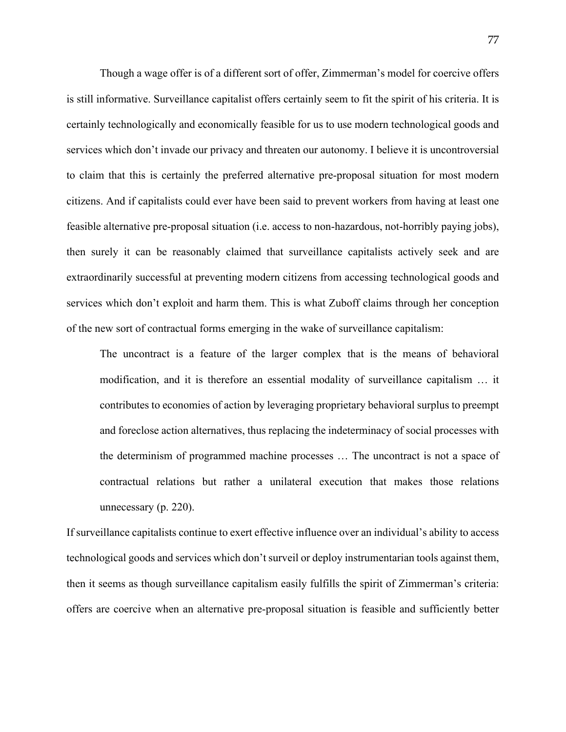Though a wage offer is of a different sort of offer, Zimmerman's model for coercive offers is still informative. Surveillance capitalist offers certainly seem to fit the spirit of his criteria. It is certainly technologically and economically feasible for us to use modern technological goods and services which don't invade our privacy and threaten our autonomy. I believe it is uncontroversial to claim that this is certainly the preferred alternative pre-proposal situation for most modern citizens. And if capitalists could ever have been said to prevent workers from having at least one feasible alternative pre-proposal situation (i.e. access to non-hazardous, not-horribly paying jobs), then surely it can be reasonably claimed that surveillance capitalists actively seek and are extraordinarily successful at preventing modern citizens from accessing technological goods and services which don't exploit and harm them. This is what Zuboff claims through her conception of the new sort of contractual forms emerging in the wake of surveillance capitalism:

> The uncontract is a feature of the larger complex that is the means of behavioral modification, and it is therefore an essential modality of surveillance capitalism … it contributes to economies of action by leveraging proprietary behavioral surplus to preempt and foreclose action alternatives, thus replacing the indeterminacy of social processes with the determinism of programmed machine processes … The uncontract is not a space of contractual relations but rather a unilateral execution that makes those relations unnecessary (p. 220).

If surveillance capitalists continue to exert effective influence over an individual's ability to access technological goods and services which don't surveil or deploy instrumentarian tools against them, then it seems as though surveillance capitalism easily fulfills the spirit of Zimmerman's criteria: offers are coercive when an alternative pre-proposal situation is feasible and sufficiently better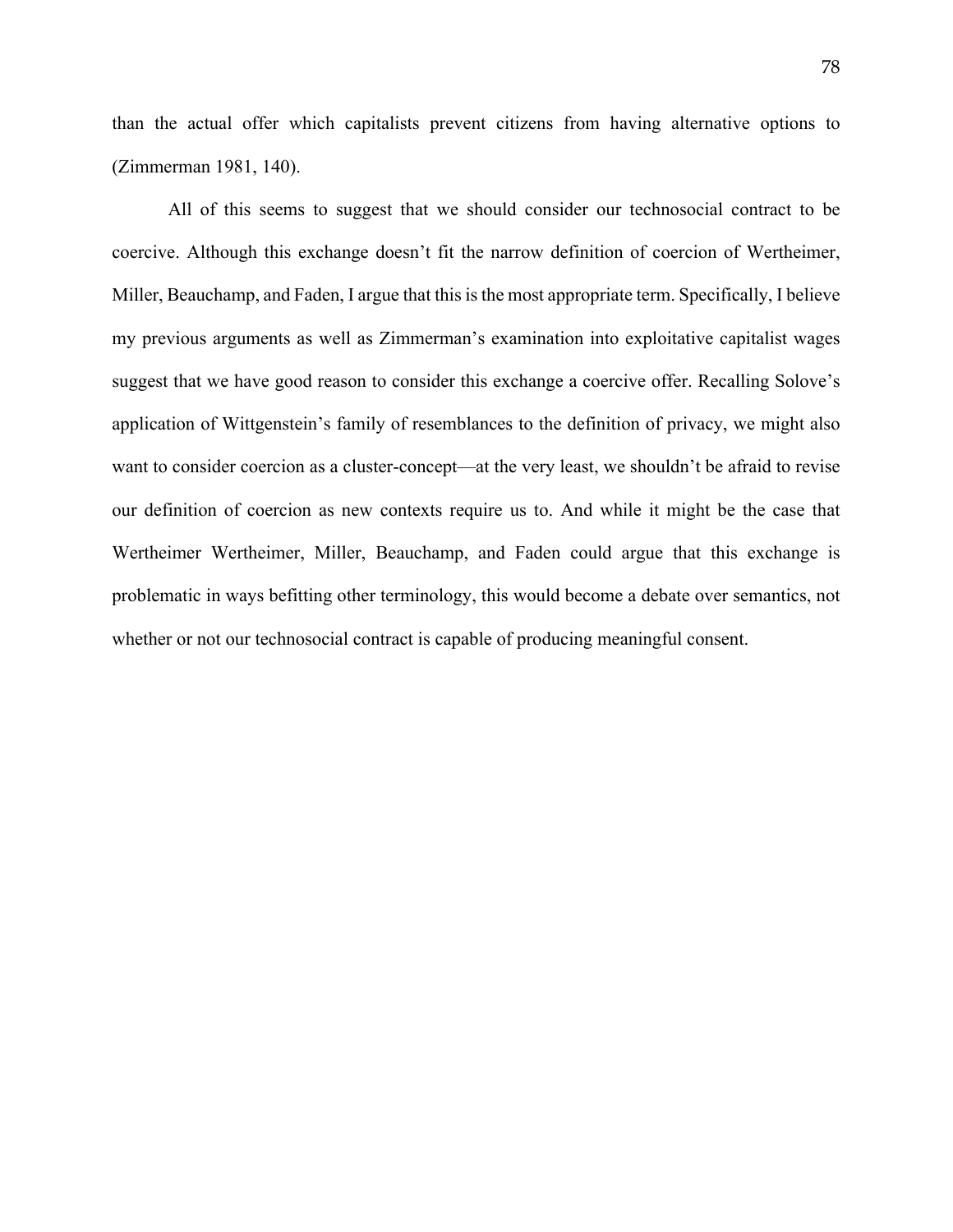than the actual offer which capitalists prevent citizens from having alternative options to (Zimmerman 1981, 140).

All of this seems to suggest that we should consider our technosocial contract to be coercive. Although this exchange doesn't fit the narrow definition of coercion of Wertheimer, Miller, Beauchamp, and Faden, I argue that this is the most appropriate term. Specifically, I believe my previous arguments as well as Zimmerman's examination into exploitative capitalist wages suggest that we have good reason to consider this exchange a coercive offer. Recalling Solove's application of Wittgenstein's family of resemblances to the definition of privacy, we might also want to consider coercion as a cluster-concept—at the very least, we shouldn't be afraid to revise our definition of coercion as new contexts require us to. And while it might be the case that Wertheimer Wertheimer, Miller, Beauchamp, and Faden could argue that this exchange is problematic in ways befitting other terminology, this would become a debate over semantics, not whether or not our technosocial contract is capable of producing meaningful consent.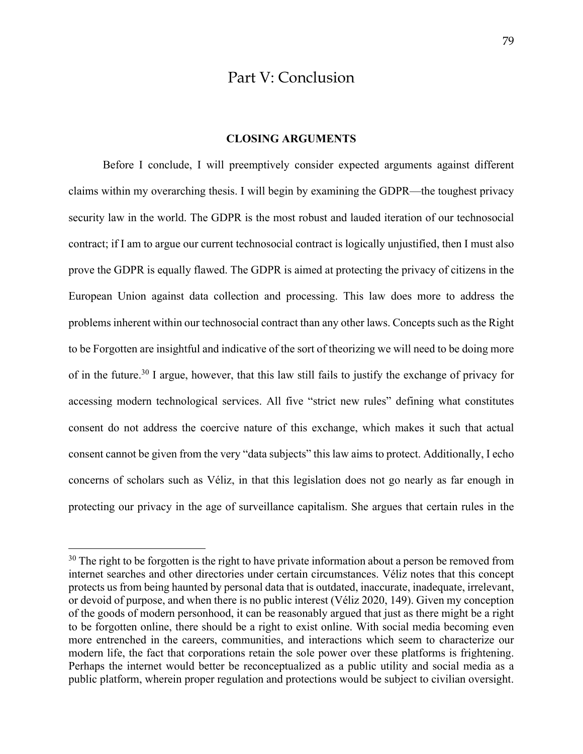# Part V: Conclusion

## CLOSING ARGUMENTS

Before I conclude, I will preemptively consider expected arguments against different claims within my overarching thesis. I will begin by examining the GDPR—the toughest privacy security law in the world. The GDPR is the most robust and lauded iteration of our technosocial contract; if I am to argue our current technosocial contract is logically unjustified, then I must also prove the GDPR is equally flawed. The GDPR is aimed at protecting the privacy of citizens in the European Union against data collection and processing. This law does more to address the problems inherent within our technosocial contract than any other laws. Concepts such as the Right to be Forgotten are insightful and indicative of the sort of theorizing we will need to be doing more of in the future.[30] I argue, however, that this law still fails to justify the exchange of privacy for accessing modern technological services. All five "strict new rules" defining what constitutes consent do not address the coercive nature of this exchange, which makes it such that actual consent cannot be given from the very "data subjects" this law aims to protect. Additionally, I echo concerns of scholars such as Véliz, in that this legislation does not go nearly as far enough in protecting our privacy in the age of surveillance capitalism. She argues that certain rules in the

---

[30] The right to be forgotten is the right to have private information about a person be removed from internet searches and other directories under certain circumstances. Véliz notes that this concept protects us from being haunted by personal data that is outdated, inaccurate, inadequate, irrelevant, or devoid of purpose, and when there is no public interest (Véliz 2020, 149). Given my conception of the goods of modern personhood, it can be reasonably argued that just as there might be a right to be forgotten online, there should be a right to exist online. With social media becoming even more entrenched in the careers, communities, and interactions which seem to characterize our modern life, the fact that corporations retain the sole power over these platforms is frightening. Perhaps the internet would better be reconceptualized as a public utility and social media as a public platform, wherein proper regulation and protections would be subject to civilian oversight.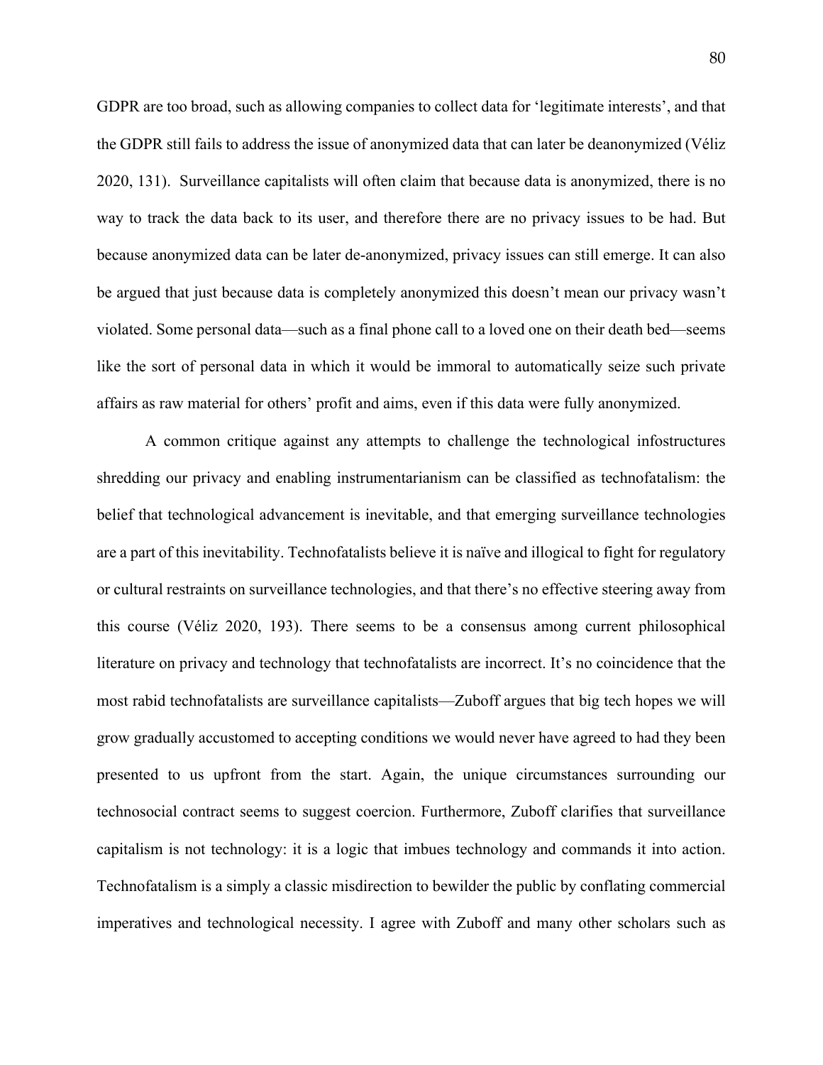GDPR are too broad, such as allowing companies to collect data for 'legitimate interests', and that the GDPR still fails to address the issue of anonymized data that can later be deanonymized (Véliz 2020, 131). Surveillance capitalists will often claim that because data is anonymized, there is no way to track the data back to its user, and therefore there are no privacy issues to be had. But because anonymized data can be later de-anonymized, privacy issues can still emerge. It can also be argued that just because data is completely anonymized this doesn't mean our privacy wasn't violated. Some personal data—such as a final phone call to a loved one on their death bed—seems like the sort of personal data in which it would be immoral to automatically seize such private affairs as raw material for others' profit and aims, even if this data were fully anonymized.

A common critique against any attempts to challenge the technological infostructures shredding our privacy and enabling instrumentarianism can be classified as technofatalism: the belief that technological advancement is inevitable, and that emerging surveillance technologies are a part of this inevitability. Technofatalists believe it is naïve and illogical to fight for regulatory or cultural restraints on surveillance technologies, and that there's no effective steering away from this course (Véliz 2020, 193). There seems to be a consensus among current philosophical literature on privacy and technology that technofatalists are incorrect. It's no coincidence that the most rabid technofatalists are surveillance capitalists—Zuboff argues that big tech hopes we will grow gradually accustomed to accepting conditions we would never have agreed to had they been presented to us upfront from the start. Again, the unique circumstances surrounding our technosocial contract seems to suggest coercion. Furthermore, Zuboff clarifies that surveillance capitalism is not technology: it is a logic that imbues technology and commands it into action. Technofatalism is a simply a classic misdirection to bewilder the public by conflating commercial imperatives and technological necessity. I agree with Zuboff and many other scholars such as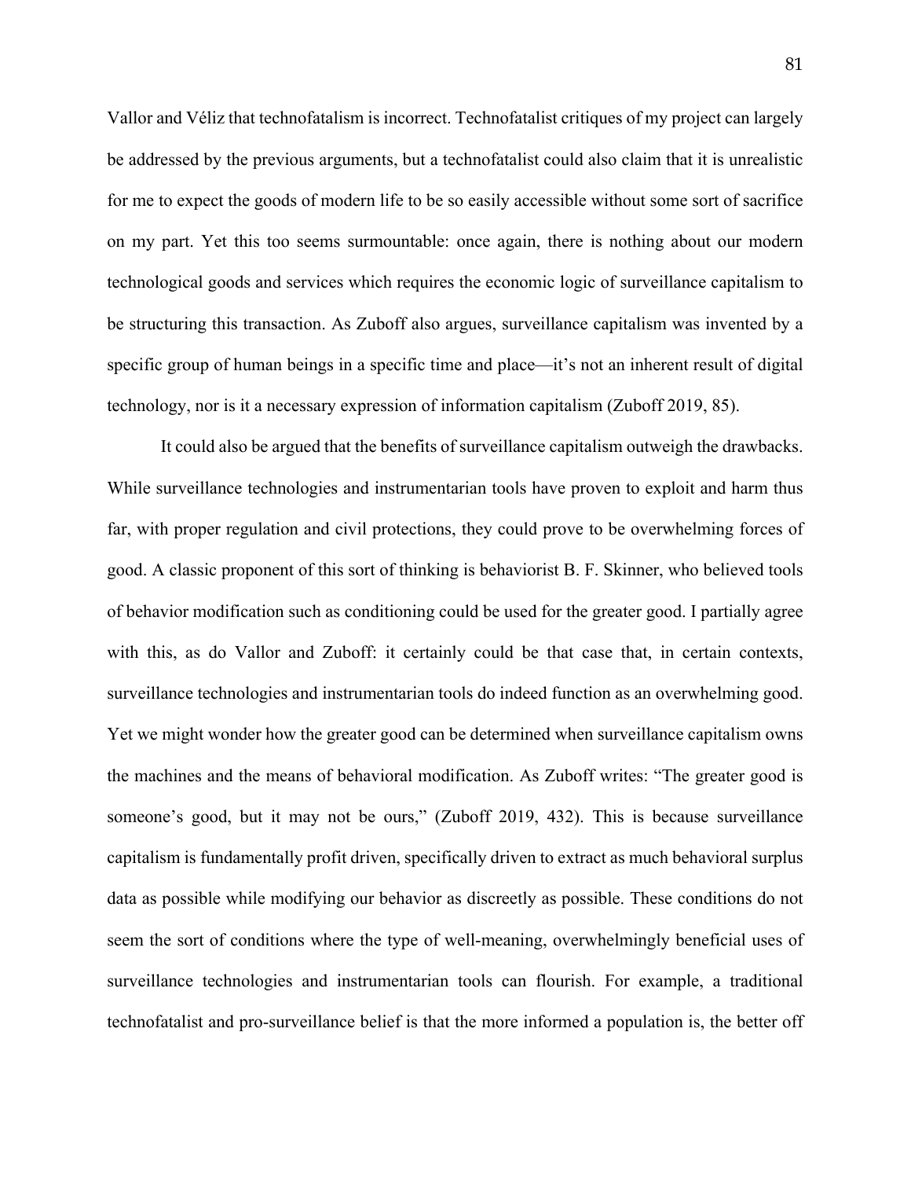Vallor and Véliz that technofatalism is incorrect. Technofatalist critiques of my project can largely be addressed by the previous arguments, but a technofatalist could also claim that it is unrealistic for me to expect the goods of modern life to be so easily accessible without some sort of sacrifice on my part. Yet this too seems surmountable: once again, there is nothing about our modern technological goods and services which requires the economic logic of surveillance capitalism to be structuring this transaction. As Zuboff also argues, surveillance capitalism was invented by a specific group of human beings in a specific time and place—it's not an inherent result of digital technology, nor is it a necessary expression of information capitalism (Zuboff 2019, 85).

It could also be argued that the benefits of surveillance capitalism outweigh the drawbacks. While surveillance technologies and instrumentarian tools have proven to exploit and harm thus far, with proper regulation and civil protections, they could prove to be overwhelming forces of good. A classic proponent of this sort of thinking is behaviorist B. F. Skinner, who believed tools of behavior modification such as conditioning could be used for the greater good. I partially agree with this, as do Vallor and Zuboff: it certainly could be that case that, in certain contexts, surveillance technologies and instrumentarian tools do indeed function as an overwhelming good. Yet we might wonder how the greater good can be determined when surveillance capitalism owns the machines and the means of behavioral modification. As Zuboff writes: "The greater good is someone's good, but it may not be ours," (Zuboff 2019, 432). This is because surveillance capitalism is fundamentally profit driven, specifically driven to extract as much behavioral surplus data as possible while modifying our behavior as discreetly as possible. These conditions do not seem the sort of conditions where the type of well-meaning, overwhelmingly beneficial uses of surveillance technologies and instrumentarian tools can flourish. For example, a traditional technofatalist and pro-surveillance belief is that the more informed a population is, the better off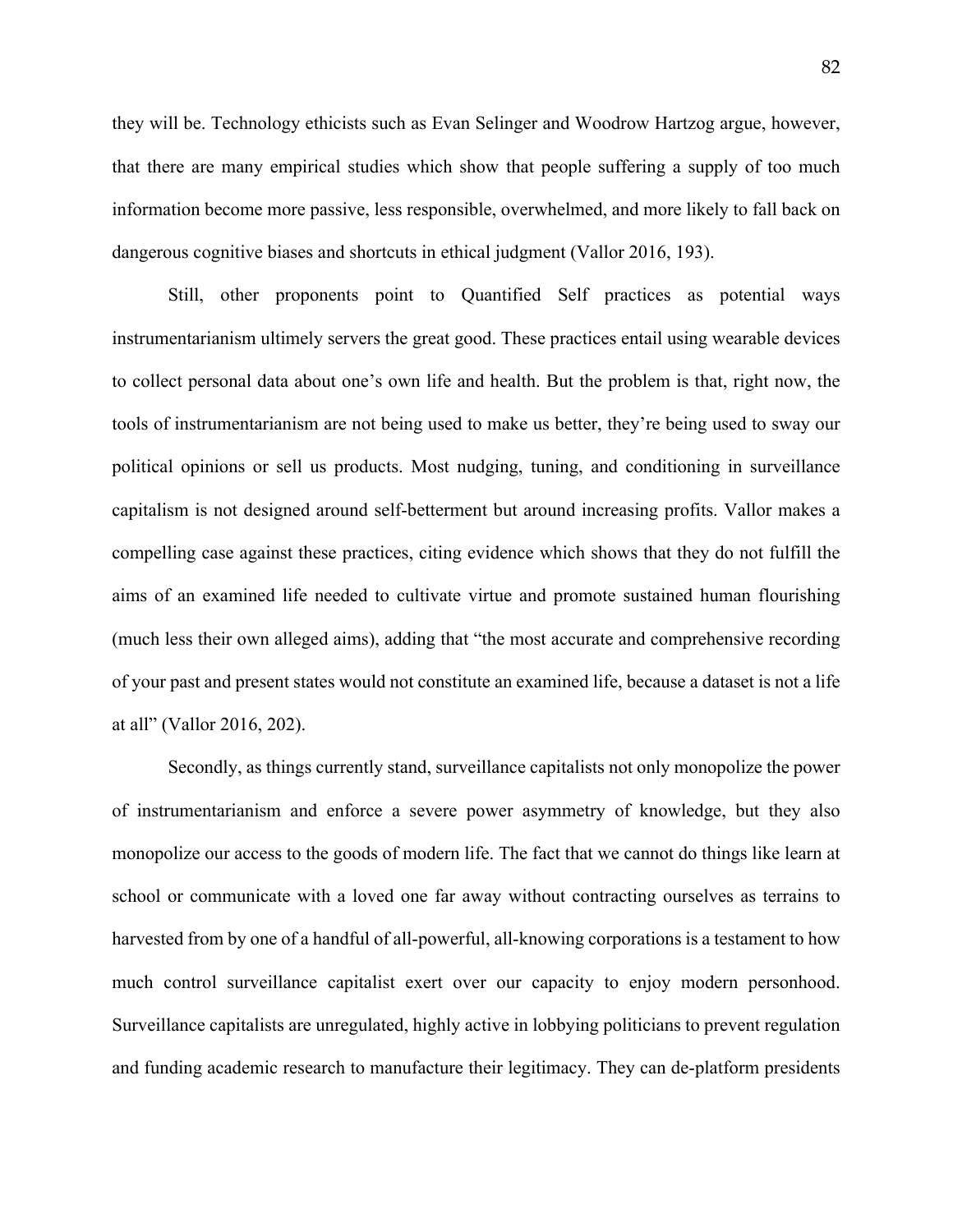they will be. Technology ethicists such as Evan Selinger and Woodrow Hartzog argue, however, that there are many empirical studies which show that people suffering a supply of too much information become more passive, less responsible, overwhelmed, and more likely to fall back on dangerous cognitive biases and shortcuts in ethical judgment (Vallor 2016, 193).

Still, other proponents point to Quantified Self practices as potential ways instrumentarianism ultimely servers the great good. These practices entail using wearable devices to collect personal data about one's own life and health. But the problem is that, right now, the tools of instrumentarianism are not being used to make us better, they're being used to sway our political opinions or sell us products. Most nudging, tuning, and conditioning in surveillance capitalism is not designed around self-betterment but around increasing profits. Vallor makes a compelling case against these practices, citing evidence which shows that they do not fulfill the aims of an examined life needed to cultivate virtue and promote sustained human flourishing (much less their own alleged aims), adding that "the most accurate and comprehensive recording of your past and present states would not constitute an examined life, because a dataset is not a life at all" (Vallor 2016, 202).

Secondly, as things currently stand, surveillance capitalists not only monopolize the power of instrumentarianism and enforce a severe power asymmetry of knowledge, but they also monopolize our access to the goods of modern life. The fact that we cannot do things like learn at school or communicate with a loved one far away without contracting ourselves as terrains to harvested from by one of a handful of all-powerful, all-knowing corporations is a testament to how much control surveillance capitalist exert over our capacity to enjoy modern personhood. Surveillance capitalists are unregulated, highly active in lobbying politicians to prevent regulation and funding academic research to manufacture their legitimacy. They can de-platform presidents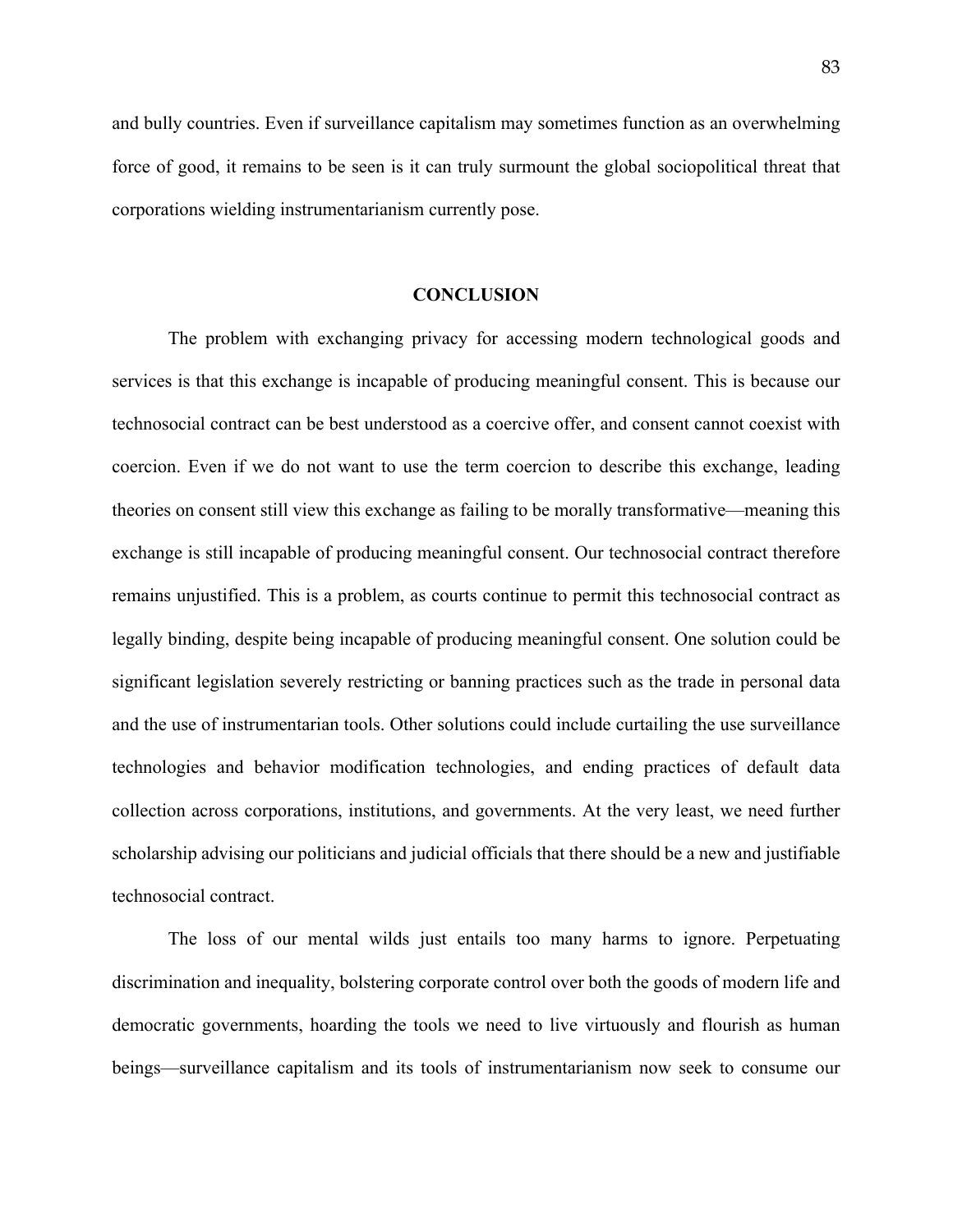and bully countries. Even if surveillance capitalism may sometimes function as an overwhelming force of good, it remains to be seen is it can truly surmount the global sociopolitical threat that corporations wielding instrumentarianism currently pose.

## CONCLUSION

The problem with exchanging privacy for accessing modern technological goods and services is that this exchange is incapable of producing meaningful consent. This is because our technosocial contract can be best understood as a coercive offer, and consent cannot coexist with coercion. Even if we do not want to use the term coercion to describe this exchange, leading theories on consent still view this exchange as failing to be morally transformative—meaning this exchange is still incapable of producing meaningful consent. Our technosocial contract therefore remains unjustified. This is a problem, as courts continue to permit this technosocial contract as legally binding, despite being incapable of producing meaningful consent. One solution could be significant legislation severely restricting or banning practices such as the trade in personal data and the use of instrumentarian tools. Other solutions could include curtailing the use surveillance technologies and behavior modification technologies, and ending practices of default data collection across corporations, institutions, and governments. At the very least, we need further scholarship advising our politicians and judicial officials that there should be a new and justifiable technosocial contract.

The loss of our mental wilds just entails too many harms to ignore. Perpetuating discrimination and inequality, bolstering corporate control over both the goods of modern life and democratic governments, hoarding the tools we need to live virtuously and flourish as human beings—surveillance capitalism and its tools of instrumentarianism now seek to consume our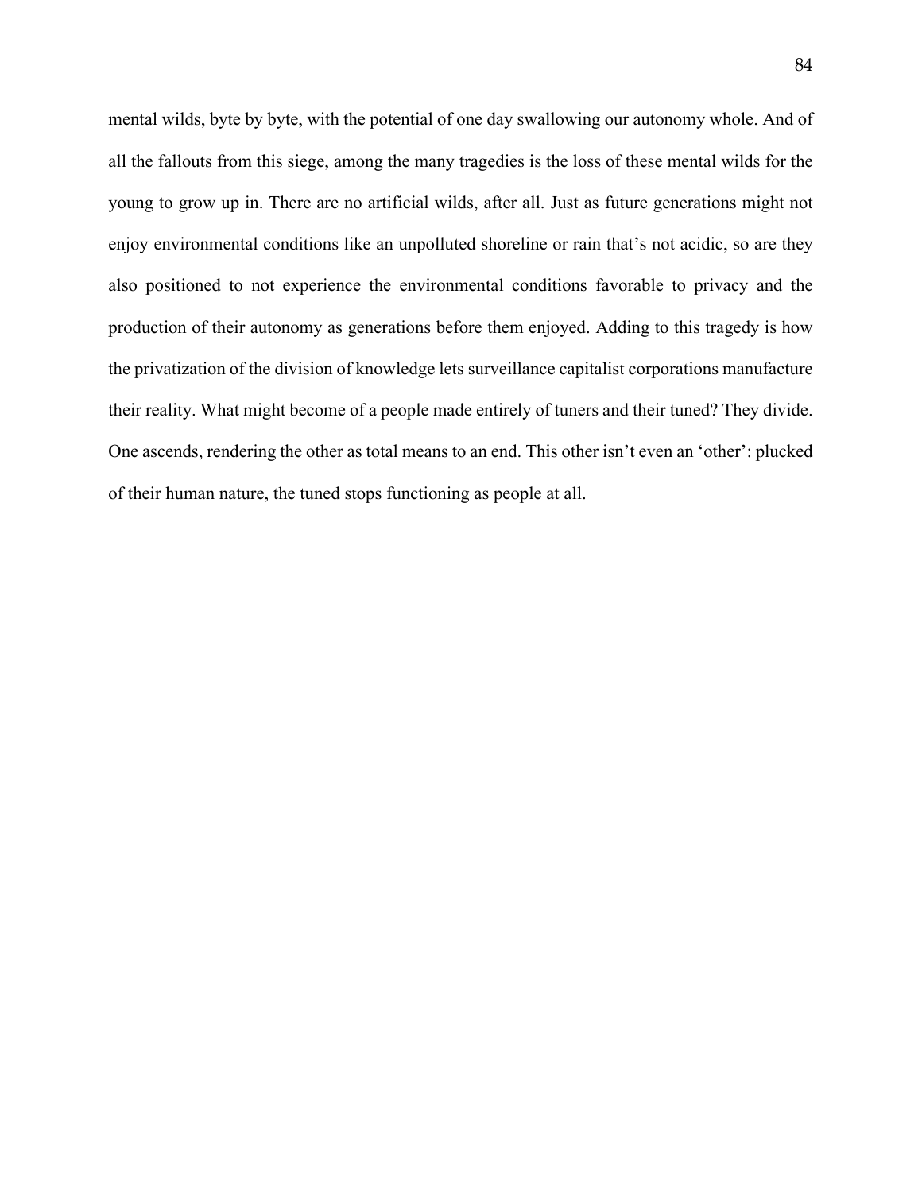mental wilds, byte by byte, with the potential of one day swallowing our autonomy whole. And of all the fallouts from this siege, among the many tragedies is the loss of these mental wilds for the young to grow up in. There are no artificial wilds, after all. Just as future generations might not enjoy environmental conditions like an unpolluted shoreline or rain that's not acidic, so are they also positioned to not experience the environmental conditions favorable to privacy and the production of their autonomy as generations before them enjoyed. Adding to this tragedy is how the privatization of the division of knowledge lets surveillance capitalist corporations manufacture their reality. What might become of a people made entirely of tuners and their tuned? They divide. One ascends, rendering the other as total means to an end. This other isn't even an 'other': plucked of their human nature, the tuned stops functioning as people at all.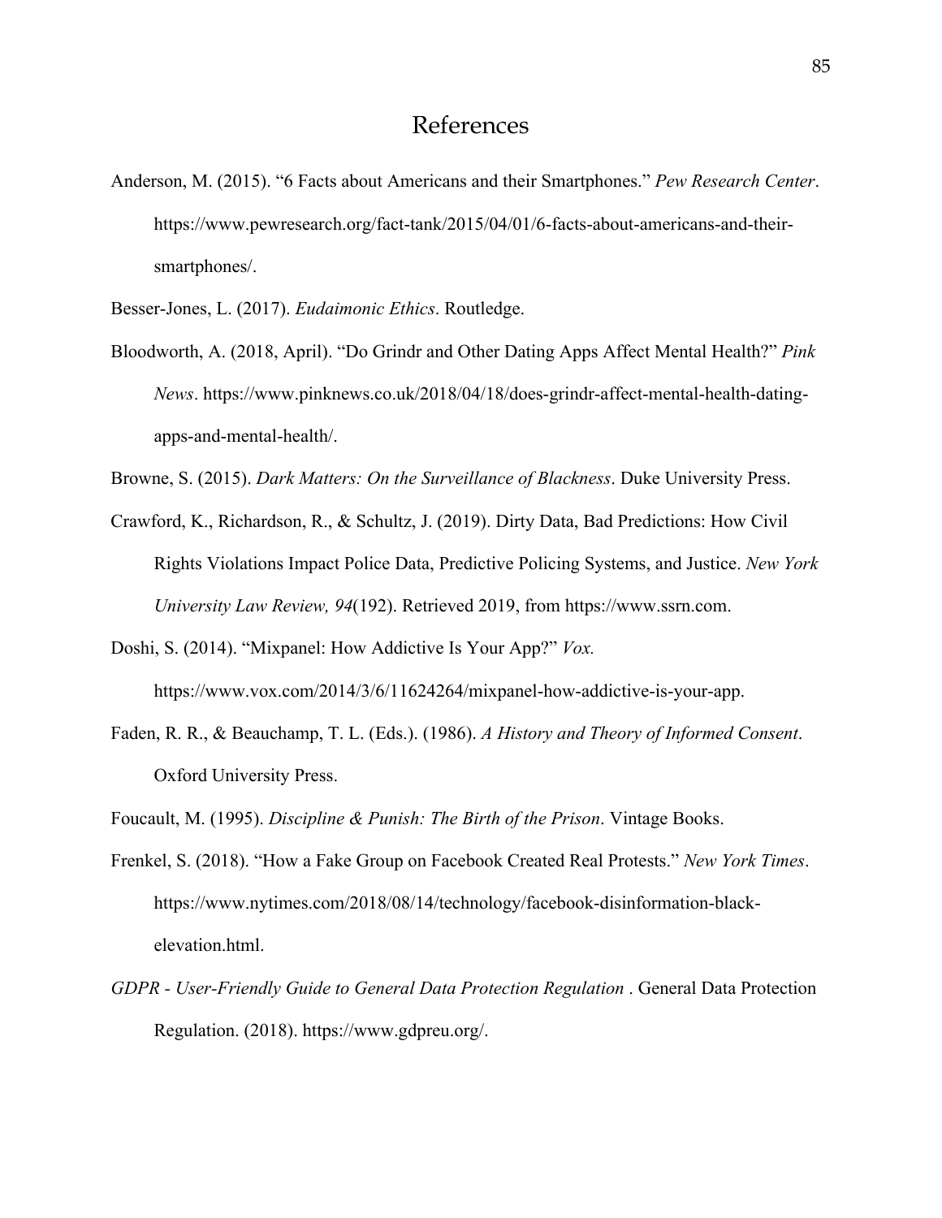# References

Anderson, M. (2015). "6 Facts about Americans and their Smartphones." *Pew Research Center*. https://www.pewresearch.org/fact-tank/2015/04/01/6-facts-about-americans-and-their-smartphones/.

Besser-Jones, L. (2017). *Eudaimonic Ethics*. Routledge.

Bloodworth, A. (2018, April). "Do Grindr and Other Dating Apps Affect Mental Health?" *Pink News*. https://www.pinknews.co.uk/2018/04/18/does-grindr-affect-mental-health-dating-apps-and-mental-health/.

Browne, S. (2015). *Dark Matters: On the Surveillance of Blackness*. Duke University Press.

Crawford, K., Richardson, R., & Schultz, J. (2019). Dirty Data, Bad Predictions: How Civil Rights Violations Impact Police Data, Predictive Policing Systems, and Justice. *New York University Law Review, 94*(192). Retrieved 2019, from https://www.ssrn.com.

Doshi, S. (2014). "Mixpanel: How Addictive Is Your App?" *Vox.* https://www.vox.com/2014/3/6/11624264/mixpanel-how-addictive-is-your-app.

Faden, R. R., & Beauchamp, T. L. (Eds.). (1986). *A History and Theory of Informed Consent*. Oxford University Press.

Foucault, M. (1995). *Discipline & Punish: The Birth of the Prison*. Vintage Books.

Frenkel, S. (2018). "How a Fake Group on Facebook Created Real Protests." *New York Times*. https://www.nytimes.com/2018/08/14/technology/facebook-disinformation-black-elevation.html.

*GDPR - User-Friendly Guide to General Data Protection Regulation* . General Data Protection Regulation. (2018). https://www.gdpreu.org/.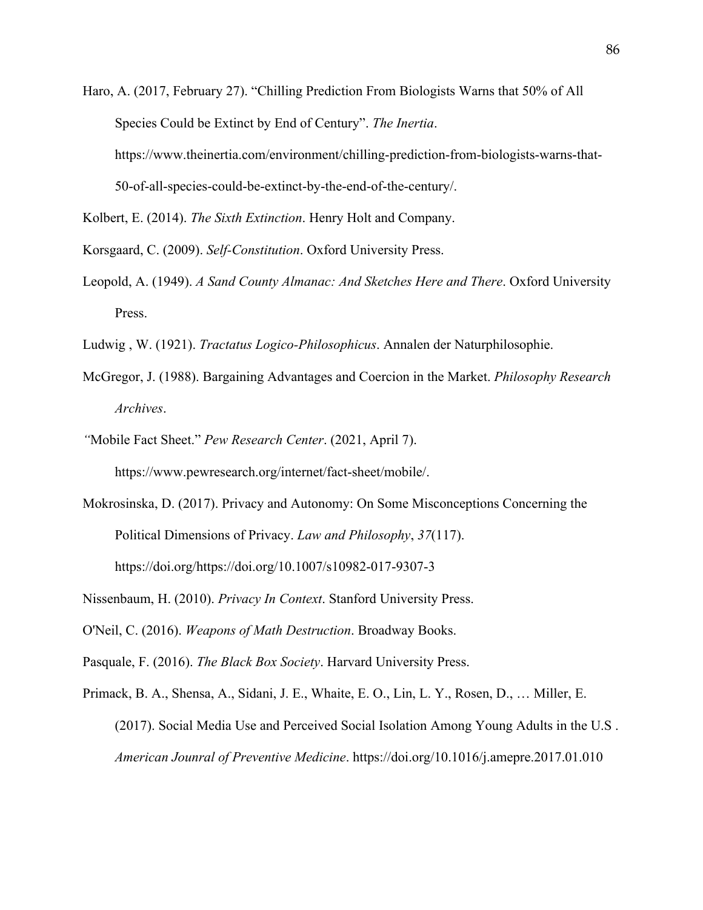Haro, A. (2017, February 27). "Chilling Prediction From Biologists Warns that 50% of All Species Could be Extinct by End of Century". *The Inertia*. https://www.theinertia.com/environment/chilling-prediction-from-biologists-warns-that-50-of-all-species-could-be-extinct-by-the-end-of-the-century/.

Kolbert, E. (2014). *The Sixth Extinction*. Henry Holt and Company.

Korsgaard, C. (2009). *Self-Constitution*. Oxford University Press.

Leopold, A. (1949). *A Sand County Almanac: And Sketches Here and There*. Oxford University Press.

Ludwig , W. (1921). *Tractatus Logico-Philosophicus*. Annalen der Naturphilosophie.

McGregor, J. (1988). Bargaining Advantages and Coercion in the Market. *Philosophy Research Archives*.

*"*Mobile Fact Sheet." *Pew Research Center*. (2021, April 7). https://www.pewresearch.org/internet/fact-sheet/mobile/.

Mokrosinska, D. (2017). Privacy and Autonomy: On Some Misconceptions Concerning the Political Dimensions of Privacy. *Law and Philosophy*, *37*(117). https://doi.org/https://doi.org/10.1007/s10982-017-9307-3

Nissenbaum, H. (2010). *Privacy In Context*. Stanford University Press.

O'Neil, C. (2016). *Weapons of Math Destruction*. Broadway Books.

Pasquale, F. (2016). *The Black Box Society*. Harvard University Press.

Primack, B. A., Shensa, A., Sidani, J. E., Whaite, E. O., Lin, L. Y., Rosen, D., … Miller, E. (2017). Social Media Use and Perceived Social Isolation Among Young Adults in the U.S . *American Jounral of Preventive Medicine*. https://doi.org/10.1016/j.amepre.2017.01.010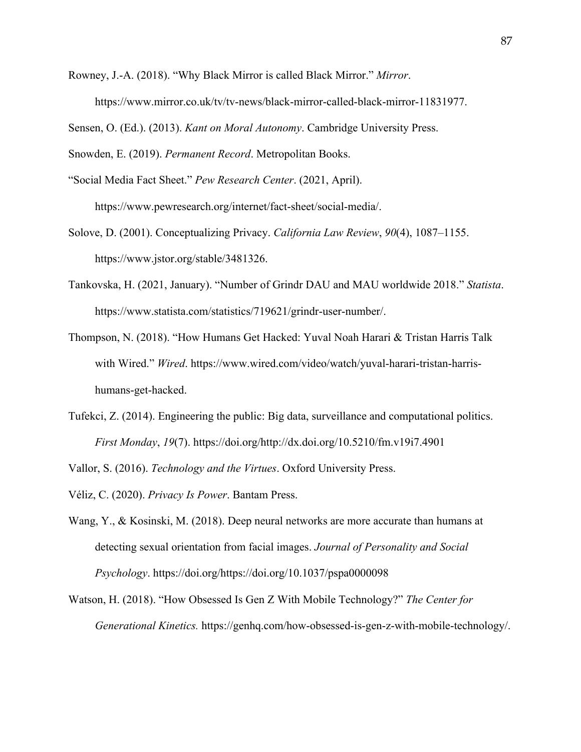Rowney, J.-A. (2018). "Why Black Mirror is called Black Mirror." *Mirror*. https://www.mirror.co.uk/tv/tv-news/black-mirror-called-black-mirror-11831977.

Sensen, O. (Ed.). (2013). *Kant on Moral Autonomy*. Cambridge University Press.

Snowden, E. (2019). *Permanent Record*. Metropolitan Books.

"Social Media Fact Sheet." *Pew Research Center*. (2021, April). https://www.pewresearch.org/internet/fact-sheet/social-media/.

Solove, D. (2001). Conceptualizing Privacy. *California Law Review*, *90*(4), 1087–1155. https://www.jstor.org/stable/3481326.

Tankovska, H. (2021, January). "Number of Grindr DAU and MAU worldwide 2018." *Statista*. https://www.statista.com/statistics/719621/grindr-user-number/.

Thompson, N. (2018). "How Humans Get Hacked: Yuval Noah Harari & Tristan Harris Talk with Wired." *Wired*. https://www.wired.com/video/watch/yuval-harari-tristan-harris-humans-get-hacked.

Tufekci, Z. (2014). Engineering the public: Big data, surveillance and computational politics. *First Monday*, *19*(7). https://doi.org/http://dx.doi.org/10.5210/fm.v19i7.4901

Vallor, S. (2016). *Technology and the Virtues*. Oxford University Press.

Véliz, C. (2020). *Privacy Is Power*. Bantam Press.

Wang, Y., & Kosinski, M. (2018). Deep neural networks are more accurate than humans at detecting sexual orientation from facial images. *Journal of Personality and Social Psychology*. https://doi.org/https://doi.org/10.1037/pspa0000098

Watson, H. (2018). "How Obsessed Is Gen Z With Mobile Technology?" *The Center for Generational Kinetics.* https://genhq.com/how-obsessed-is-gen-z-with-mobile-technology/.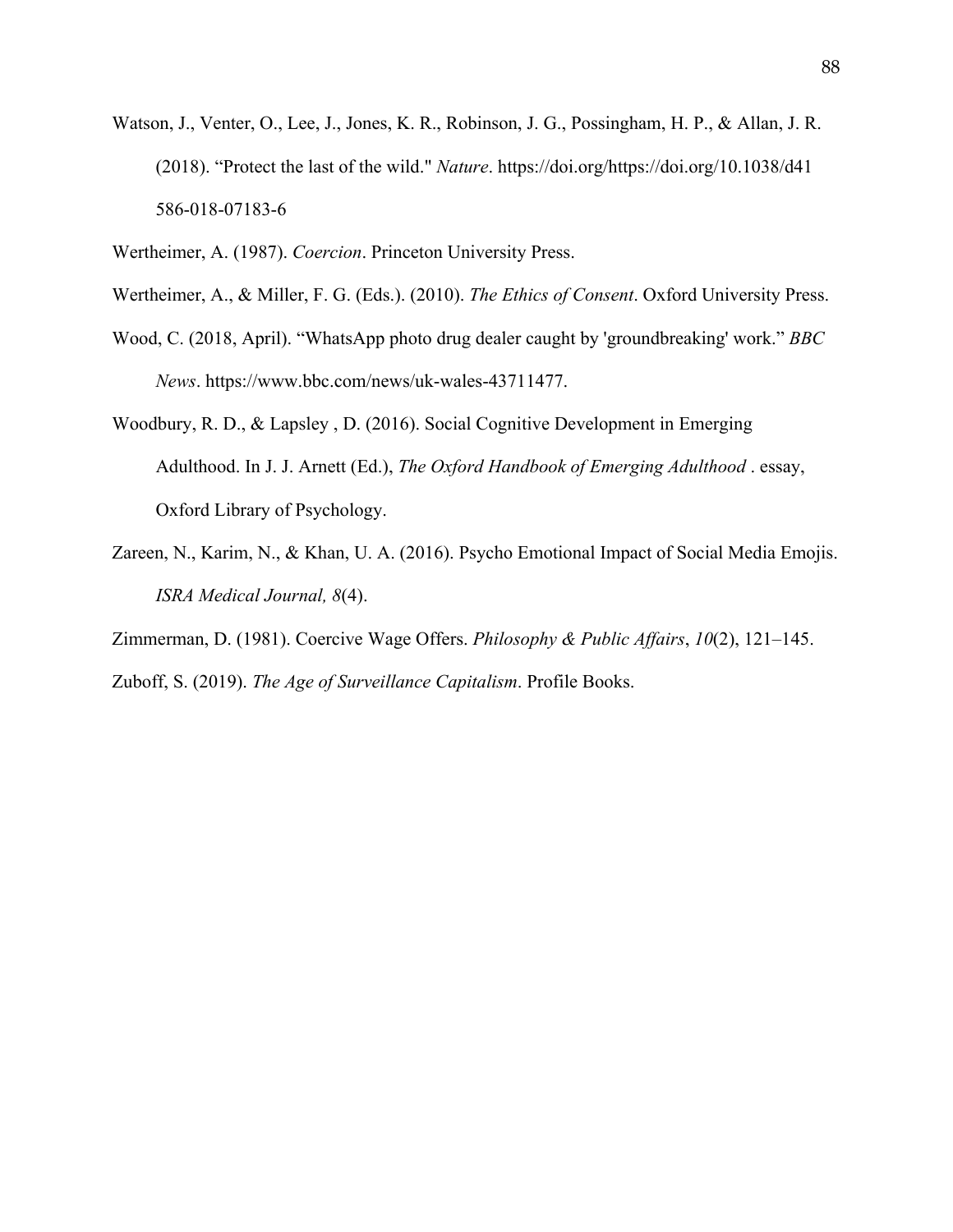Watson, J., Venter, O., Lee, J., Jones, K. R., Robinson, J. G., Possingham, H. P., & Allan, J. R. (2018). "Protect the last of the wild." *Nature*. https://doi.org/https://doi.org/10.1038/d41586-018-07183-6

Wertheimer, A. (1987). *Coercion*. Princeton University Press.

Wertheimer, A., & Miller, F. G. (Eds.). (2010). *The Ethics of Consent*. Oxford University Press.

Wood, C. (2018, April). "WhatsApp photo drug dealer caught by 'groundbreaking' work." *BBC News*. https://www.bbc.com/news/uk-wales-43711477.

Woodbury, R. D., & Lapsley , D. (2016). Social Cognitive Development in Emerging Adulthood. In J. J. Arnett (Ed.), *The Oxford Handbook of Emerging Adulthood* . essay, Oxford Library of Psychology.

Zareen, N., Karim, N., & Khan, U. A. (2016). Psycho Emotional Impact of Social Media Emojis. *ISRA Medical Journal, 8*(4).

Zimmerman, D. (1981). Coercive Wage Offers. *Philosophy & Public Affairs*, *10*(2), 121–145.

Zuboff, S. (2019). *The Age of Surveillance Capitalism*. Profile Books.